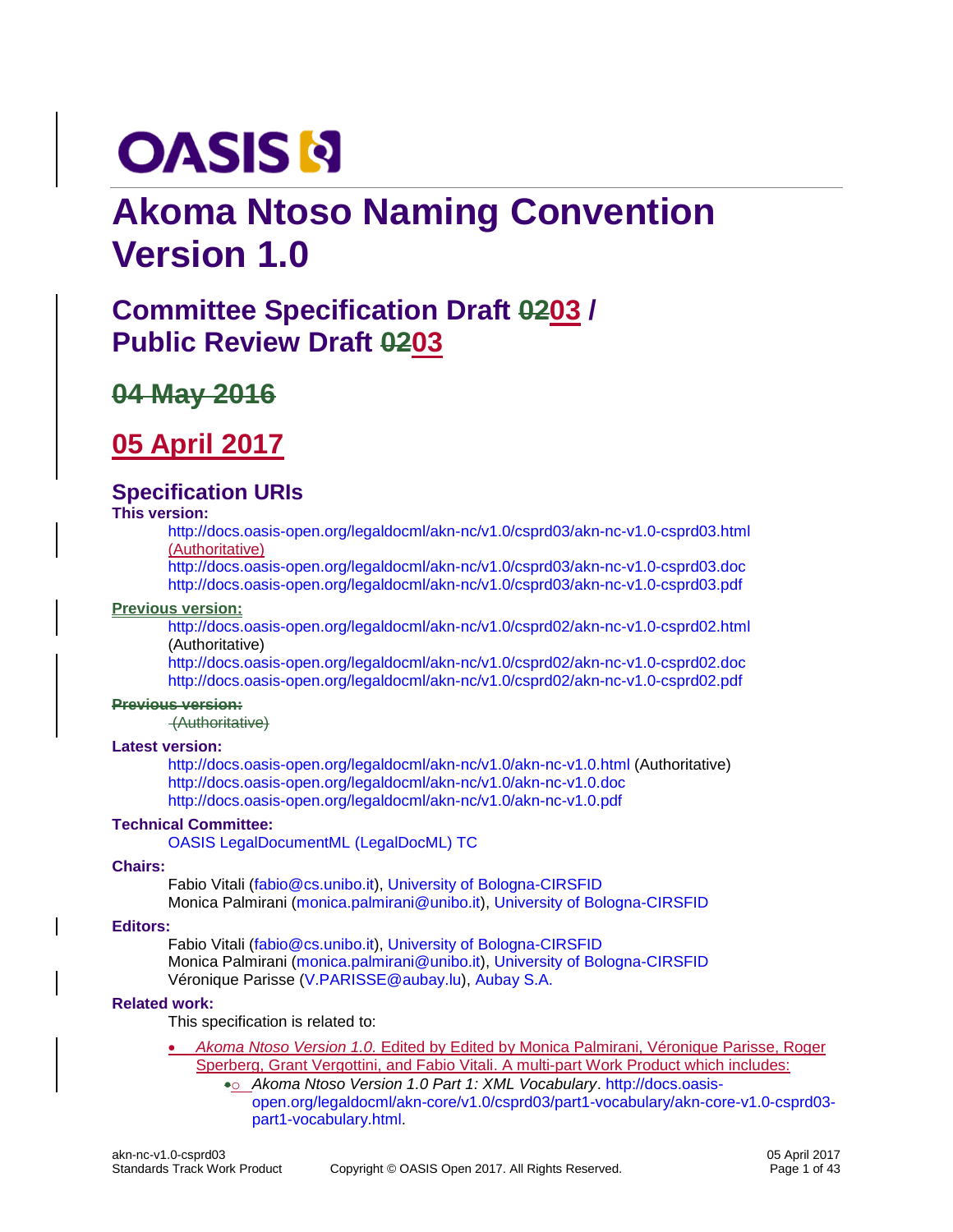OASIS

# Akoma Ntoso Naming Convention Version 1.0

## Committee Specification Draft 0203 / Public Review Draft 0203

## 04 May 2016

## 05 April 2017

### Specification URIs

**This version:**

http://docs.oasis-open.org/legaldocml/akn-nc/v1.0/csprd03/akn-nc-v1.0-csprd03.html (Authoritative)
http://docs.oasis-open.org/legaldocml/akn-nc/v1.0/csprd03/akn-nc-v1.0-csprd03.doc
http://docs.oasis-open.org/legaldocml/akn-nc/v1.0/csprd03/akn-nc-v1.0-csprd03.pdf

**Previous version:**

http://docs.oasis-open.org/legaldocml/akn-nc/v1.0/csprd02/akn-nc-v1.0-csprd02.html (Authoritative)
http://docs.oasis-open.org/legaldocml/akn-nc/v1.0/csprd02/akn-nc-v1.0-csprd02.doc
http://docs.oasis-open.org/legaldocml/akn-nc/v1.0/csprd02/akn-nc-v1.0-csprd02.pdf

~~**Previous version:**~~

~~(Authoritative)~~

**Latest version:**

http://docs.oasis-open.org/legaldocml/akn-nc/v1.0/akn-nc-v1.0.html (Authoritative)
http://docs.oasis-open.org/legaldocml/akn-nc/v1.0/akn-nc-v1.0.doc
http://docs.oasis-open.org/legaldocml/akn-nc/v1.0/akn-nc-v1.0.pdf

**Technical Committee:**

OASIS LegalDocumentML (LegalDocML) TC

**Chairs:**

Fabio Vitali (fabio@cs.unibo.it), University of Bologna-CIRSFID
Monica Palmirani (monica.palmirani@unibo.it), University of Bologna-CIRSFID

**Editors:**

Fabio Vitali (fabio@cs.unibo.it), University of Bologna-CIRSFID
Monica Palmirani (monica.palmirani@unibo.it), University of Bologna-CIRSFID
Véronique Parisse (V.PARISSE@aubay.lu), Aubay S.A.

**Related work:**

This specification is related to:

- *Akoma Ntoso Version 1.0.* Edited by Edited by Monica Palmirani, Véronique Parisse, Roger Sperberg, Grant Vergottini, and Fabio Vitali. A multi-part Work Product which includes:
  - *Akoma Ntoso Version 1.0 Part 1: XML Vocabulary*. http://docs.oasis-open.org/legaldocml/akn-core/v1.0/csprd03/part1-vocabulary/akn-core-v1.0-csprd03-part1-vocabulary.html.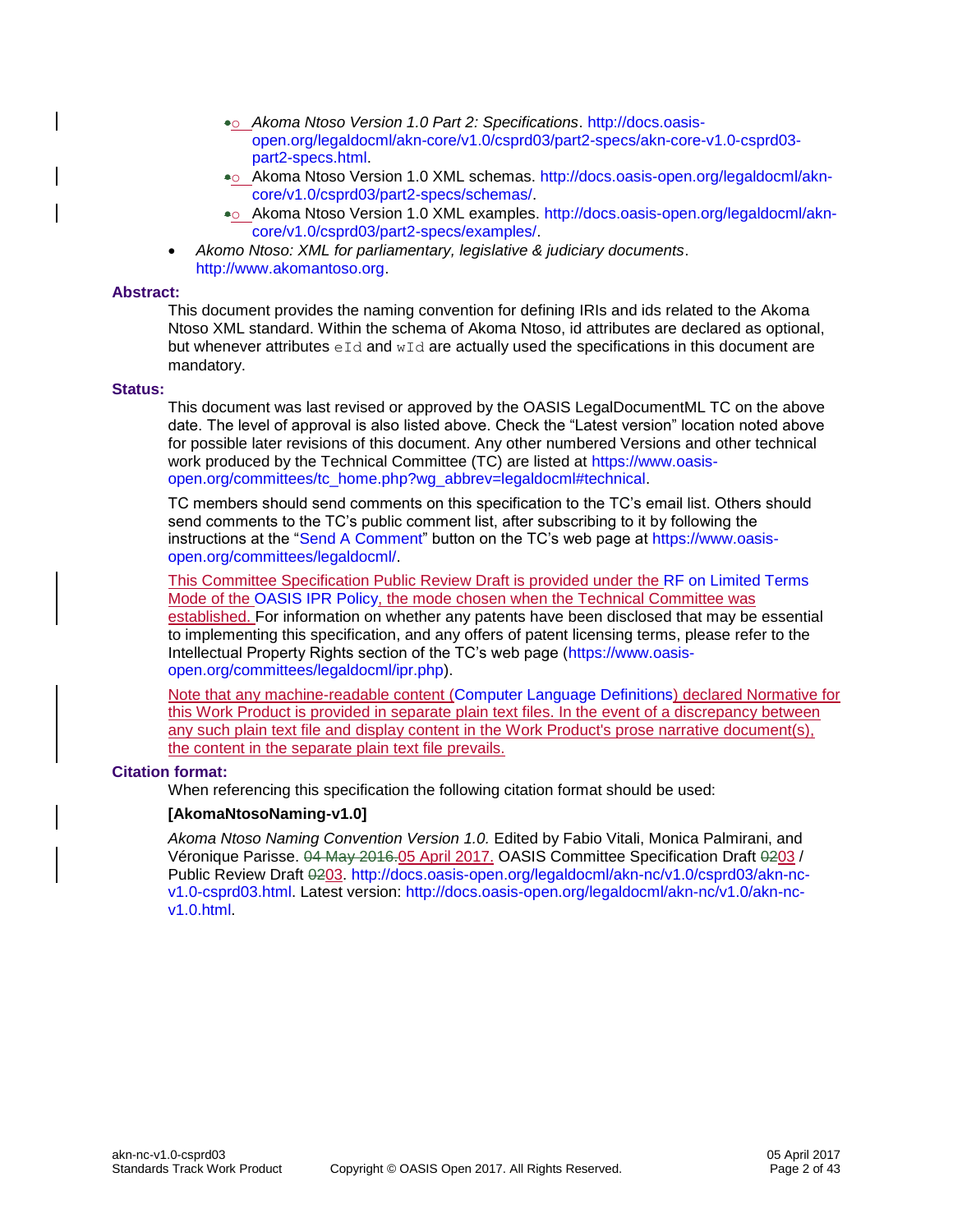- *Akoma Ntoso Version 1.0 Part 2: Specifications*. http://docs.oasis-open.org/legaldocml/akn-core/v1.0/csprd03/part2-specs/akn-core-v1.0-csprd03-part2-specs.html.
   - Akoma Ntoso Version 1.0 XML schemas. http://docs.oasis-open.org/legaldocml/akn-core/v1.0/csprd03/part2-specs/schemas/.
   - Akoma Ntoso Version 1.0 XML examples. http://docs.oasis-open.org/legaldocml/akn-core/v1.0/csprd03/part2-specs/examples/.
- *Akomo Ntoso: XML for parliamentary, legislative & judiciary documents*. http://www.akomantoso.org.

**Abstract:**

This document provides the naming convention for defining IRIs and ids related to the Akoma Ntoso XML standard. Within the schema of Akoma Ntoso, id attributes are declared as optional, but whenever attributes `eId` and `wId` are actually used the specifications in this document are mandatory.

**Status:**

This document was last revised or approved by the OASIS LegalDocumentML TC on the above date. The level of approval is also listed above. Check the "Latest version" location noted above for possible later revisions of this document. Any other numbered Versions and other technical work produced by the Technical Committee (TC) are listed at https://www.oasis-open.org/committees/tc_home.php?wg_abbrev=legaldocml#technical.

TC members should send comments on this specification to the TC's email list. Others should send comments to the TC's public comment list, after subscribing to it by following the instructions at the "Send A Comment" button on the TC's web page at https://www.oasis-open.org/committees/legaldocml/.

This Committee Specification Public Review Draft is provided under the RF on Limited Terms Mode of the OASIS IPR Policy, the mode chosen when the Technical Committee was established. For information on whether any patents have been disclosed that may be essential to implementing this specification, and any offers of patent licensing terms, please refer to the Intellectual Property Rights section of the TC's web page (https://www.oasis-open.org/committees/legaldocml/ipr.php).

Note that any machine-readable content (Computer Language Definitions) declared Normative for this Work Product is provided in separate plain text files. In the event of a discrepancy between any such plain text file and display content in the Work Product's prose narrative document(s), the content in the separate plain text file prevails.

**Citation format:**

When referencing this specification the following citation format should be used:

**[AkomaNtosoNaming-v1.0]**

*Akoma Ntoso Naming Convention Version 1.0.* Edited by Fabio Vitali, Monica Palmirani, and Véronique Parisse. ~~04 May 2016.~~05 April 2017. OASIS Committee Specification Draft ~~02~~03 / Public Review Draft ~~02~~03. http://docs.oasis-open.org/legaldocml/akn-nc/v1.0/csprd03/akn-nc-v1.0-csprd03.html. Latest version: http://docs.oasis-open.org/legaldocml/akn-nc/v1.0/akn-nc-v1.0.html.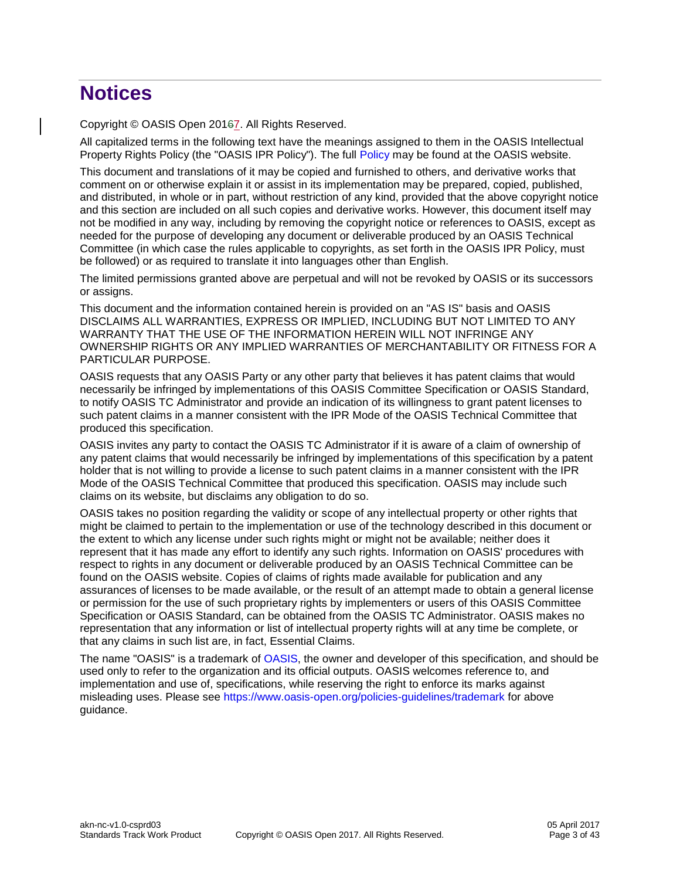# Notices

Copyright © OASIS Open 201~~6~~7. All Rights Reserved.

All capitalized terms in the following text have the meanings assigned to them in the OASIS Intellectual Property Rights Policy (the "OASIS IPR Policy"). The full Policy may be found at the OASIS website.

This document and translations of it may be copied and furnished to others, and derivative works that comment on or otherwise explain it or assist in its implementation may be prepared, copied, published, and distributed, in whole or in part, without restriction of any kind, provided that the above copyright notice and this section are included on all such copies and derivative works. However, this document itself may not be modified in any way, including by removing the copyright notice or references to OASIS, except as needed for the purpose of developing any document or deliverable produced by an OASIS Technical Committee (in which case the rules applicable to copyrights, as set forth in the OASIS IPR Policy, must be followed) or as required to translate it into languages other than English.

The limited permissions granted above are perpetual and will not be revoked by OASIS or its successors or assigns.

This document and the information contained herein is provided on an "AS IS" basis and OASIS DISCLAIMS ALL WARRANTIES, EXPRESS OR IMPLIED, INCLUDING BUT NOT LIMITED TO ANY WARRANTY THAT THE USE OF THE INFORMATION HEREIN WILL NOT INFRINGE ANY OWNERSHIP RIGHTS OR ANY IMPLIED WARRANTIES OF MERCHANTABILITY OR FITNESS FOR A PARTICULAR PURPOSE.

OASIS requests that any OASIS Party or any other party that believes it has patent claims that would necessarily be infringed by implementations of this OASIS Committee Specification or OASIS Standard, to notify OASIS TC Administrator and provide an indication of its willingness to grant patent licenses to such patent claims in a manner consistent with the IPR Mode of the OASIS Technical Committee that produced this specification.

OASIS invites any party to contact the OASIS TC Administrator if it is aware of a claim of ownership of any patent claims that would necessarily be infringed by implementations of this specification by a patent holder that is not willing to provide a license to such patent claims in a manner consistent with the IPR Mode of the OASIS Technical Committee that produced this specification. OASIS may include such claims on its website, but disclaims any obligation to do so.

OASIS takes no position regarding the validity or scope of any intellectual property or other rights that might be claimed to pertain to the implementation or use of the technology described in this document or the extent to which any license under such rights might or might not be available; neither does it represent that it has made any effort to identify any such rights. Information on OASIS' procedures with respect to rights in any document or deliverable produced by an OASIS Technical Committee can be found on the OASIS website. Copies of claims of rights made available for publication and any assurances of licenses to be made available, or the result of an attempt made to obtain a general license or permission for the use of such proprietary rights by implementers or users of this OASIS Committee Specification or OASIS Standard, can be obtained from the OASIS TC Administrator. OASIS makes no representation that any information or list of intellectual property rights will at any time be complete, or that any claims in such list are, in fact, Essential Claims.

The name "OASIS" is a trademark of OASIS, the owner and developer of this specification, and should be used only to refer to the organization and its official outputs. OASIS welcomes reference to, and implementation and use of, specifications, while reserving the right to enforce its marks against misleading uses. Please see https://www.oasis-open.org/policies-guidelines/trademark for above guidance.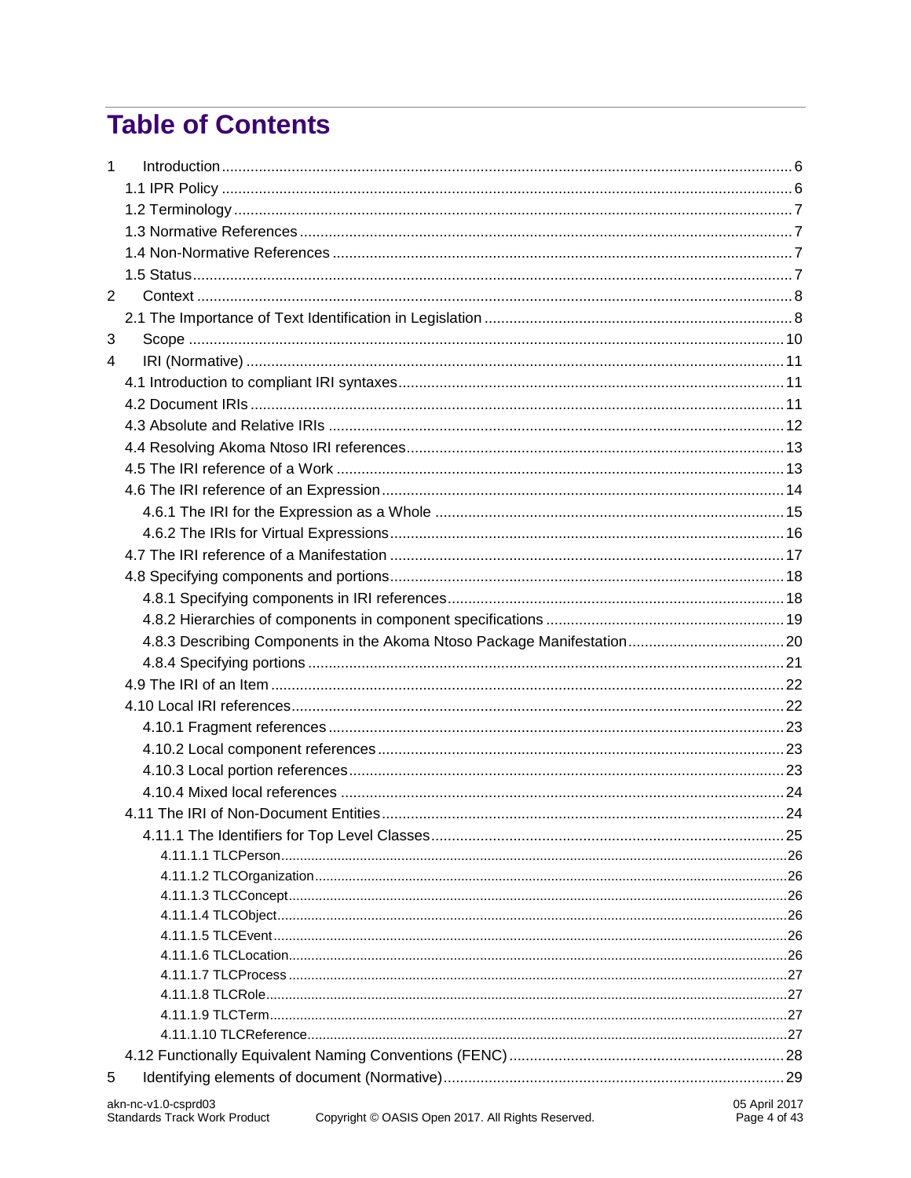# Table of Contents

1 Introduction ..... 6
- 1.1 IPR Policy ..... 6
- 1.2 Terminology ..... 7
- 1.3 Normative References ..... 7
- 1.4 Non-Normative References ..... 7
- 1.5 Status ..... 7

2 Context ..... 8
- 2.1 The Importance of Text Identification in Legislation ..... 8

3 Scope ..... 10

4 IRI (Normative) ..... 11
- 4.1 Introduction to compliant IRI syntaxes ..... 11
- 4.2 Document IRIs ..... 11
- 4.3 Absolute and Relative IRIs ..... 12
- 4.4 Resolving Akoma Ntoso IRI references ..... 13
- 4.5 The IRI reference of a Work ..... 13
- 4.6 The IRI reference of an Expression ..... 14
  - 4.6.1 The IRI for the Expression as a Whole ..... 15
  - 4.6.2 The IRIs for Virtual Expressions ..... 16
- 4.7 The IRI reference of a Manifestation ..... 17
- 4.8 Specifying components and portions ..... 18
  - 4.8.1 Specifying components in IRI references ..... 18
  - 4.8.2 Hierarchies of components in component specifications ..... 19
  - 4.8.3 Describing Components in the Akoma Ntoso Package Manifestation ..... 20
  - 4.8.4 Specifying portions ..... 21
- 4.9 The IRI of an Item ..... 22
- 4.10 Local IRI references ..... 22
  - 4.10.1 Fragment references ..... 23
  - 4.10.2 Local component references ..... 23
  - 4.10.3 Local portion references ..... 23
  - 4.10.4 Mixed local references ..... 24
- 4.11 The IRI of Non-Document Entities ..... 24
  - 4.11.1 The Identifiers for Top Level Classes ..... 25
    - 4.11.1.1 TLCPerson ..... 26
    - 4.11.1.2 TLCOrganization ..... 26
    - 4.11.1.3 TLCConcept ..... 26
    - 4.11.1.4 TLCObject ..... 26
    - 4.11.1.5 TLCEvent ..... 26
    - 4.11.1.6 TLCLocation ..... 26
    - 4.11.1.7 TLCProcess ..... 27
    - 4.11.1.8 TLCRole ..... 27
    - 4.11.1.9 TLCTerm ..... 27
    - 4.11.1.10 TLCReference ..... 27
- 4.12 Functionally Equivalent Naming Conventions (FENC) ..... 28

5 Identifying elements of document (Normative) ..... 29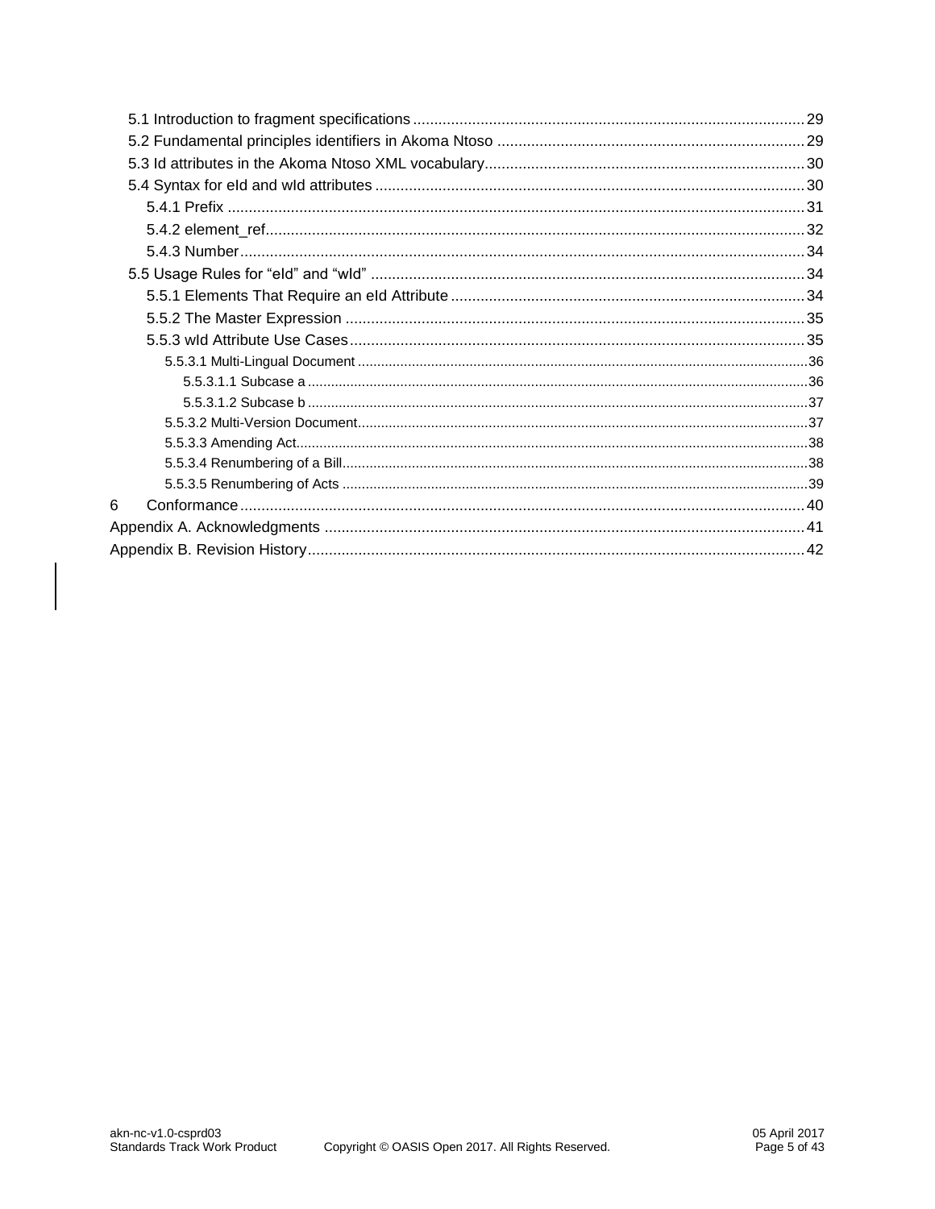- 5.1 Introduction to fragment specifications ... 29
- 5.2 Fundamental principles identifiers in Akoma Ntoso ... 29
- 5.3 Id attributes in the Akoma Ntoso XML vocabulary ... 30
- 5.4 Syntax for eId and wId attributes ... 30
  - 5.4.1 Prefix ... 31
  - 5.4.2 element_ref ... 32
  - 5.4.3 Number ... 34
- 5.5 Usage Rules for “eId” and “wId” ... 34
  - 5.5.1 Elements That Require an eId Attribute ... 34
  - 5.5.2 The Master Expression ... 35
  - 5.5.3 wId Attribute Use Cases ... 35
    - 5.5.3.1 Multi-Lingual Document ... 36
      - 5.5.3.1.1 Subcase a ... 36
      - 5.5.3.1.2 Subcase b ... 37
    - 5.5.3.2 Multi-Version Document ... 37
    - 5.5.3.3 Amending Act ... 38
    - 5.5.3.4 Renumbering of a Bill ... 38
    - 5.5.3.5 Renumbering of Acts ... 39

6 Conformance ... 40

Appendix A. Acknowledgments ... 41

Appendix B. Revision History ... 42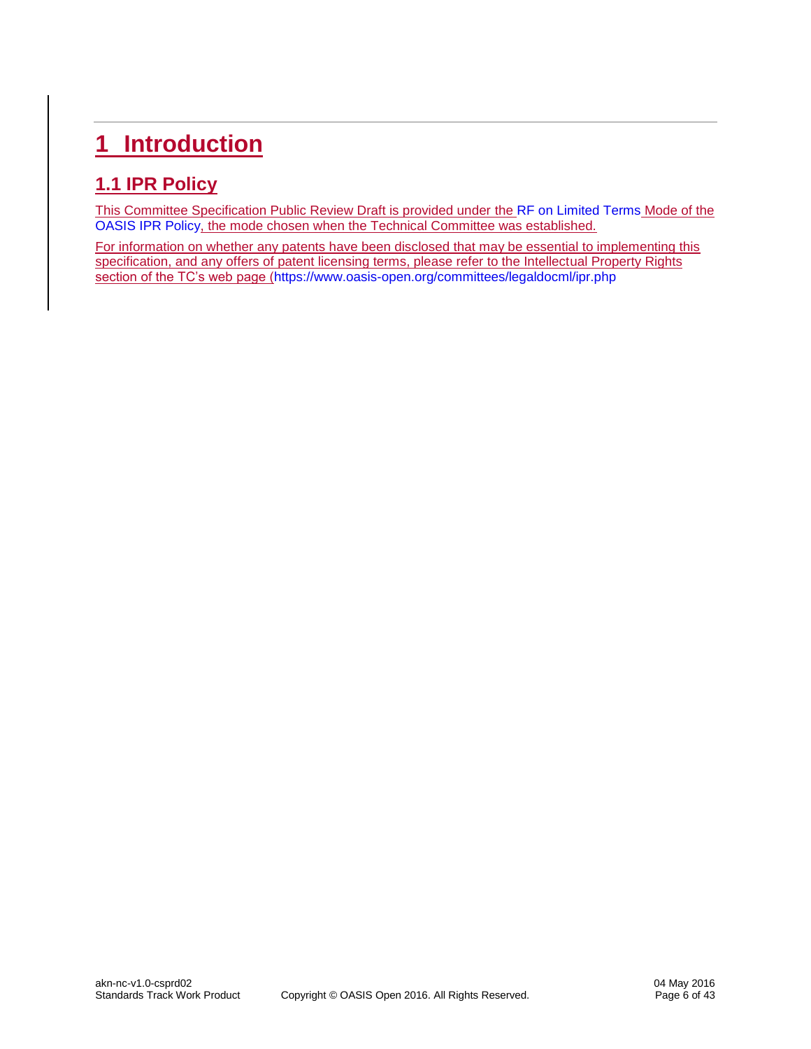# 1 Introduction

## 1.1 IPR Policy

This Committee Specification Public Review Draft is provided under the RF on Limited Terms Mode of the OASIS IPR Policy, the mode chosen when the Technical Committee was established.

For information on whether any patents have been disclosed that may be essential to implementing this specification, and any offers of patent licensing terms, please refer to the Intellectual Property Rights section of the TC's web page (https://www.oasis-open.org/committees/legaldocml/ipr.php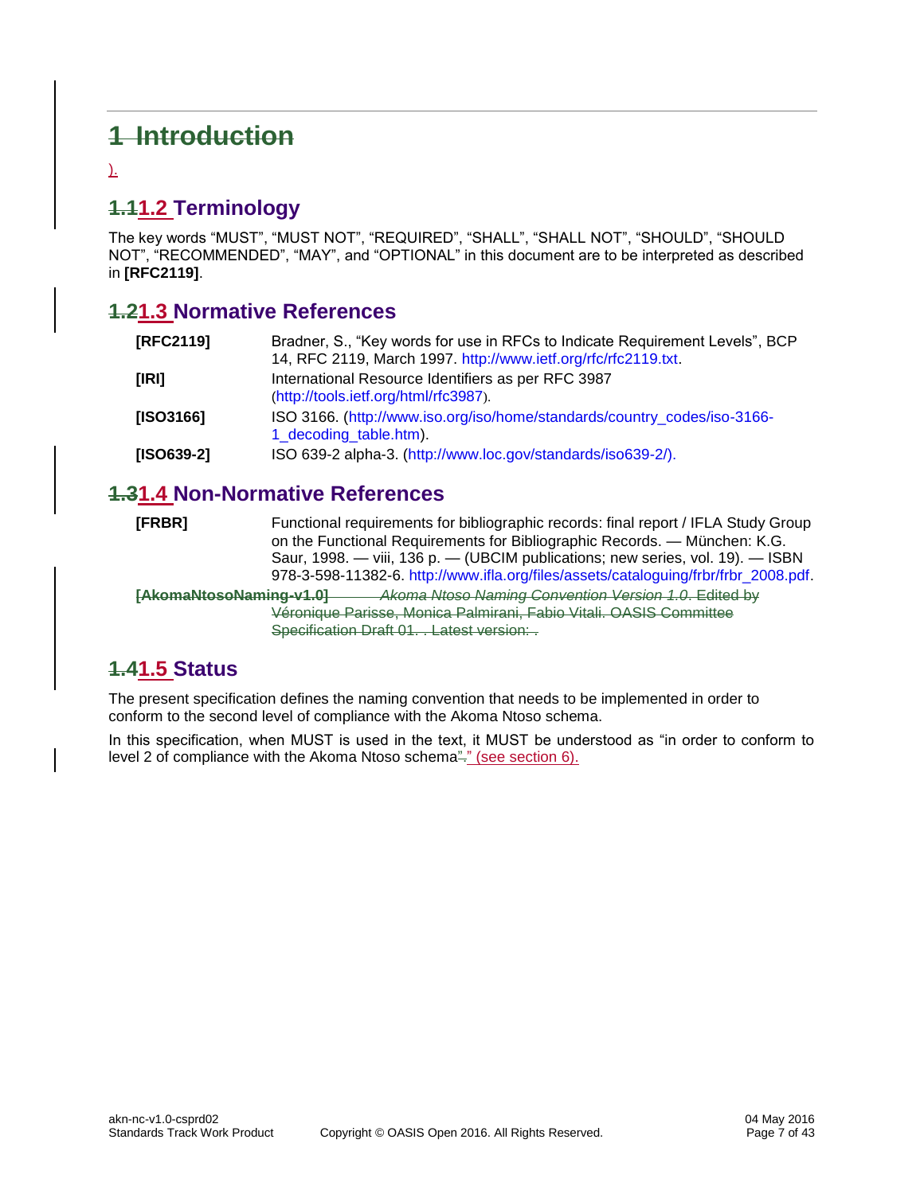# 1 Introduction

).

## 1.11.2 Terminology

The key words “MUST”, “MUST NOT”, “REQUIRED”, “SHALL”, “SHALL NOT”, “SHOULD”, “SHOULD NOT”, “RECOMMENDED”, “MAY”, and “OPTIONAL” in this document are to be interpreted as described in **[RFC2119]**.

## 1.21.3 Normative References

| | |
|---|---|
| **[RFC2119]** | Bradner, S., “Key words for use in RFCs to Indicate Requirement Levels”, BCP 14, RFC 2119, March 1997. http://www.ietf.org/rfc/rfc2119.txt. |
| **[IRI]** | International Resource Identifiers as per RFC 3987 (http://tools.ietf.org/html/rfc3987). |
| **[ISO3166]** | ISO 3166. (http://www.iso.org/iso/home/standards/country_codes/iso-3166-1_decoding_table.htm). |
| **[ISO639-2]** | ISO 639-2 alpha-3. (http://www.loc.gov/standards/iso639-2/). |

## 1.31.4 Non-Normative References

| | |
|---|---|
| **[FRBR]** | Functional requirements for bibliographic records: final report / IFLA Study Group on the Functional Requirements for Bibliographic Records. — München: K.G. Saur, 1998. — viii, 136 p. — (UBCIM publications; new series, vol. 19). — ISBN 978-3-598-11382-6. http://www.ifla.org/files/assets/cataloguing/frbr/frbr_2008.pdf. |
| **[AkomaNtosoNaming-v1.0]** | *Akoma Ntoso Naming Convention Version 1.0*. Edited by Véronique Parisse, Monica Palmirani, Fabio Vitali. OASIS Committee Specification Draft 01. . Latest version: . |

## 1.41.5 Status

The present specification defines the naming convention that needs to be implemented in order to conform to the second level of compliance with the Akoma Ntoso schema.

In this specification, when MUST is used in the text, it MUST be understood as “in order to conform to level 2 of compliance with the Akoma Ntoso schema”." (see section 6).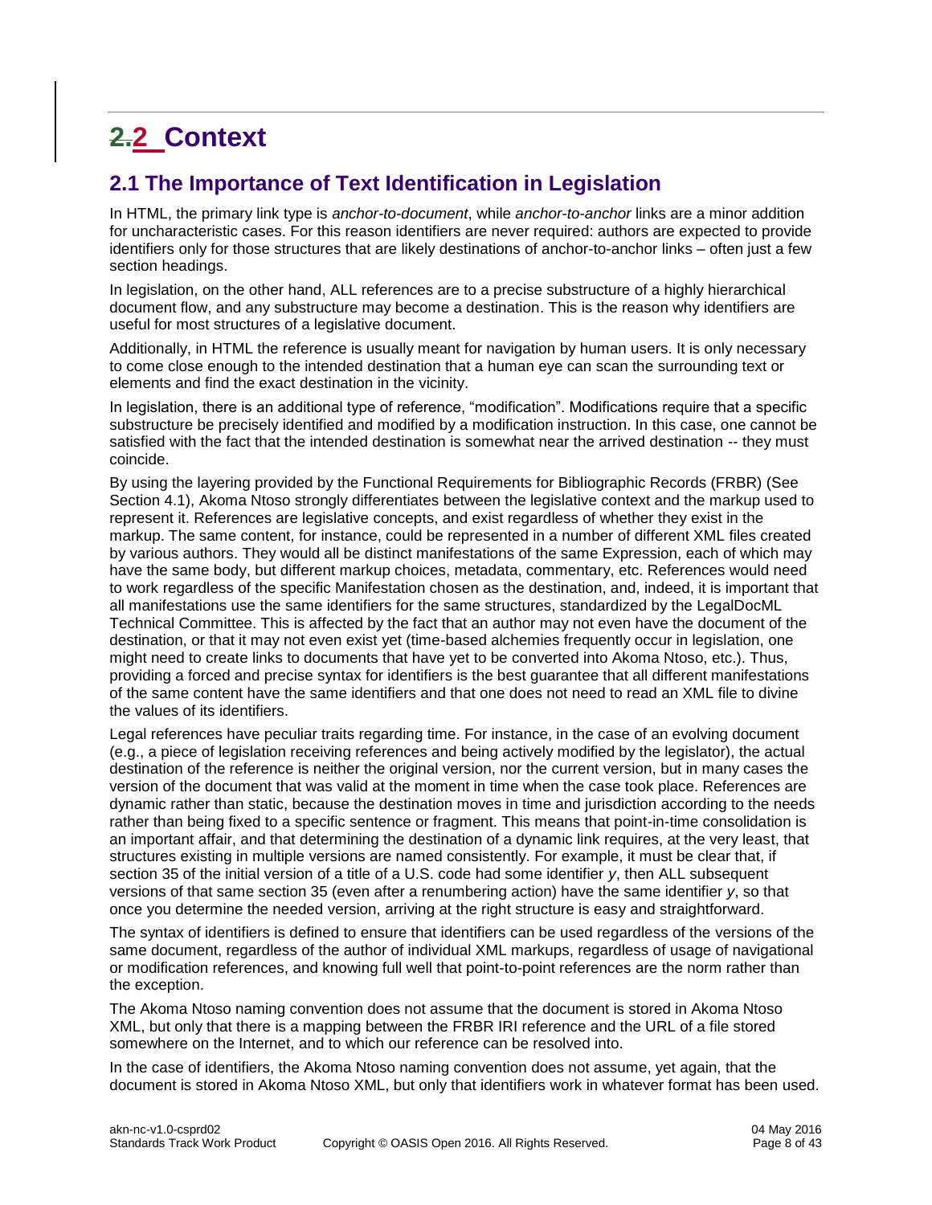# 2.2 Context

## 2.1 The Importance of Text Identification in Legislation

In HTML, the primary link type is *anchor-to-document*, while *anchor-to-anchor* links are a minor addition for uncharacteristic cases. For this reason identifiers are never required: authors are expected to provide identifiers only for those structures that are likely destinations of anchor-to-anchor links – often just a few section headings.

In legislation, on the other hand, ALL references are to a precise substructure of a highly hierarchical document flow, and any substructure may become a destination. This is the reason why identifiers are useful for most structures of a legislative document.

Additionally, in HTML the reference is usually meant for navigation by human users. It is only necessary to come close enough to the intended destination that a human eye can scan the surrounding text or elements and find the exact destination in the vicinity.

In legislation, there is an additional type of reference, "modification". Modifications require that a specific substructure be precisely identified and modified by a modification instruction. In this case, one cannot be satisfied with the fact that the intended destination is somewhat near the arrived destination -- they must coincide.

By using the layering provided by the Functional Requirements for Bibliographic Records (FRBR) (See Section 4.1), Akoma Ntoso strongly differentiates between the legislative context and the markup used to represent it. References are legislative concepts, and exist regardless of whether they exist in the markup. The same content, for instance, could be represented in a number of different XML files created by various authors. They would all be distinct manifestations of the same Expression, each of which may have the same body, but different markup choices, metadata, commentary, etc. References would need to work regardless of the specific Manifestation chosen as the destination, and, indeed, it is important that all manifestations use the same identifiers for the same structures, standardized by the LegalDocML Technical Committee. This is affected by the fact that an author may not even have the document of the destination, or that it may not even exist yet (time-based alchemies frequently occur in legislation, one might need to create links to documents that have yet to be converted into Akoma Ntoso, etc.). Thus, providing a forced and precise syntax for identifiers is the best guarantee that all different manifestations of the same content have the same identifiers and that one does not need to read an XML file to divine the values of its identifiers.

Legal references have peculiar traits regarding time. For instance, in the case of an evolving document (e.g., a piece of legislation receiving references and being actively modified by the legislator), the actual destination of the reference is neither the original version, nor the current version, but in many cases the version of the document that was valid at the moment in time when the case took place. References are dynamic rather than static, because the destination moves in time and jurisdiction according to the needs rather than being fixed to a specific sentence or fragment. This means that point-in-time consolidation is an important affair, and that determining the destination of a dynamic link requires, at the very least, that structures existing in multiple versions are named consistently. For example, it must be clear that, if section 35 of the initial version of a title of a U.S. code had some identifier *y*, then ALL subsequent versions of that same section 35 (even after a renumbering action) have the same identifier *y*, so that once you determine the needed version, arriving at the right structure is easy and straightforward.

The syntax of identifiers is defined to ensure that identifiers can be used regardless of the versions of the same document, regardless of the author of individual XML markups, regardless of usage of navigational or modification references, and knowing full well that point-to-point references are the norm rather than the exception.

The Akoma Ntoso naming convention does not assume that the document is stored in Akoma Ntoso XML, but only that there is a mapping between the FRBR IRI reference and the URL of a file stored somewhere on the Internet, and to which our reference can be resolved into.

In the case of identifiers, the Akoma Ntoso naming convention does not assume, yet again, that the document is stored in Akoma Ntoso XML, but only that identifiers work in whatever format has been used.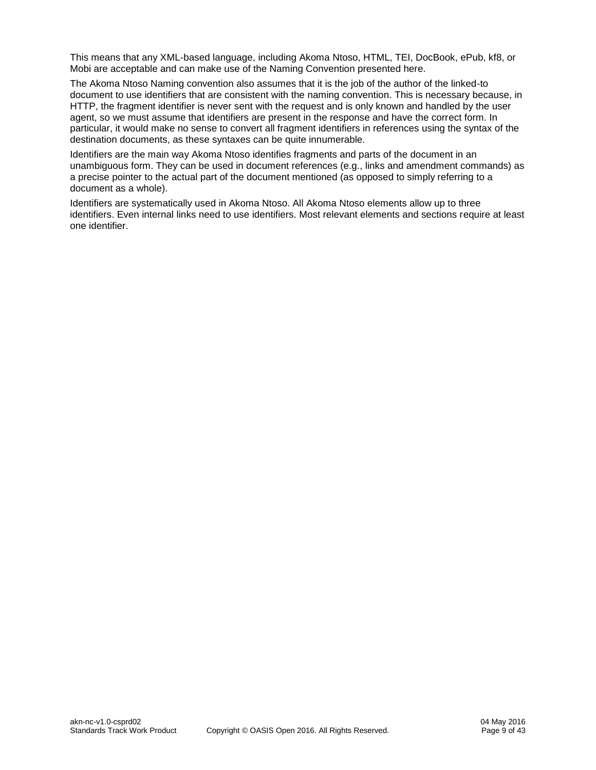This means that any XML-based language, including Akoma Ntoso, HTML, TEI, DocBook, ePub, kf8, or Mobi are acceptable and can make use of the Naming Convention presented here.

The Akoma Ntoso Naming convention also assumes that it is the job of the author of the linked-to document to use identifiers that are consistent with the naming convention. This is necessary because, in HTTP, the fragment identifier is never sent with the request and is only known and handled by the user agent, so we must assume that identifiers are present in the response and have the correct form. In particular, it would make no sense to convert all fragment identifiers in references using the syntax of the destination documents, as these syntaxes can be quite innumerable.

Identifiers are the main way Akoma Ntoso identifies fragments and parts of the document in an unambiguous form. They can be used in document references (e.g., links and amendment commands) as a precise pointer to the actual part of the document mentioned (as opposed to simply referring to a document as a whole).

Identifiers are systematically used in Akoma Ntoso. All Akoma Ntoso elements allow up to three identifiers. Even internal links need to use identifiers. Most relevant elements and sections require at least one identifier.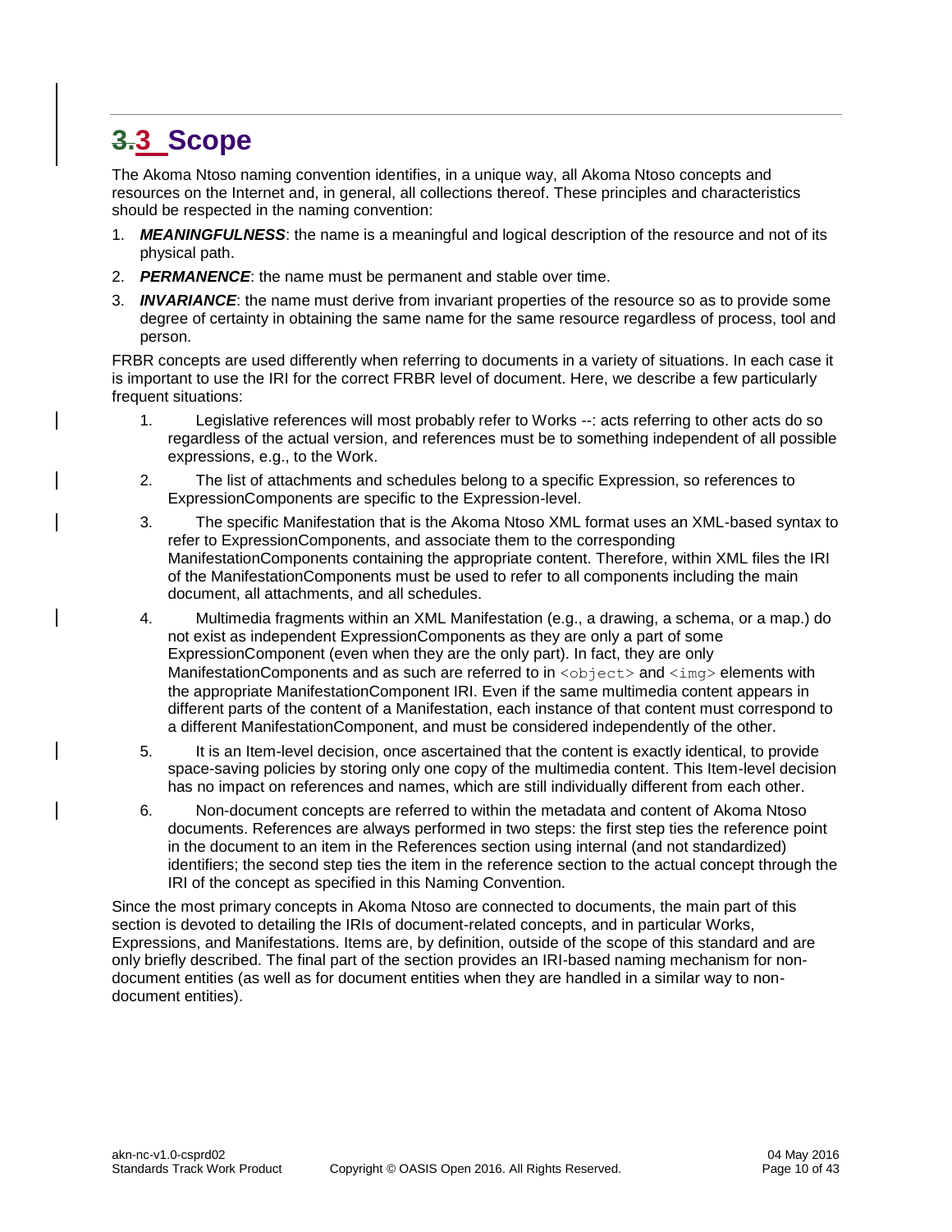# 3 Scope

The Akoma Ntoso naming convention identifies, in a unique way, all Akoma Ntoso concepts and resources on the Internet and, in general, all collections thereof. These principles and characteristics should be respected in the naming convention:

1. ***MEANINGFULNESS***: the name is a meaningful and logical description of the resource and not of its physical path.
2. ***PERMANENCE***: the name must be permanent and stable over time.
3. ***INVARIANCE***: the name must derive from invariant properties of the resource so as to provide some degree of certainty in obtaining the same name for the same resource regardless of process, tool and person.

FRBR concepts are used differently when referring to documents in a variety of situations. In each case it is important to use the IRI for the correct FRBR level of document. Here, we describe a few particularly frequent situations:

1. Legislative references will most probably refer to Works --: acts referring to other acts do so regardless of the actual version, and references must be to something independent of all possible expressions, e.g., to the Work.
2. The list of attachments and schedules belong to a specific Expression, so references to ExpressionComponents are specific to the Expression-level.
3. The specific Manifestation that is the Akoma Ntoso XML format uses an XML-based syntax to refer to ExpressionComponents, and associate them to the corresponding ManifestationComponents containing the appropriate content. Therefore, within XML files the IRI of the ManifestationComponents must be used to refer to all components including the main document, all attachments, and all schedules.
4. Multimedia fragments within an XML Manifestation (e.g., a drawing, a schema, or a map.) do not exist as independent ExpressionComponents as they are only a part of some ExpressionComponent (even when they are the only part). In fact, they are only ManifestationComponents and as such are referred to in `<object>` and `<img>` elements with the appropriate ManifestationComponent IRI. Even if the same multimedia content appears in different parts of the content of a Manifestation, each instance of that content must correspond to a different ManifestationComponent, and must be considered independently of the other.
5. It is an Item-level decision, once ascertained that the content is exactly identical, to provide space-saving policies by storing only one copy of the multimedia content. This Item-level decision has no impact on references and names, which are still individually different from each other.
6. Non-document concepts are referred to within the metadata and content of Akoma Ntoso documents. References are always performed in two steps: the first step ties the reference point in the document to an item in the References section using internal (and not standardized) identifiers; the second step ties the item in the reference section to the actual concept through the IRI of the concept as specified in this Naming Convention.

Since the most primary concepts in Akoma Ntoso are connected to documents, the main part of this section is devoted to detailing the IRIs of document-related concepts, and in particular Works, Expressions, and Manifestations. Items are, by definition, outside of the scope of this standard and are only briefly described. The final part of the section provides an IRI-based naming mechanism for non-document entities (as well as for document entities when they are handled in a similar way to non-document entities).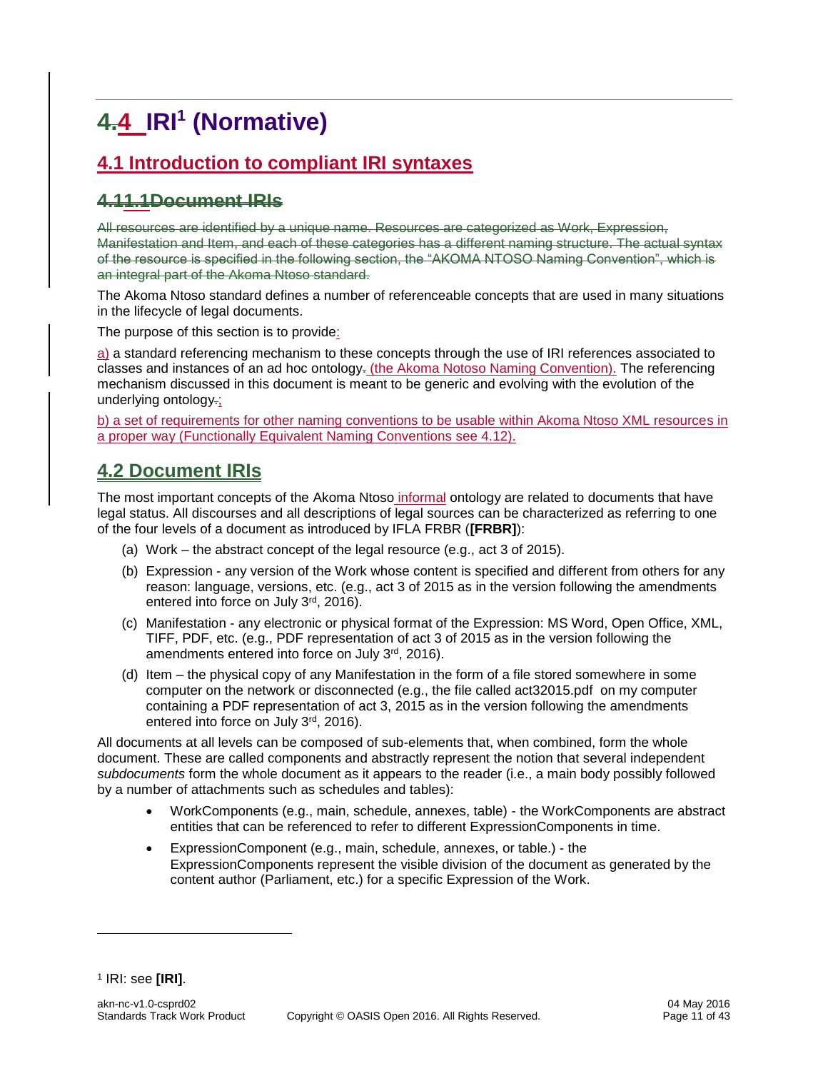# 4.4 IRI[1] (Normative)

## 4.1 Introduction to compliant IRI syntaxes

### 4.11.1Document IRIs

All resources are identified by a unique name. Resources are categorized as Work, Expression, Manifestation and Item, and each of these categories has a different naming structure. The actual syntax of the resource is specified in the following section, the "AKOMA NTOSO Naming Convention", which is an integral part of the Akoma Ntoso standard.

The Akoma Ntoso standard defines a number of referenceable concepts that are used in many situations in the lifecycle of legal documents.

The purpose of this section is to provide:

a) a standard referencing mechanism to these concepts through the use of IRI references associated to classes and instances of an ad hoc ontology. (the Akoma Notoso Naming Convention). The referencing mechanism discussed in this document is meant to be generic and evolving with the evolution of the underlying ontology.;

b) a set of requirements for other naming conventions to be usable within Akoma Ntoso XML resources in a proper way (Functionally Equivalent Naming Conventions see 4.12).

## 4.2 Document IRIs

The most important concepts of the Akoma Ntoso informal ontology are related to documents that have legal status. All discourses and all descriptions of legal sources can be characterized as referring to one of the four levels of a document as introduced by IFLA FRBR (**[FRBR]**):

(a) Work – the abstract concept of the legal resource (e.g., act 3 of 2015).

(b) Expression - any version of the Work whose content is specified and different from others for any reason: language, versions, etc. (e.g., act 3 of 2015 as in the version following the amendments entered into force on July 3rd, 2016).

(c) Manifestation - any electronic or physical format of the Expression: MS Word, Open Office, XML, TIFF, PDF, etc. (e.g., PDF representation of act 3 of 2015 as in the version following the amendments entered into force on July 3rd, 2016).

(d) Item – the physical copy of any Manifestation in the form of a file stored somewhere in some computer on the network or disconnected (e.g., the file called act32015.pdf on my computer containing a PDF representation of act 3, 2015 as in the version following the amendments entered into force on July 3rd, 2016).

All documents at all levels can be composed of sub-elements that, when combined, form the whole document. These are called components and abstractly represent the notion that several independent *subdocuments* form the whole document as it appears to the reader (i.e., a main body possibly followed by a number of attachments such as schedules and tables):

- WorkComponents (e.g., main, schedule, annexes, table) - the WorkComponents are abstract entities that can be referenced to refer to different ExpressionComponents in time.
- ExpressionComponent (e.g., main, schedule, annexes, or table.) - the ExpressionComponents represent the visible division of the document as generated by the content author (Parliament, etc.) for a specific Expression of the Work.

[1] IRI: see **[IRI]**.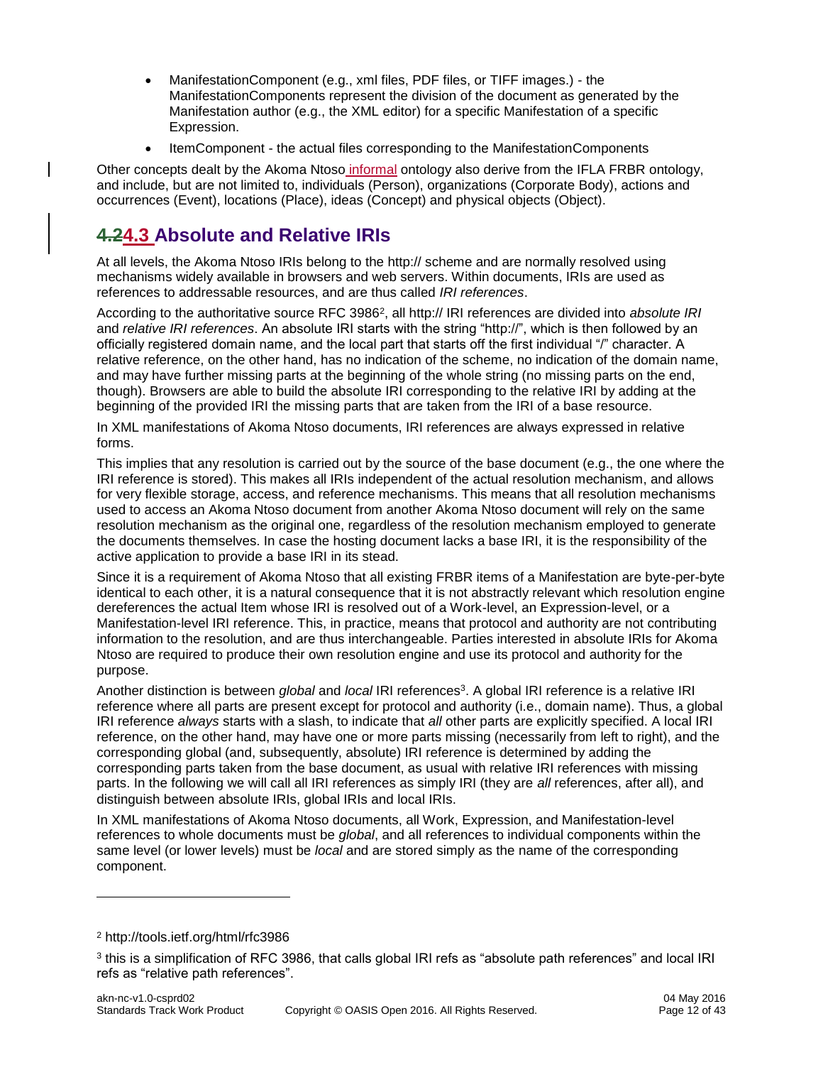- ManifestationComponent (e.g., xml files, PDF files, or TIFF images.) - the ManifestationComponents represent the division of the document as generated by the Manifestation author (e.g., the XML editor) for a specific Manifestation of a specific Expression.
- ItemComponent - the actual files corresponding to the ManifestationComponents

Other concepts dealt by the Akoma Ntoso informal ontology also derive from the IFLA FRBR ontology, and include, but are not limited to, individuals (Person), organizations (Corporate Body), actions and occurrences (Event), locations (Place), ideas (Concept) and physical objects (Object).

## ~~4.2~~4.3 Absolute and Relative IRIs

At all levels, the Akoma Ntoso IRIs belong to the http:// scheme and are normally resolved using mechanisms widely available in browsers and web servers. Within documents, IRIs are used as references to addressable resources, and are thus called *IRI references*.

According to the authoritative source RFC 3986[2], all http:// IRI references are divided into *absolute IRI* and *relative IRI references*. An absolute IRI starts with the string "http://", which is then followed by an officially registered domain name, and the local part that starts off the first individual "/" character. A relative reference, on the other hand, has no indication of the scheme, no indication of the domain name, and may have further missing parts at the beginning of the whole string (no missing parts on the end, though). Browsers are able to build the absolute IRI corresponding to the relative IRI by adding at the beginning of the provided IRI the missing parts that are taken from the IRI of a base resource.

In XML manifestations of Akoma Ntoso documents, IRI references are always expressed in relative forms.

This implies that any resolution is carried out by the source of the base document (e.g., the one where the IRI reference is stored). This makes all IRIs independent of the actual resolution mechanism, and allows for very flexible storage, access, and reference mechanisms. This means that all resolution mechanisms used to access an Akoma Ntoso document from another Akoma Ntoso document will rely on the same resolution mechanism as the original one, regardless of the resolution mechanism employed to generate the documents themselves. In case the hosting document lacks a base IRI, it is the responsibility of the active application to provide a base IRI in its stead.

Since it is a requirement of Akoma Ntoso that all existing FRBR items of a Manifestation are byte-per-byte identical to each other, it is a natural consequence that it is not abstractly relevant which resolution engine dereferences the actual Item whose IRI is resolved out of a Work-level, an Expression-level, or a Manifestation-level IRI reference. This, in practice, means that protocol and authority are not contributing information to the resolution, and are thus interchangeable. Parties interested in absolute IRIs for Akoma Ntoso are required to produce their own resolution engine and use its protocol and authority for the purpose.

Another distinction is between *global* and *local* IRI references[3]. A global IRI reference is a relative IRI reference where all parts are present except for protocol and authority (i.e., domain name). Thus, a global IRI reference *always* starts with a slash, to indicate that *all* other parts are explicitly specified. A local IRI reference, on the other hand, may have one or more parts missing (necessarily from left to right), and the corresponding global (and, subsequently, absolute) IRI reference is determined by adding the corresponding parts taken from the base document, as usual with relative IRI references with missing parts. In the following we will call all IRI references as simply IRI (they are *all* references, after all), and distinguish between absolute IRIs, global IRIs and local IRIs.

In XML manifestations of Akoma Ntoso documents, all Work, Expression, and Manifestation-level references to whole documents must be *global*, and all references to individual components within the same level (or lower levels) must be *local* and are stored simply as the name of the corresponding component.

---

[2] http://tools.ietf.org/html/rfc3986

[3] this is a simplification of RFC 3986, that calls global IRI refs as "absolute path references" and local IRI refs as "relative path references".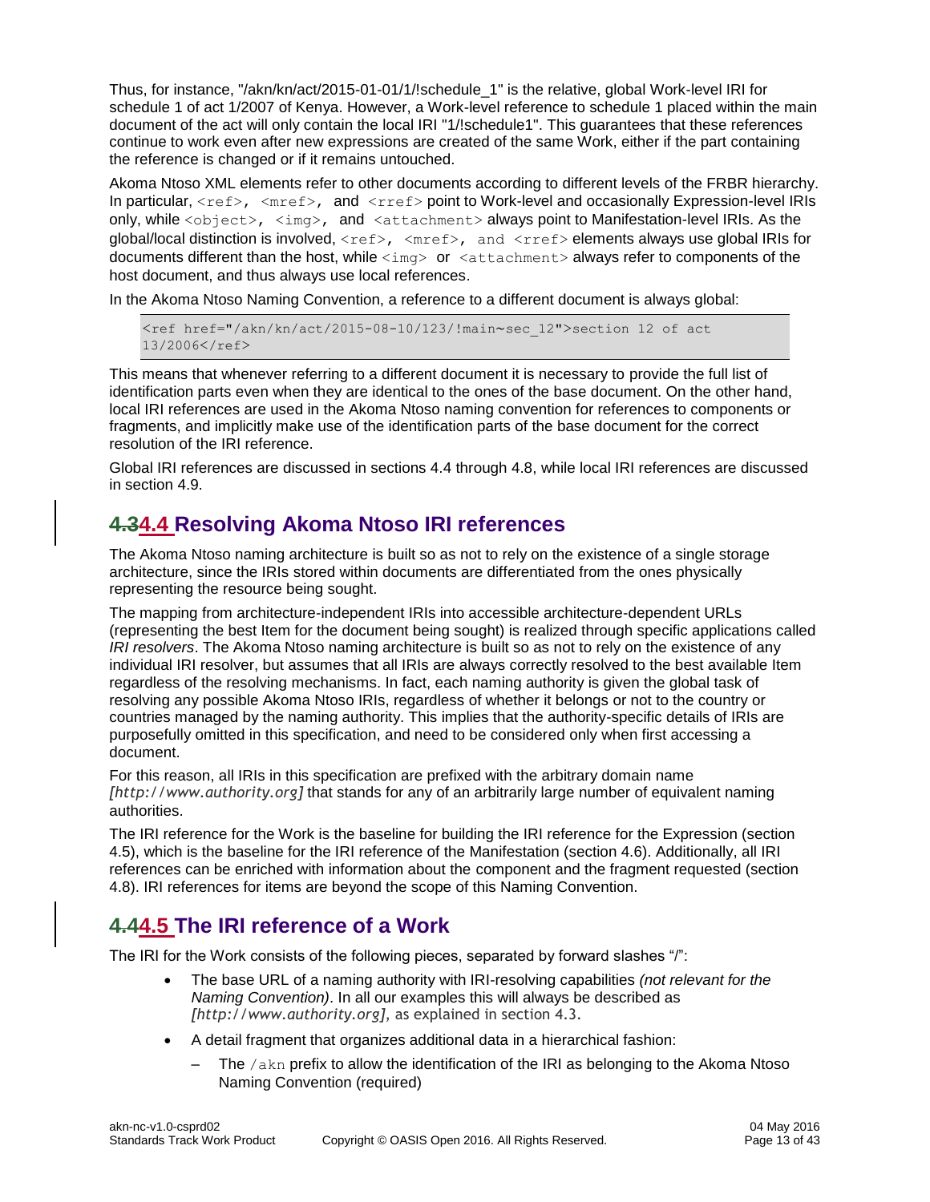Thus, for instance, "/akn/kn/act/2015-01-01/1/!schedule_1" is the relative, global Work-level IRI for schedule 1 of act 1/2007 of Kenya. However, a Work-level reference to schedule 1 placed within the main document of the act will only contain the local IRI "1/!schedule1". This guarantees that these references continue to work even after new expressions are created of the same Work, either if the part containing the reference is changed or if it remains untouched.

Akoma Ntoso XML elements refer to other documents according to different levels of the FRBR hierarchy. In particular, `<ref>`, `<mref>`, and `<rref>` point to Work-level and occasionally Expression-level IRIs only, while `<object>`, `<img>`, and `<attachment>` always point to Manifestation-level IRIs. As the global/local distinction is involved, `<ref>`, `<mref>`, and `<rref>` elements always use global IRIs for documents different than the host, while `<img>` or `<attachment>` always refer to components of the host document, and thus always use local references.

In the Akoma Ntoso Naming Convention, a reference to a different document is always global:

```
<ref href="/akn/kn/act/2015-08-10/123/!main~sec_12">section 12 of act
13/2006</ref>
```

This means that whenever referring to a different document it is necessary to provide the full list of identification parts even when they are identical to the ones of the base document. On the other hand, local IRI references are used in the Akoma Ntoso naming convention for references to components or fragments, and implicitly make use of the identification parts of the base document for the correct resolution of the IRI reference.

Global IRI references are discussed in sections 4.4 through 4.8, while local IRI references are discussed in section 4.9.

## ~~4.3~~4.4 Resolving Akoma Ntoso IRI references

The Akoma Ntoso naming architecture is built so as not to rely on the existence of a single storage architecture, since the IRIs stored within documents are differentiated from the ones physically representing the resource being sought.

The mapping from architecture-independent IRIs into accessible architecture-dependent URLs (representing the best Item for the document being sought) is realized through specific applications called *IRI resolvers*. The Akoma Ntoso naming architecture is built so as not to rely on the existence of any individual IRI resolver, but assumes that all IRIs are always correctly resolved to the best available Item regardless of the resolving mechanisms. In fact, each naming authority is given the global task of resolving any possible Akoma Ntoso IRIs, regardless of whether it belongs or not to the country or countries managed by the naming authority. This implies that the authority-specific details of IRIs are purposefully omitted in this specification, and need to be considered only when first accessing a document.

For this reason, all IRIs in this specification are prefixed with the arbitrary domain name *[http://www.authority.org]* that stands for any of an arbitrarily large number of equivalent naming authorities.

The IRI reference for the Work is the baseline for building the IRI reference for the Expression (section 4.5), which is the baseline for the IRI reference of the Manifestation (section 4.6). Additionally, all IRI references can be enriched with information about the component and the fragment requested (section 4.8). IRI references for items are beyond the scope of this Naming Convention.

## ~~4.4~~4.5 The IRI reference of a Work

The IRI for the Work consists of the following pieces, separated by forward slashes "/":

- The base URL of a naming authority with IRI-resolving capabilities *(not relevant for the Naming Convention)*. In all our examples this will always be described as *[http://www.authority.org]*, as explained in section 4.3.
- A detail fragment that organizes additional data in a hierarchical fashion:
  - The `/akn` prefix to allow the identification of the IRI as belonging to the Akoma Ntoso Naming Convention (required)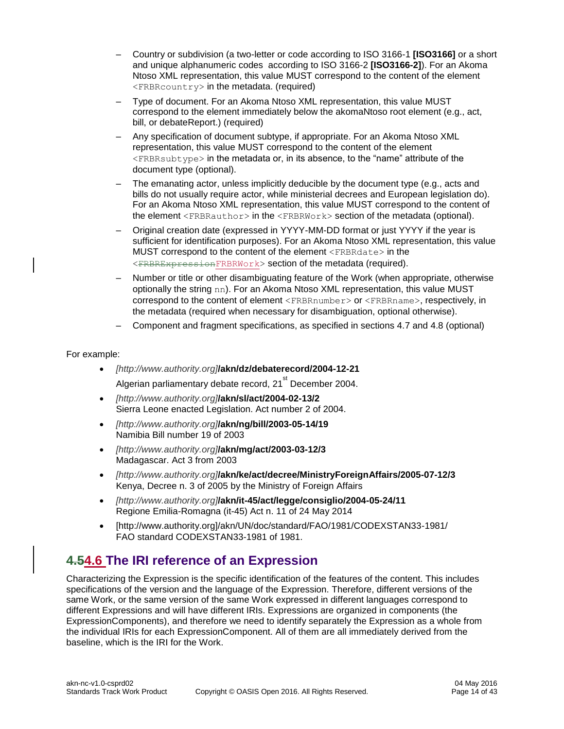– Country or subdivision (a two-letter or code according to ISO 3166-1 **[ISO3166]** or a short and unique alphanumeric codes according to ISO 3166-2 **[ISO3166-2]**). For an Akoma Ntoso XML representation, this value MUST correspond to the content of the element `<FRBRcountry>` in the metadata. (required)

– Type of document. For an Akoma Ntoso XML representation, this value MUST correspond to the element immediately below the akomaNtoso root element (e.g., act, bill, or debateReport.) (required)

– Any specification of document subtype, if appropriate. For an Akoma Ntoso XML representation, this value MUST correspond to the content of the element `<FRBRsubtype>` in the metadata or, in its absence, to the "name" attribute of the document type (optional).

– The emanating actor, unless implicitly deducible by the document type (e.g., acts and bills do not usually require actor, while ministerial decrees and European legislation do). For an Akoma Ntoso XML representation, this value MUST correspond to the content of the element `<FRBRauthor>` in the `<FRBRWork>` section of the metadata (optional).

– Original creation date (expressed in YYYY-MM-DD format or just YYYY if the year is sufficient for identification purposes). For an Akoma Ntoso XML representation, this value MUST correspond to the content of the element `<FRBRdate>` in the `<~~FRBRExpression~~FRBRWork>` section of the metadata (required).

– Number or title or other disambiguating feature of the Work (when appropriate, otherwise optionally the string `nn`). For an Akoma Ntoso XML representation, this value MUST correspond to the content of element `<FRBRnumber>` or `<FRBRname>`, respectively, in the metadata (required when necessary for disambiguation, optional otherwise).

– Component and fragment specifications, as specified in sections 4.7 and 4.8 (optional)

For example:

- *[http://www.authority.org]***/akn/dz/debaterecord/2004-12-21**
  Algerian parliamentary debate record, 21st December 2004.
- *[http://www.authority.org]***/akn/sl/act/2004-02-13/2**
  Sierra Leone enacted Legislation. Act number 2 of 2004.
- *[http://www.authority.org]***/akn/ng/bill/2003-05-14/19**
  Namibia Bill number 19 of 2003
- *[http://www.authority.org]***/akn/mg/act/2003-03-12/3**
  Madagascar. Act 3 from 2003
- *[http://www.authority.org]***/akn/ke/act/decree/MinistryForeignAffairs/2005-07-12/3**
  Kenya, Decree n. 3 of 2005 by the Ministry of Foreign Affairs
- *[http://www.authority.org]***/akn/it-45/act/legge/consiglio/2004-05-24/11**
  Regione Emilia-Romagna (it-45) Act n. 11 of 24 May 2014
- [http://www.authority.org]/akn/UN/doc/standard/FAO/1981/CODEXSTAN33-1981/
  FAO standard CODEXSTAN33-1981 of 1981.

## ~~4.5~~4.6 The IRI reference of an Expression

Characterizing the Expression is the specific identification of the features of the content. This includes specifications of the version and the language of the Expression. Therefore, different versions of the same Work, or the same version of the same Work expressed in different languages correspond to different Expressions and will have different IRIs. Expressions are organized in components (the ExpressionComponents), and therefore we need to identify separately the Expression as a whole from the individual IRIs for each ExpressionComponent. All of them are all immediately derived from the baseline, which is the IRI for the Work.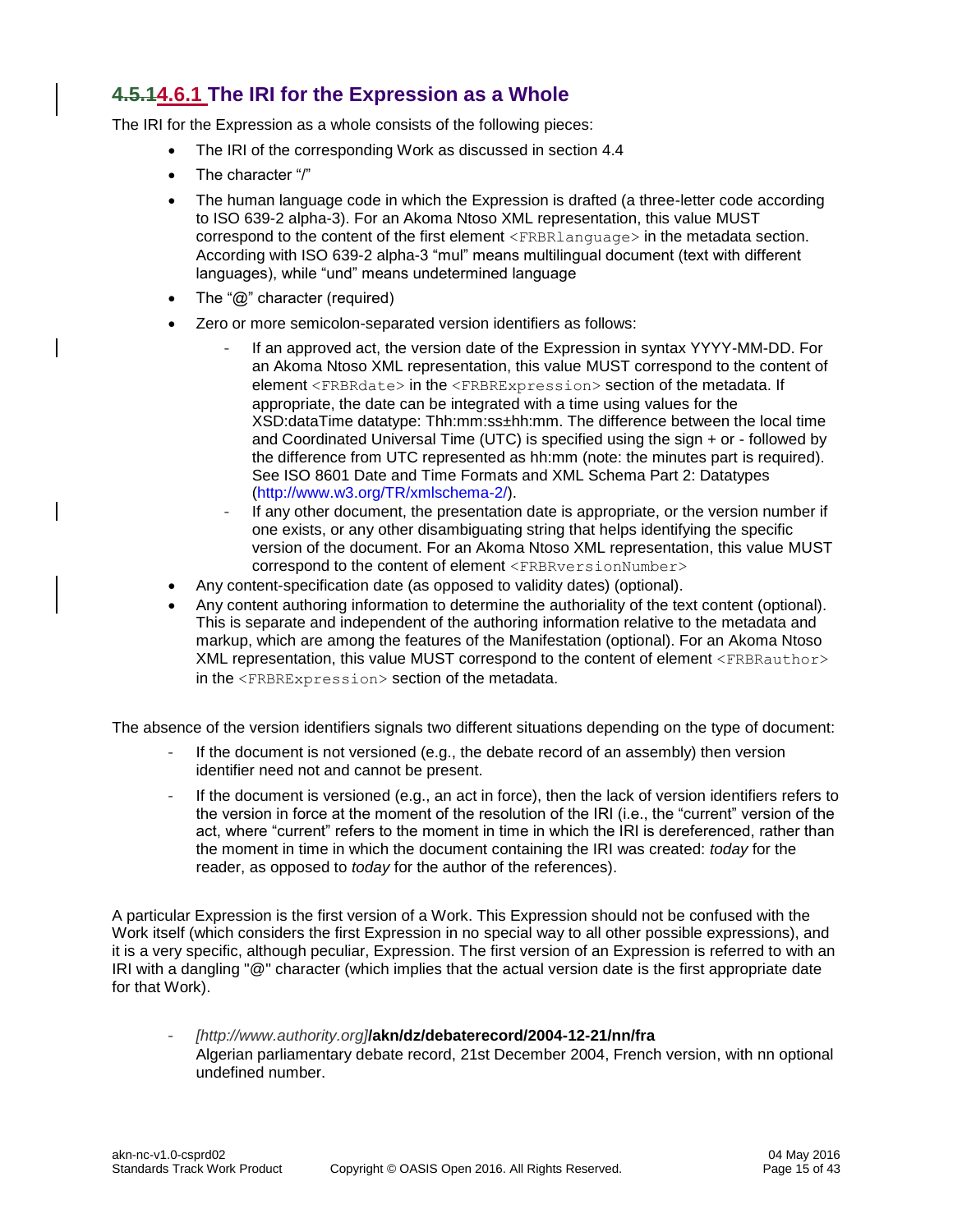### ~~4.5.1~~4.6.1 The IRI for the Expression as a Whole

The IRI for the Expression as a whole consists of the following pieces:

- The IRI of the corresponding Work as discussed in section 4.4
- The character "/"
- The human language code in which the Expression is drafted (a three-letter code according to ISO 639-2 alpha-3). For an Akoma Ntoso XML representation, this value MUST correspond to the content of the first element `<FRBRlanguage>` in the metadata section. According with ISO 639-2 alpha-3 "mul" means multilingual document (text with different languages), while "und" means undetermined language
- The "@" character (required)
- Zero or more semicolon-separated version identifiers as follows:
  - If an approved act, the version date of the Expression in syntax YYYY-MM-DD. For an Akoma Ntoso XML representation, this value MUST correspond to the content of element `<FRBRdate>` in the `<FRBRExpression>` section of the metadata. If appropriate, the date can be integrated with a time using values for the XSD:dataTime datatype: Thh:mm:ss±hh:mm. The difference between the local time and Coordinated Universal Time (UTC) is specified using the sign + or - followed by the difference from UTC represented as hh:mm (note: the minutes part is required). See ISO 8601 Date and Time Formats and XML Schema Part 2: Datatypes (http://www.w3.org/TR/xmlschema-2/).
  - If any other document, the presentation date is appropriate, or the version number if one exists, or any other disambiguating string that helps identifying the specific version of the document. For an Akoma Ntoso XML representation, this value MUST correspond to the content of element `<FRBRversionNumber>`
- Any content-specification date (as opposed to validity dates) (optional).
- Any content authoring information to determine the authoriality of the text content (optional). This is separate and independent of the authoring information relative to the metadata and markup, which are among the features of the Manifestation (optional). For an Akoma Ntoso XML representation, this value MUST correspond to the content of element `<FRBRauthor>` in the `<FRBRExpression>` section of the metadata.

The absence of the version identifiers signals two different situations depending on the type of document:

- If the document is not versioned (e.g., the debate record of an assembly) then version identifier need not and cannot be present.
- If the document is versioned (e.g., an act in force), then the lack of version identifiers refers to the version in force at the moment of the resolution of the IRI (i.e., the "current" version of the act, where "current" refers to the moment in time in which the IRI is dereferenced, rather than the moment in time in which the document containing the IRI was created: *today* for the reader, as opposed to *today* for the author of the references).

A particular Expression is the first version of a Work. This Expression should not be confused with the Work itself (which considers the first Expression in no special way to all other possible expressions), and it is a very specific, although peculiar, Expression. The first version of an Expression is referred to with an IRI with a dangling "@" character (which implies that the actual version date is the first appropriate date for that Work).

- *[http://www.authority.org]***/akn/dz/debaterecord/2004-12-21/nn/fra**
  Algerian parliamentary debate record, 21st December 2004, French version, with nn optional undefined number.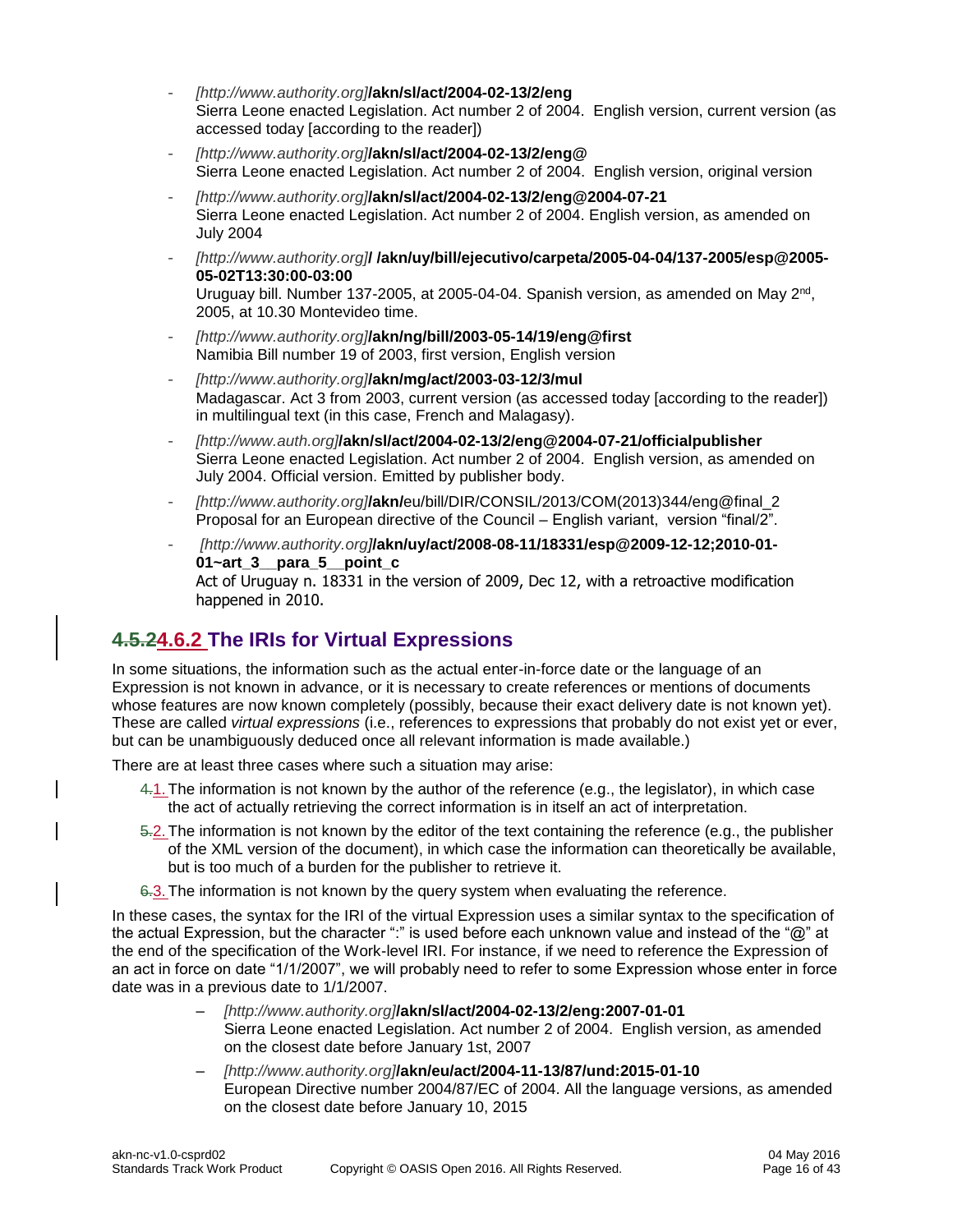- *[http://www.authority.org]***/akn/sl/act/2004-02-13/2/eng**
  Sierra Leone enacted Legislation. Act number 2 of 2004. English version, current version (as accessed today [according to the reader])
- *[http://www.authority.org]***/akn/sl/act/2004-02-13/2/eng@**
  Sierra Leone enacted Legislation. Act number 2 of 2004. English version, original version
- *[http://www.authority.org]***/akn/sl/act/2004-02-13/2/eng@2004-07-21**
  Sierra Leone enacted Legislation. Act number 2 of 2004. English version, as amended on July 2004
- *[http://www.authority.org]***/ /akn/uy/bill/ejecutivo/carpeta/2005-04-04/137-2005/esp@2005-05-02T13:30:00-03:00**
  Uruguay bill. Number 137-2005, at 2005-04-04. Spanish version, as amended on May 2nd, 2005, at 10.30 Montevideo time.
- *[http://www.authority.org]***/akn/ng/bill/2003-05-14/19/eng@first**
  Namibia Bill number 19 of 2003, first version, English version
- *[http://www.authority.org]***/akn/mg/act/2003-03-12/3/mul**
  Madagascar. Act 3 from 2003, current version (as accessed today [according to the reader]) in multilingual text (in this case, French and Malagasy).
- *[http://www.auth.org]***/akn/sl/act/2004-02-13/2/eng@2004-07-21/officialpublisher**
  Sierra Leone enacted Legislation. Act number 2 of 2004. English version, as amended on July 2004. Official version. Emitted by publisher body.
- *[http://www.authority.org]***/akn/**eu/bill/DIR/CONSIL/2013/COM(2013)344/eng@final_2
  Proposal for an European directive of the Council – English variant, version "final/2".
- *[http://www.authority.org]***/akn/uy/act/2008-08-11/18331/esp@2009-12-12;2010-01-01~art_3__para_5__point_c**
  Act of Uruguay n. 18331 in the version of 2009, Dec 12, with a retroactive modification happened in 2010.

## ~~4.5.2~~4.6.2 The IRIs for Virtual Expressions

In some situations, the information such as the actual enter-in-force date or the language of an Expression is not known in advance, or it is necessary to create references or mentions of documents whose features are now known completely (possibly, because their exact delivery date is not known yet). These are called *virtual expressions* (i.e., references to expressions that probably do not exist yet or ever, but can be unambiguously deduced once all relevant information is made available.)

There are at least three cases where such a situation may arise:

1. The information is not known by the author of the reference (e.g., the legislator), in which case the act of actually retrieving the correct information is in itself an act of interpretation.
2. The information is not known by the editor of the text containing the reference (e.g., the publisher of the XML version of the document), in which case the information can theoretically be available, but is too much of a burden for the publisher to retrieve it.
3. The information is not known by the query system when evaluating the reference.

In these cases, the syntax for the IRI of the virtual Expression uses a similar syntax to the specification of the actual Expression, but the character ":" is used before each unknown value and instead of the "@" at the end of the specification of the Work-level IRI. For instance, if we need to reference the Expression of an act in force on date "1/1/2007", we will probably need to refer to some Expression whose enter in force date was in a previous date to 1/1/2007.

– *[http://www.authority.org]***/akn/sl/act/2004-02-13/2/eng:2007-01-01**
  Sierra Leone enacted Legislation. Act number 2 of 2004. English version, as amended on the closest date before January 1st, 2007
– *[http://www.authority.org]***/akn/eu/act/2004-11-13/87/und:2015-01-10**
  European Directive number 2004/87/EC of 2004. All the language versions, as amended on the closest date before January 10, 2015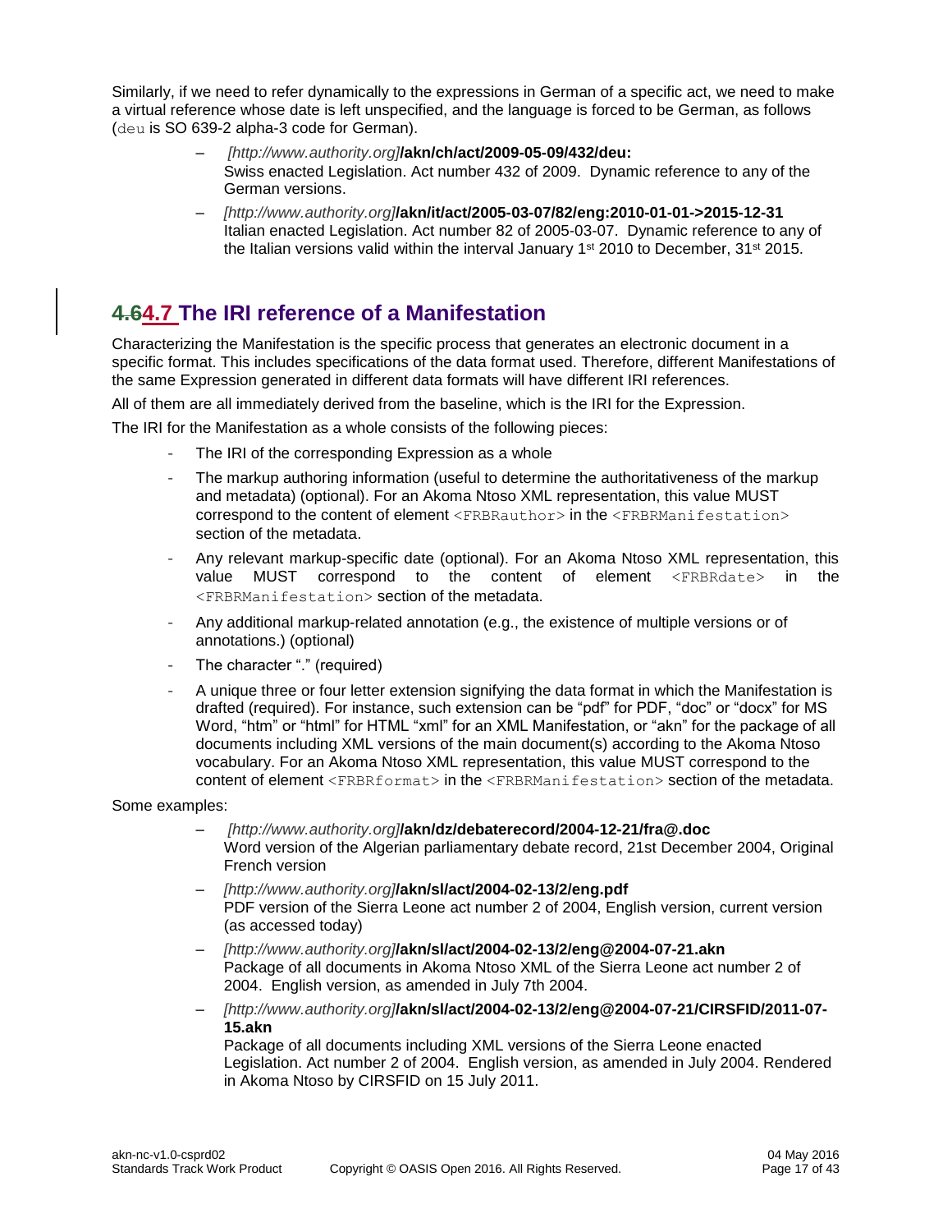Similarly, if we need to refer dynamically to the expressions in German of a specific act, we need to make a virtual reference whose date is left unspecified, and the language is forced to be German, as follows (`deu` is SO 639-2 alpha-3 code for German).

- *[http://www.authority.org]***/akn/ch/act/2009-05-09/432/deu:**
  Swiss enacted Legislation. Act number 432 of 2009. Dynamic reference to any of the German versions.
- *[http://www.authority.org]***/akn/it/act/2005-03-07/82/eng:2010-01-01->2015-12-31**
  Italian enacted Legislation. Act number 82 of 2005-03-07. Dynamic reference to any of the Italian versions valid within the interval January 1st 2010 to December, 31st 2015.

## ~~4.6~~4.7 The IRI reference of a Manifestation

Characterizing the Manifestation is the specific process that generates an electronic document in a specific format. This includes specifications of the data format used. Therefore, different Manifestations of the same Expression generated in different data formats will have different IRI references.

All of them are all immediately derived from the baseline, which is the IRI for the Expression.

The IRI for the Manifestation as a whole consists of the following pieces:

- The IRI of the corresponding Expression as a whole
- The markup authoring information (useful to determine the authoritativeness of the markup and metadata) (optional). For an Akoma Ntoso XML representation, this value MUST correspond to the content of element `<FRBRauthor>` in the `<FRBRManifestation>` section of the metadata.
- Any relevant markup-specific date (optional). For an Akoma Ntoso XML representation, this value MUST correspond to the content of element `<FRBRdate>` in the `<FRBRManifestation>` section of the metadata.
- Any additional markup-related annotation (e.g., the existence of multiple versions or of annotations.) (optional)
- The character "." (required)
- A unique three or four letter extension signifying the data format in which the Manifestation is drafted (required). For instance, such extension can be "pdf" for PDF, "doc" or "docx" for MS Word, "htm" or "html" for HTML "xml" for an XML Manifestation, or "akn" for the package of all documents including XML versions of the main document(s) according to the Akoma Ntoso vocabulary. For an Akoma Ntoso XML representation, this value MUST correspond to the content of element `<FRBRformat>` in the `<FRBRManifestation>` section of the metadata.

Some examples:

- *[http://www.authority.org]***/akn/dz/debaterecord/2004-12-21/fra@.doc**
  Word version of the Algerian parliamentary debate record, 21st December 2004, Original French version
- *[http://www.authority.org]***/akn/sl/act/2004-02-13/2/eng.pdf**
  PDF version of the Sierra Leone act number 2 of 2004, English version, current version (as accessed today)
- *[http://www.authority.org]***/akn/sl/act/2004-02-13/2/eng@2004-07-21.akn**
  Package of all documents in Akoma Ntoso XML of the Sierra Leone act number 2 of 2004. English version, as amended in July 7th 2004.
- *[http://www.authority.org]***/akn/sl/act/2004-02-13/2/eng@2004-07-21/CIRSFID/2011-07-15.akn**
  Package of all documents including XML versions of the Sierra Leone enacted Legislation. Act number 2 of 2004. English version, as amended in July 2004. Rendered in Akoma Ntoso by CIRSFID on 15 July 2011.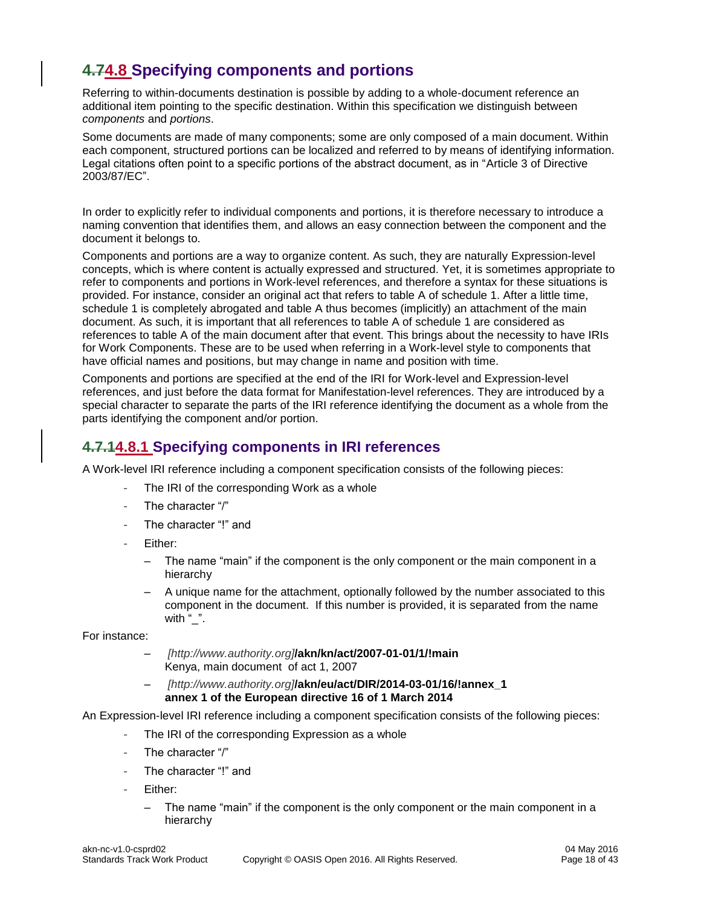## ~~4.7~~4.8 Specifying components and portions

Referring to within-documents destination is possible by adding to a whole-document reference an additional item pointing to the specific destination. Within this specification we distinguish between *components* and *portions*.

Some documents are made of many components; some are only composed of a main document. Within each component, structured portions can be localized and referred to by means of identifying information. Legal citations often point to a specific portions of the abstract document, as in "Article 3 of Directive 2003/87/EC".

In order to explicitly refer to individual components and portions, it is therefore necessary to introduce a naming convention that identifies them, and allows an easy connection between the component and the document it belongs to.

Components and portions are a way to organize content. As such, they are naturally Expression-level concepts, which is where content is actually expressed and structured. Yet, it is sometimes appropriate to refer to components and portions in Work-level references, and therefore a syntax for these situations is provided. For instance, consider an original act that refers to table A of schedule 1. After a little time, schedule 1 is completely abrogated and table A thus becomes (implicitly) an attachment of the main document. As such, it is important that all references to table A of schedule 1 are considered as references to table A of the main document after that event. This brings about the necessity to have IRIs for Work Components. These are to be used when referring in a Work-level style to components that have official names and positions, but may change in name and position with time.

Components and portions are specified at the end of the IRI for Work-level and Expression-level references, and just before the data format for Manifestation-level references. They are introduced by a special character to separate the parts of the IRI reference identifying the document as a whole from the parts identifying the component and/or portion.

### ~~4.7.1~~4.8.1 Specifying components in IRI references

A Work-level IRI reference including a component specification consists of the following pieces:

- The IRI of the corresponding Work as a whole
- The character "/"
- The character "!" and
- Either:
  - The name "main" if the component is the only component or the main component in a hierarchy
  - A unique name for the attachment, optionally followed by the number associated to this component in the document. If this number is provided, it is separated from the name with "_".

For instance:

- *[http://www.authority.org]***/akn/kn/act/2007-01-01/1/!main**
  Kenya, main document of act 1, 2007
- *[http://www.authority.org]***/akn/eu/act/DIR/2014-03-01/16/!annex_1**
  **annex 1 of the European directive 16 of 1 March 2014**

An Expression-level IRI reference including a component specification consists of the following pieces:

- The IRI of the corresponding Expression as a whole
- The character "/"
- The character "!" and
- Either:
  - The name "main" if the component is the only component or the main component in a hierarchy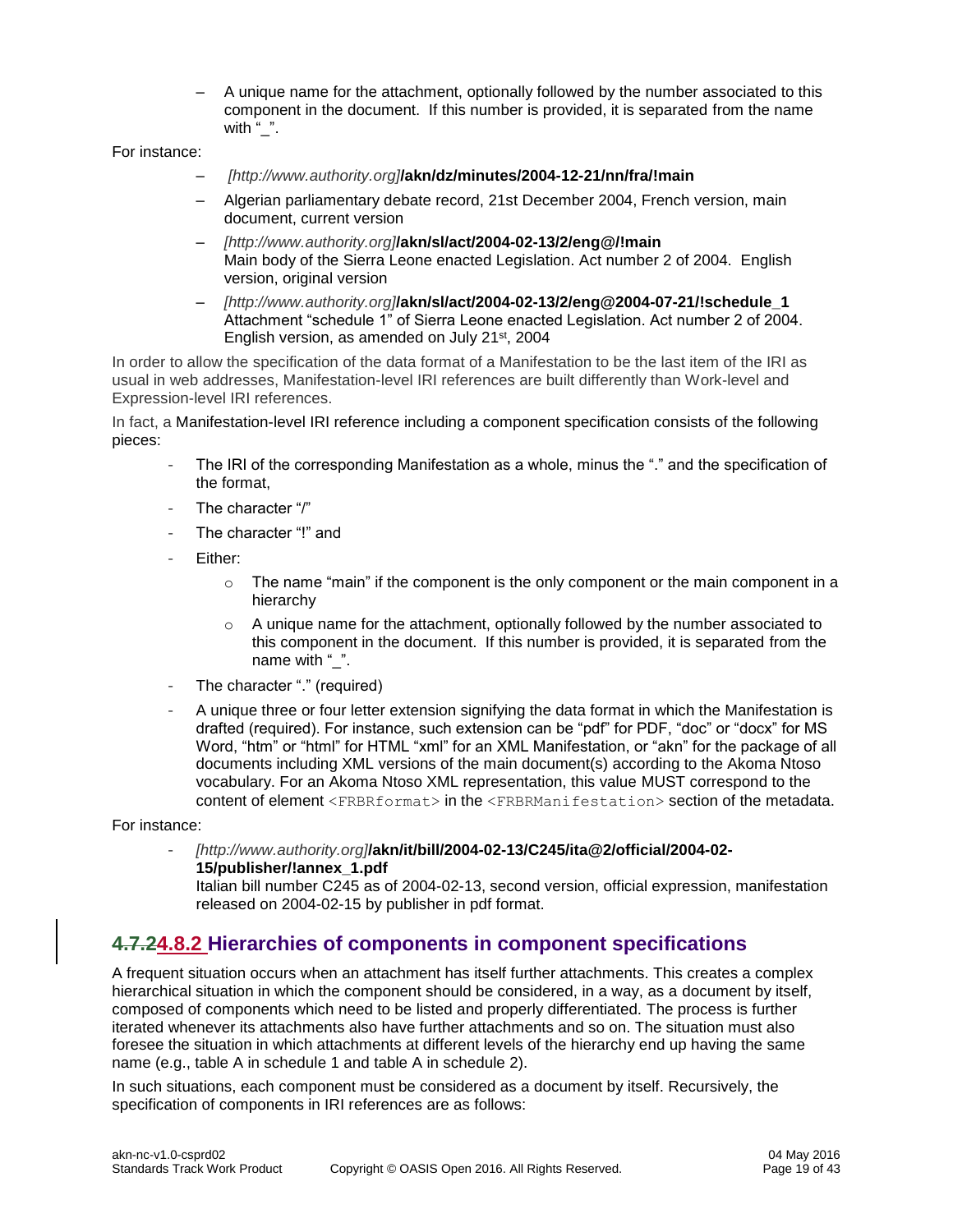- A unique name for the attachment, optionally followed by the number associated to this component in the document. If this number is provided, it is separated from the name with "_".

For instance:

- *[http://www.authority.org]***/akn/dz/minutes/2004-12-21/nn/fra/!main**
- Algerian parliamentary debate record, 21st December 2004, French version, main document, current version
- *[http://www.authority.org]***/akn/sl/act/2004-02-13/2/eng@/!main**
  Main body of the Sierra Leone enacted Legislation. Act number 2 of 2004. English version, original version
- *[http://www.authority.org]***/akn/sl/act/2004-02-13/2/eng@2004-07-21/!schedule_1**
  Attachment "schedule 1" of Sierra Leone enacted Legislation. Act number 2 of 2004. English version, as amended on July 21st, 2004

In order to allow the specification of the data format of a Manifestation to be the last item of the IRI as usual in web addresses, Manifestation-level IRI references are built differently than Work-level and Expression-level IRI references.

In fact, a Manifestation-level IRI reference including a component specification consists of the following pieces:

- The IRI of the corresponding Manifestation as a whole, minus the "." and the specification of the format,
- The character "/"
- The character "!" and
- Either:
  - The name "main" if the component is the only component or the main component in a hierarchy
  - A unique name for the attachment, optionally followed by the number associated to this component in the document. If this number is provided, it is separated from the name with "_".
- The character "." (required)
- A unique three or four letter extension signifying the data format in which the Manifestation is drafted (required). For instance, such extension can be "pdf" for PDF, "doc" or "docx" for MS Word, "htm" or "html" for HTML "xml" for an XML Manifestation, or "akn" for the package of all documents including XML versions of the main document(s) according to the Akoma Ntoso vocabulary. For an Akoma Ntoso XML representation, this value MUST correspond to the content of element `<FRBRformat>` in the `<FRBRManifestation>` section of the metadata.

For instance:

- *[http://www.authority.org]***/akn/it/bill/2004-02-13/C245/ita@2/official/2004-02-15/publisher/!annex_1.pdf**
  Italian bill number C245 as of 2004-02-13, second version, official expression, manifestation released on 2004-02-15 by publisher in pdf format.

### ~~4.7.2~~4.8.2 Hierarchies of components in component specifications

A frequent situation occurs when an attachment has itself further attachments. This creates a complex hierarchical situation in which the component should be considered, in a way, as a document by itself, composed of components which need to be listed and properly differentiated. The process is further iterated whenever its attachments also have further attachments and so on. The situation must also foresee the situation in which attachments at different levels of the hierarchy end up having the same name (e.g., table A in schedule 1 and table A in schedule 2).

In such situations, each component must be considered as a document by itself. Recursively, the specification of components in IRI references are as follows: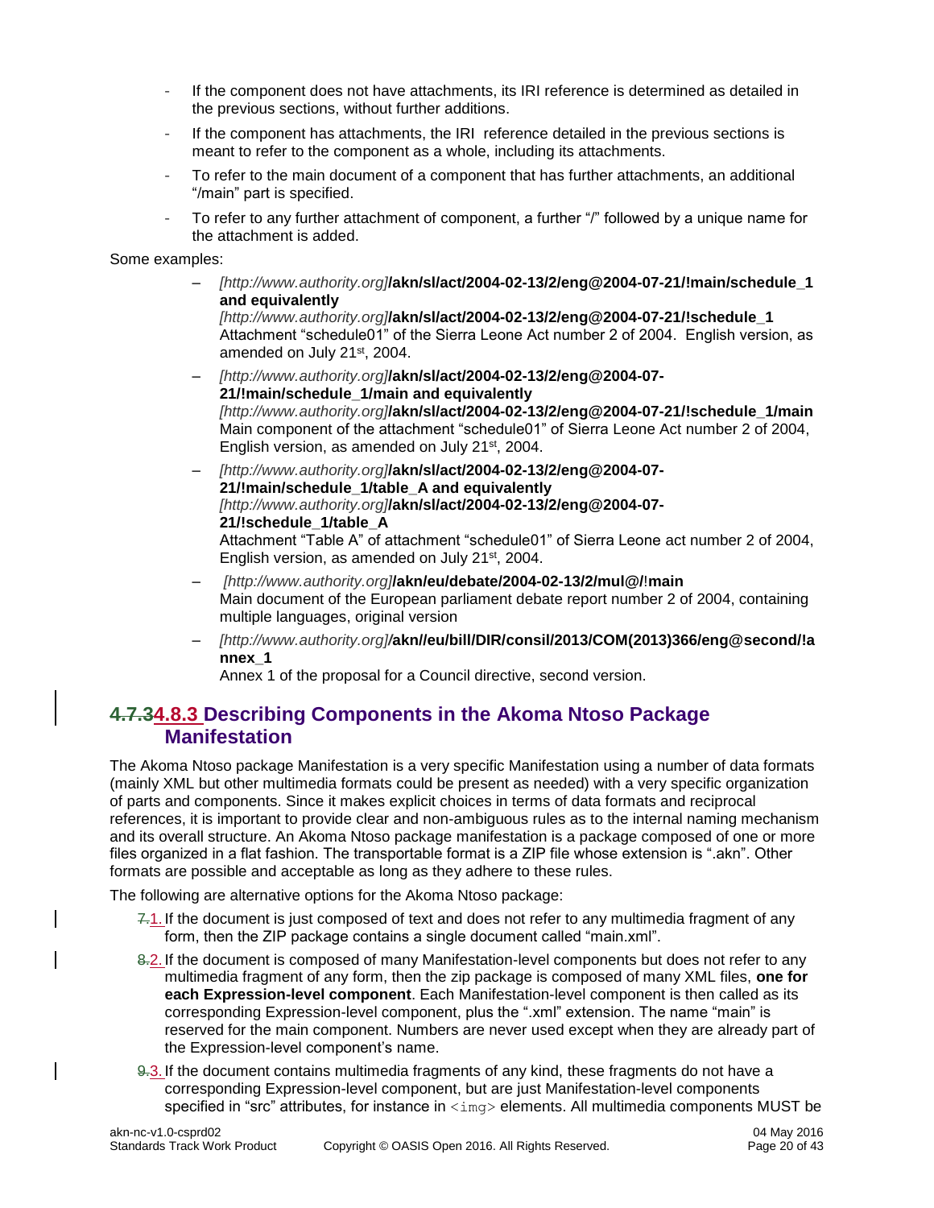- If the component does not have attachments, its IRI reference is determined as detailed in the previous sections, without further additions.
- If the component has attachments, the IRI reference detailed in the previous sections is meant to refer to the component as a whole, including its attachments.
- To refer to the main document of a component that has further attachments, an additional "/main" part is specified.
- To refer to any further attachment of component, a further "/" followed by a unique name for the attachment is added.

Some examples:

- *[http://www.authority.org]***/akn/sl/act/2004-02-13/2/eng@2004-07-21/!main/schedule_1 and equivalently**
  *[http://www.authority.org]***/akn/sl/act/2004-02-13/2/eng@2004-07-21/!schedule_1**
  Attachment "schedule01" of the Sierra Leone Act number 2 of 2004. English version, as amended on July 21st, 2004.
- *[http://www.authority.org]***/akn/sl/act/2004-02-13/2/eng@2004-07-21/!main/schedule_1/main and equivalently**
  *[http://www.authority.org]***/akn/sl/act/2004-02-13/2/eng@2004-07-21/!schedule_1/main**
  Main component of the attachment "schedule01" of Sierra Leone Act number 2 of 2004, English version, as amended on July 21st, 2004.
- *[http://www.authority.org]***/akn/sl/act/2004-02-13/2/eng@2004-07-21/!main/schedule_1/table_A and equivalently**
  *[http://www.authority.org]***/akn/sl/act/2004-02-13/2/eng@2004-07-21/!schedule_1/table_A**
  Attachment "Table A" of attachment "schedule01" of Sierra Leone act number 2 of 2004, English version, as amended on July 21st, 2004.
- *[http://www.authority.org]***/akn/eu/debate/2004-02-13/2/mul@/!main**
  Main document of the European parliament debate report number 2 of 2004, containing multiple languages, original version
- *[http://www.authority.org]***/akn//eu/bill/DIR/consil/2013/COM(2013)366/eng@second/!annex_1**
  Annex 1 of the proposal for a Council directive, second version.

### ~~4.7.3~~4.8.3 Describing Components in the Akoma Ntoso Package Manifestation

The Akoma Ntoso package Manifestation is a very specific Manifestation using a number of data formats (mainly XML but other multimedia formats could be present as needed) with a very specific organization of parts and components. Since it makes explicit choices in terms of data formats and reciprocal references, it is important to provide clear and non-ambiguous rules as to the internal naming mechanism and its overall structure. An Akoma Ntoso package manifestation is a package composed of one or more files organized in a flat fashion. The transportable format is a ZIP file whose extension is ".akn". Other formats are possible and acceptable as long as they adhere to these rules.

The following are alternative options for the Akoma Ntoso package:

1. If the document is just composed of text and does not refer to any multimedia fragment of any form, then the ZIP package contains a single document called "main.xml".
2. If the document is composed of many Manifestation-level components but does not refer to any multimedia fragment of any form, then the zip package is composed of many XML files, **one for each Expression-level component**. Each Manifestation-level component is then called as its corresponding Expression-level component, plus the ".xml" extension. The name "main" is reserved for the main component. Numbers are never used except when they are already part of the Expression-level component's name.
3. If the document contains multimedia fragments of any kind, these fragments do not have a corresponding Expression-level component, but are just Manifestation-level components specified in "src" attributes, for instance in `<img>` elements. All multimedia components MUST be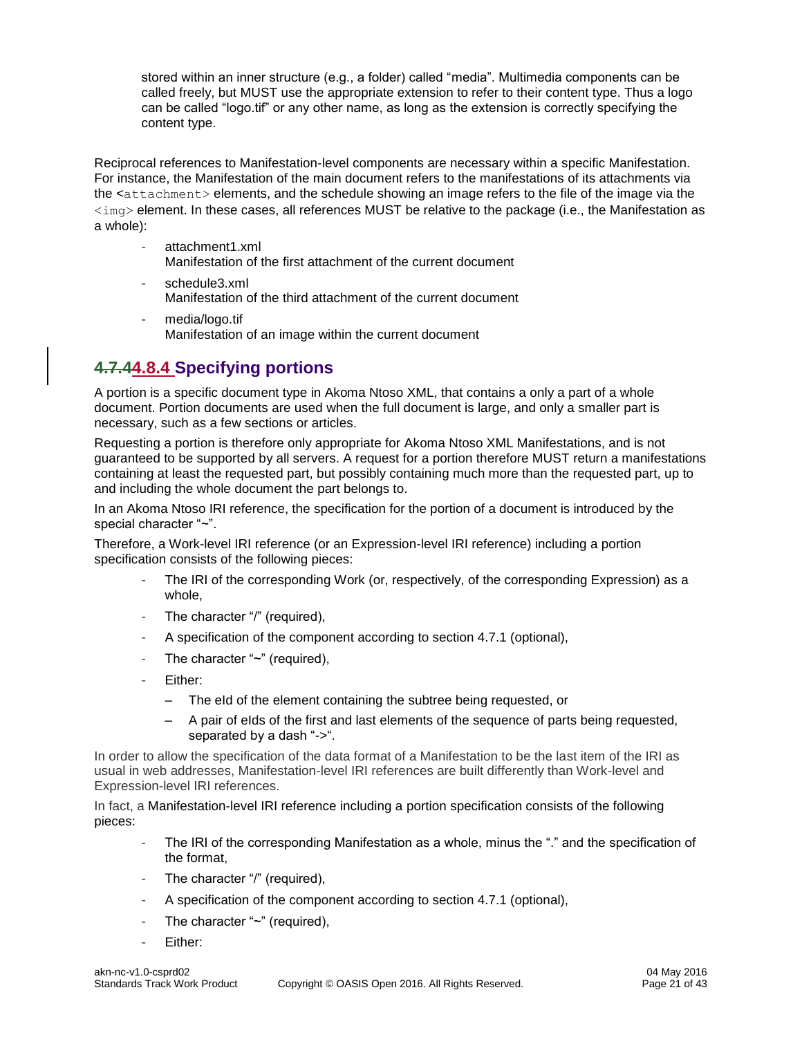stored within an inner structure (e.g., a folder) called "media". Multimedia components can be called freely, but MUST use the appropriate extension to refer to their content type. Thus a logo can be called "logo.tif" or any other name, as long as the extension is correctly specifying the content type.

Reciprocal references to Manifestation-level components are necessary within a specific Manifestation. For instance, the Manifestation of the main document refers to the manifestations of its attachments via the `<attachment>` elements, and the schedule showing an image refers to the file of the image via the `<img>` element. In these cases, all references MUST be relative to the package (i.e., the Manifestation as a whole):

- attachment1.xml
  Manifestation of the first attachment of the current document
- schedule3.xml
  Manifestation of the third attachment of the current document
- media/logo.tif
  Manifestation of an image within the current document

### ~~4.7.4~~4.8.4 Specifying portions

A portion is a specific document type in Akoma Ntoso XML, that contains a only a part of a whole document. Portion documents are used when the full document is large, and only a smaller part is necessary, such as a few sections or articles.

Requesting a portion is therefore only appropriate for Akoma Ntoso XML Manifestations, and is not guaranteed to be supported by all servers. A request for a portion therefore MUST return a manifestations containing at least the requested part, but possibly containing much more than the requested part, up to and including the whole document the part belongs to.

In an Akoma Ntoso IRI reference, the specification for the portion of a document is introduced by the special character "~".

Therefore, a Work-level IRI reference (or an Expression-level IRI reference) including a portion specification consists of the following pieces:

- The IRI of the corresponding Work (or, respectively, of the corresponding Expression) as a whole,
- The character "/" (required),
- A specification of the component according to section 4.7.1 (optional),
- The character "~" (required),
- Either:
  - The eId of the element containing the subtree being requested, or
  - A pair of eIds of the first and last elements of the sequence of parts being requested, separated by a dash "->".

In order to allow the specification of the data format of a Manifestation to be the last item of the IRI as usual in web addresses, Manifestation-level IRI references are built differently than Work-level and Expression-level IRI references.

In fact, a Manifestation-level IRI reference including a portion specification consists of the following pieces:

- The IRI of the corresponding Manifestation as a whole, minus the "." and the specification of the format,
- The character "/" (required),
- A specification of the component according to section 4.7.1 (optional),
- The character "~" (required),
- Either: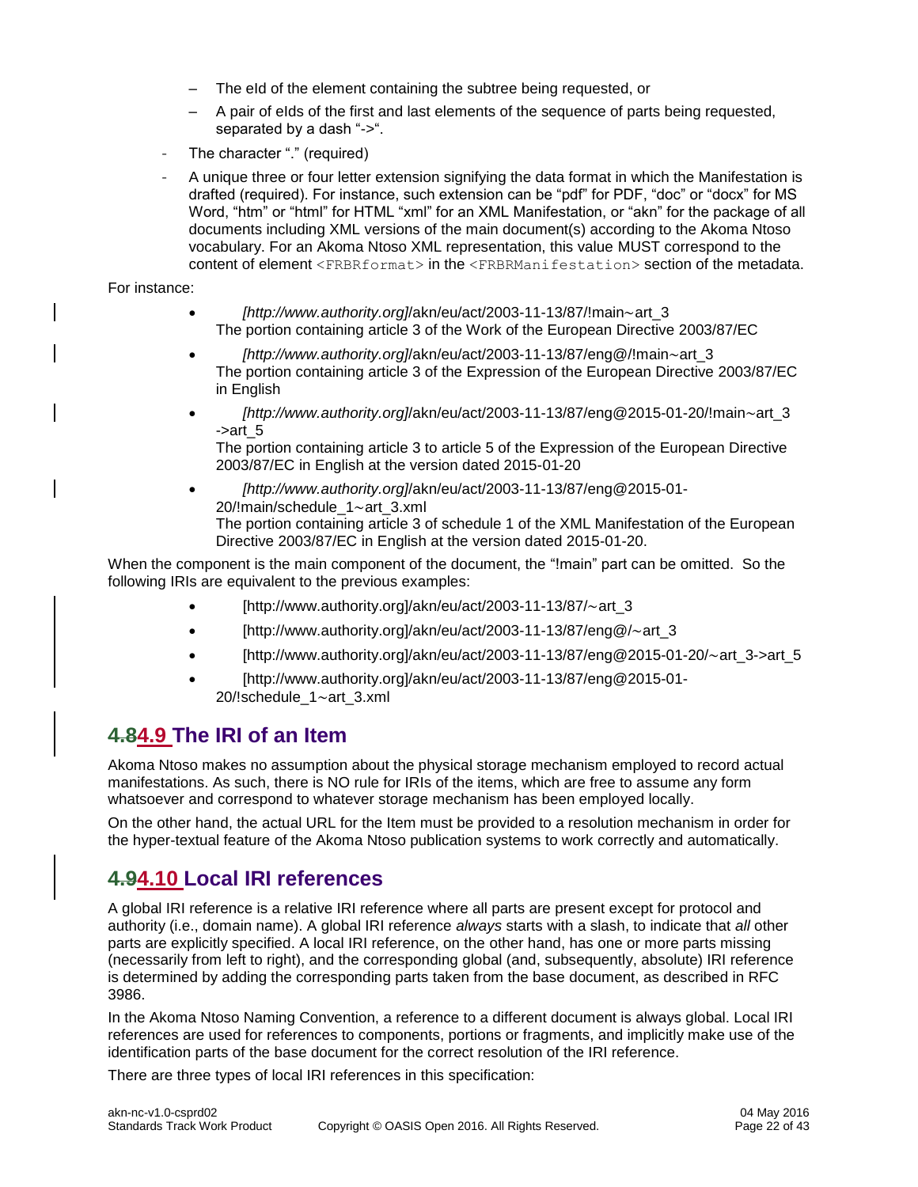– The eId of the element containing the subtree being requested, or

– A pair of eIds of the first and last elements of the sequence of parts being requested, separated by a dash "->".

- The character "." (required)
- A unique three or four letter extension signifying the data format in which the Manifestation is drafted (required). For instance, such extension can be "pdf" for PDF, "doc" or "docx" for MS Word, "htm" or "html" for HTML "xml" for an XML Manifestation, or "akn" for the package of all documents including XML versions of the main document(s) according to the Akoma Ntoso vocabulary. For an Akoma Ntoso XML representation, this value MUST correspond to the content of element `<FRBRformat>` in the `<FRBRManifestation>` section of the metadata.

For instance:

- *[http://www.authority.org]*/akn/eu/act/2003-11-13/87/!main~art_3
  The portion containing article 3 of the Work of the European Directive 2003/87/EC
- *[http://www.authority.org]*/akn/eu/act/2003-11-13/87/eng@/!main~art_3
  The portion containing article 3 of the Expression of the European Directive 2003/87/EC in English
- *[http://www.authority.org]*/akn/eu/act/2003-11-13/87/eng@2015-01-20/!main~art_3->art_5
  The portion containing article 3 to article 5 of the Expression of the European Directive 2003/87/EC in English at the version dated 2015-01-20
- *[http://www.authority.org]*/akn/eu/act/2003-11-13/87/eng@2015-01-20/!main/schedule_1~art_3.xml
  The portion containing article 3 of schedule 1 of the XML Manifestation of the European Directive 2003/87/EC in English at the version dated 2015-01-20.

When the component is the main component of the document, the "!main" part can be omitted. So the following IRIs are equivalent to the previous examples:

- [http://www.authority.org]/akn/eu/act/2003-11-13/87/~art_3
- [http://www.authority.org]/akn/eu/act/2003-11-13/87/eng@/~art_3
- [http://www.authority.org]/akn/eu/act/2003-11-13/87/eng@2015-01-20/~art_3->art_5
- [http://www.authority.org]/akn/eu/act/2003-11-13/87/eng@2015-01-20/!schedule_1~art_3.xml

## ~~4.8~~4.9 The IRI of an Item

Akoma Ntoso makes no assumption about the physical storage mechanism employed to record actual manifestations. As such, there is NO rule for IRIs of the items, which are free to assume any form whatsoever and correspond to whatever storage mechanism has been employed locally.

On the other hand, the actual URL for the Item must be provided to a resolution mechanism in order for the hyper-textual feature of the Akoma Ntoso publication systems to work correctly and automatically.

## ~~4.9~~4.10 Local IRI references

A global IRI reference is a relative IRI reference where all parts are present except for protocol and authority (i.e., domain name). A global IRI reference *always* starts with a slash, to indicate that *all* other parts are explicitly specified. A local IRI reference, on the other hand, has one or more parts missing (necessarily from left to right), and the corresponding global (and, subsequently, absolute) IRI reference is determined by adding the corresponding parts taken from the base document, as described in RFC 3986.

In the Akoma Ntoso Naming Convention, a reference to a different document is always global. Local IRI references are used for references to components, portions or fragments, and implicitly make use of the identification parts of the base document for the correct resolution of the IRI reference.

There are three types of local IRI references in this specification: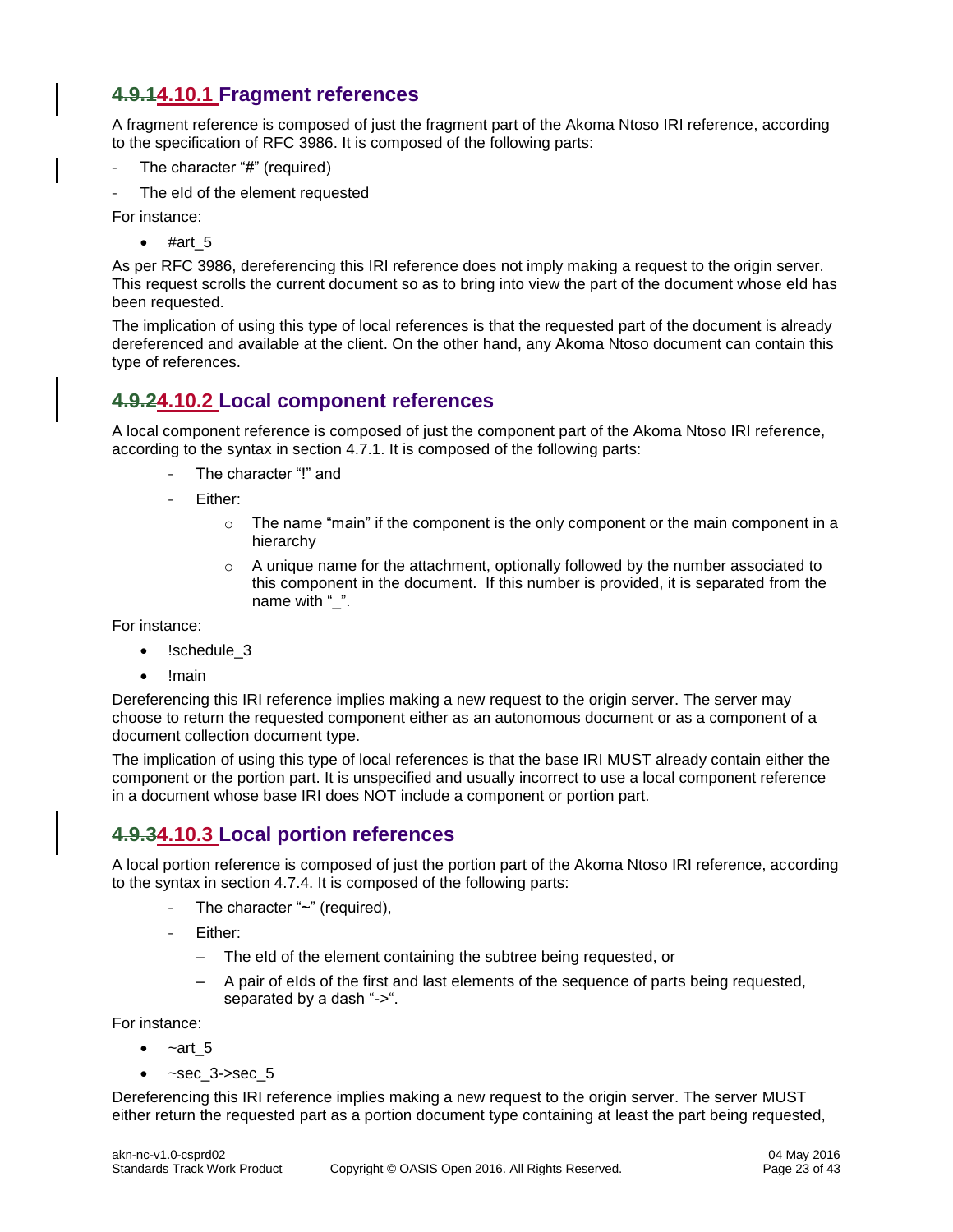### 4.10.1 Fragment references

A fragment reference is composed of just the fragment part of the Akoma Ntoso IRI reference, according to the specification of RFC 3986. It is composed of the following parts:

- The character "#" (required)
- The eId of the element requested

For instance:

- #art_5

As per RFC 3986, dereferencing this IRI reference does not imply making a request to the origin server. This request scrolls the current document so as to bring into view the part of the document whose eId has been requested.

The implication of using this type of local references is that the requested part of the document is already dereferenced and available at the client. On the other hand, any Akoma Ntoso document can contain this type of references.

### 4.10.2 Local component references

A local component reference is composed of just the component part of the Akoma Ntoso IRI reference, according to the syntax in section 4.7.1. It is composed of the following parts:

- The character "!" and
- Either:
  - The name "main" if the component is the only component or the main component in a hierarchy
  - A unique name for the attachment, optionally followed by the number associated to this component in the document. If this number is provided, it is separated from the name with "_".

For instance:

- !schedule_3
- !main

Dereferencing this IRI reference implies making a new request to the origin server. The server may choose to return the requested component either as an autonomous document or as a component of a document collection document type.

The implication of using this type of local references is that the base IRI MUST already contain either the component or the portion part. It is unspecified and usually incorrect to use a local component reference in a document whose base IRI does NOT include a component or portion part.

### 4.10.3 Local portion references

A local portion reference is composed of just the portion part of the Akoma Ntoso IRI reference, according to the syntax in section 4.7.4. It is composed of the following parts:

- The character "~" (required),
- Either:
  - The eId of the element containing the subtree being requested, or
  - A pair of eIds of the first and last elements of the sequence of parts being requested, separated by a dash "->".

For instance:

- ~art_5
- ~sec_3->sec_5

Dereferencing this IRI reference implies making a new request to the origin server. The server MUST either return the requested part as a portion document type containing at least the part being requested,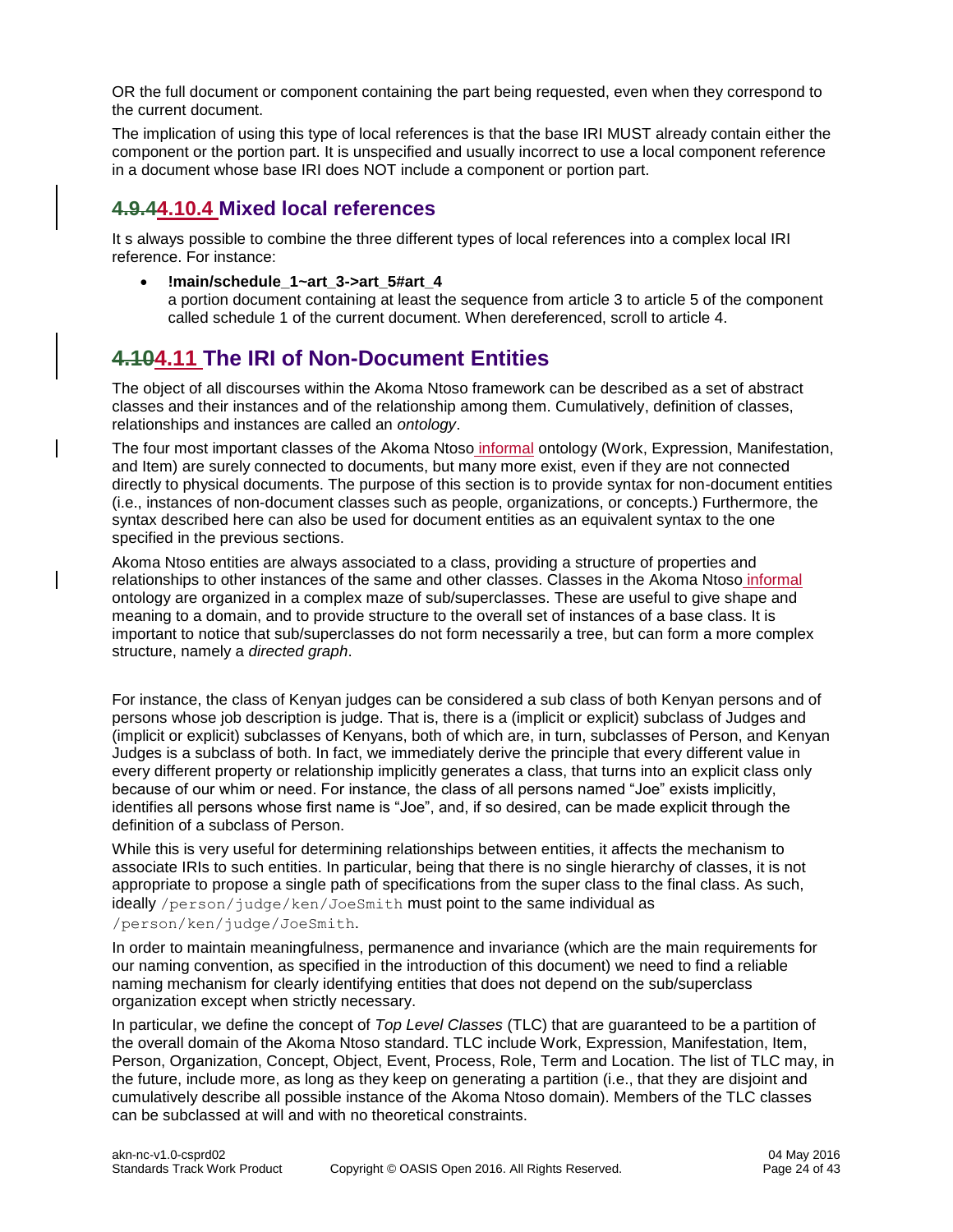OR the full document or component containing the part being requested, even when they correspond to the current document.

The implication of using this type of local references is that the base IRI MUST already contain either the component or the portion part. It is unspecified and usually incorrect to use a local component reference in a document whose base IRI does NOT include a component or portion part.

### 4.9.44.10.4 Mixed local references

It s always possible to combine the three different types of local references into a complex local IRI reference. For instance:

- **!main/schedule_1~art_3->art_5#art_4**
  a portion document containing at least the sequence from article 3 to article 5 of the component called schedule 1 of the current document. When dereferenced, scroll to article 4.

## 4.104.11 The IRI of Non-Document Entities

The object of all discourses within the Akoma Ntoso framework can be described as a set of abstract classes and their instances and of the relationship among them. Cumulatively, definition of classes, relationships and instances are called an *ontology*.

The four most important classes of the Akoma Ntoso informal ontology (Work, Expression, Manifestation, and Item) are surely connected to documents, but many more exist, even if they are not connected directly to physical documents. The purpose of this section is to provide syntax for non-document entities (i.e., instances of non-document classes such as people, organizations, or concepts.) Furthermore, the syntax described here can also be used for document entities as an equivalent syntax to the one specified in the previous sections.

Akoma Ntoso entities are always associated to a class, providing a structure of properties and relationships to other instances of the same and other classes. Classes in the Akoma Ntoso informal ontology are organized in a complex maze of sub/superclasses. These are useful to give shape and meaning to a domain, and to provide structure to the overall set of instances of a base class. It is important to notice that sub/superclasses do not form necessarily a tree, but can form a more complex structure, namely a *directed graph*.

For instance, the class of Kenyan judges can be considered a sub class of both Kenyan persons and of persons whose job description is judge. That is, there is a (implicit or explicit) subclass of Judges and (implicit or explicit) subclasses of Kenyans, both of which are, in turn, subclasses of Person, and Kenyan Judges is a subclass of both. In fact, we immediately derive the principle that every different value in every different property or relationship implicitly generates a class, that turns into an explicit class only because of our whim or need. For instance, the class of all persons named “Joe” exists implicitly, identifies all persons whose first name is “Joe”, and, if so desired, can be made explicit through the definition of a subclass of Person.

While this is very useful for determining relationships between entities, it affects the mechanism to associate IRIs to such entities. In particular, being that there is no single hierarchy of classes, it is not appropriate to propose a single path of specifications from the super class to the final class. As such, ideally `/person/judge/ken/JoeSmith` must point to the same individual as `/person/ken/judge/JoeSmith`.

In order to maintain meaningfulness, permanence and invariance (which are the main requirements for our naming convention, as specified in the introduction of this document) we need to find a reliable naming mechanism for clearly identifying entities that does not depend on the sub/superclass organization except when strictly necessary.

In particular, we define the concept of *Top Level Classes* (TLC) that are guaranteed to be a partition of the overall domain of the Akoma Ntoso standard. TLC include Work, Expression, Manifestation, Item, Person, Organization, Concept, Object, Event, Process, Role, Term and Location. The list of TLC may, in the future, include more, as long as they keep on generating a partition (i.e., that they are disjoint and cumulatively describe all possible instance of the Akoma Ntoso domain). Members of the TLC classes can be subclassed at will and with no theoretical constraints.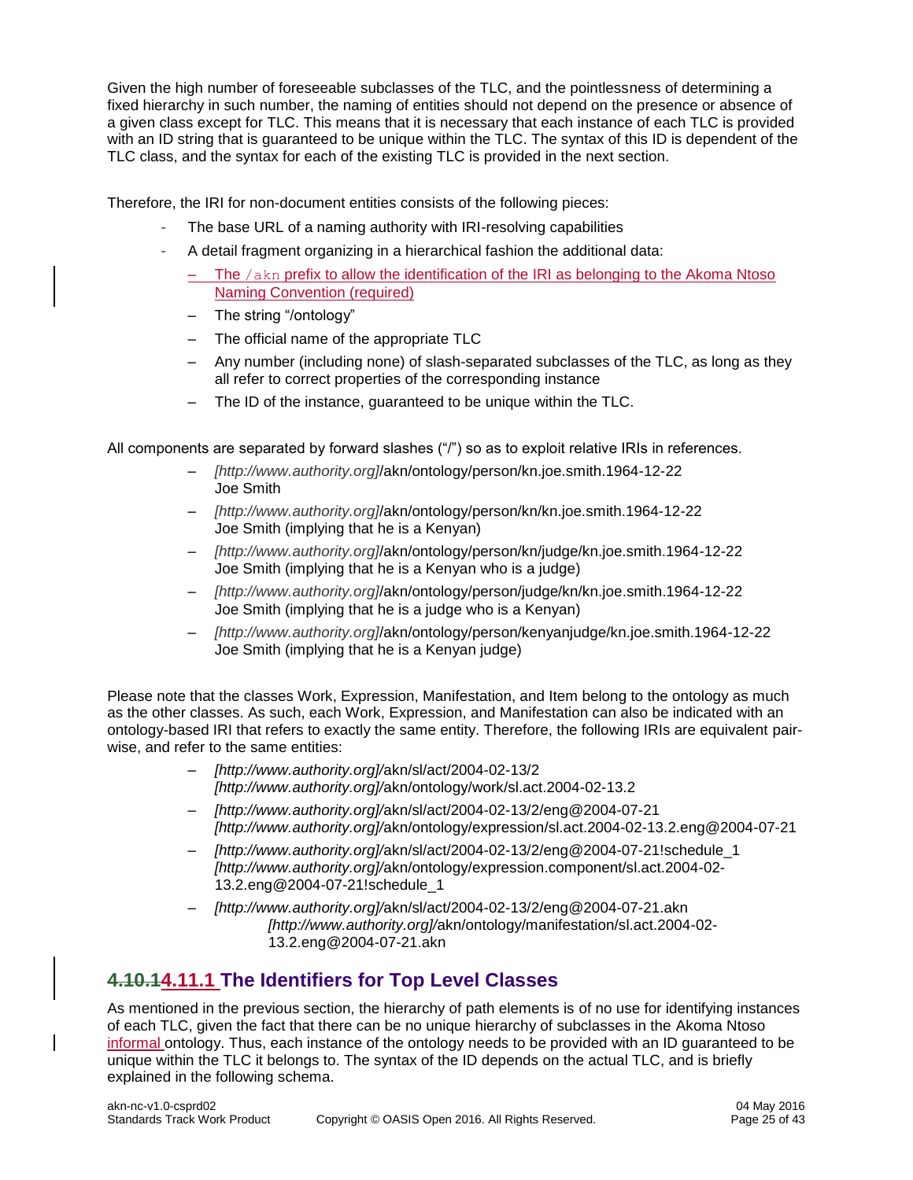Given the high number of foreseeable subclasses of the TLC, and the pointlessness of determining a fixed hierarchy in such number, the naming of entities should not depend on the presence or absence of a given class except for TLC. This means that it is necessary that each instance of each TLC is provided with an ID string that is guaranteed to be unique within the TLC. The syntax of this ID is dependent of the TLC class, and the syntax for each of the existing TLC is provided in the next section.

Therefore, the IRI for non-document entities consists of the following pieces:

- The base URL of a naming authority with IRI-resolving capabilities
- A detail fragment organizing in a hierarchical fashion the additional data:
  - The `/akn` prefix to allow the identification of the IRI as belonging to the Akoma Ntoso Naming Convention (required)
  - The string "/ontology"
  - The official name of the appropriate TLC
  - Any number (including none) of slash-separated subclasses of the TLC, as long as they all refer to correct properties of the corresponding instance
  - The ID of the instance, guaranteed to be unique within the TLC.

All components are separated by forward slashes ("/") so as to exploit relative IRIs in references.

- *[http://www.authority.org]*/akn/ontology/person/kn.joe.smith.1964-12-22
  Joe Smith
- *[http://www.authority.org]*/akn/ontology/person/kn/kn.joe.smith.1964-12-22
  Joe Smith (implying that he is a Kenyan)
- *[http://www.authority.org]*/akn/ontology/person/kn/judge/kn.joe.smith.1964-12-22
  Joe Smith (implying that he is a Kenyan who is a judge)
- *[http://www.authority.org]*/akn/ontology/person/judge/kn/kn.joe.smith.1964-12-22
  Joe Smith (implying that he is a judge who is a Kenyan)
- *[http://www.authority.org]*/akn/ontology/person/kenyanjudge/kn.joe.smith.1964-12-22
  Joe Smith (implying that he is a Kenyan judge)

Please note that the classes Work, Expression, Manifestation, and Item belong to the ontology as much as the other classes. As such, each Work, Expression, and Manifestation can also be indicated with an ontology-based IRI that refers to exactly the same entity. Therefore, the following IRIs are equivalent pair-wise, and refer to the same entities:

- *[http://www.authority.org]*/akn/sl/act/2004-02-13/2
  *[http://www.authority.org]*/akn/ontology/work/sl.act.2004-02-13.2
- *[http://www.authority.org]*/akn/sl/act/2004-02-13/2/eng@2004-07-21
  *[http://www.authority.org]*/akn/ontology/expression/sl.act.2004-02-13.2.eng@2004-07-21
- *[http://www.authority.org]*/akn/sl/act/2004-02-13/2/eng@2004-07-21!schedule_1
  *[http://www.authority.org]*/akn/ontology/expression.component/sl.act.2004-02-13.2.eng@2004-07-21!schedule_1
- *[http://www.authority.org]*/akn/sl/act/2004-02-13/2/eng@2004-07-21.akn
  *[http://www.authority.org]*/akn/ontology/manifestation/sl.act.2004-02-13.2.eng@2004-07-21.akn

### ~~4.10.1~~4.11.1 The Identifiers for Top Level Classes

As mentioned in the previous section, the hierarchy of path elements is of no use for identifying instances of each TLC, given the fact that there can be no unique hierarchy of subclasses in the Akoma Ntoso informal ontology. Thus, each instance of the ontology needs to be provided with an ID guaranteed to be unique within the TLC it belongs to. The syntax of the ID depends on the actual TLC, and is briefly explained in the following schema.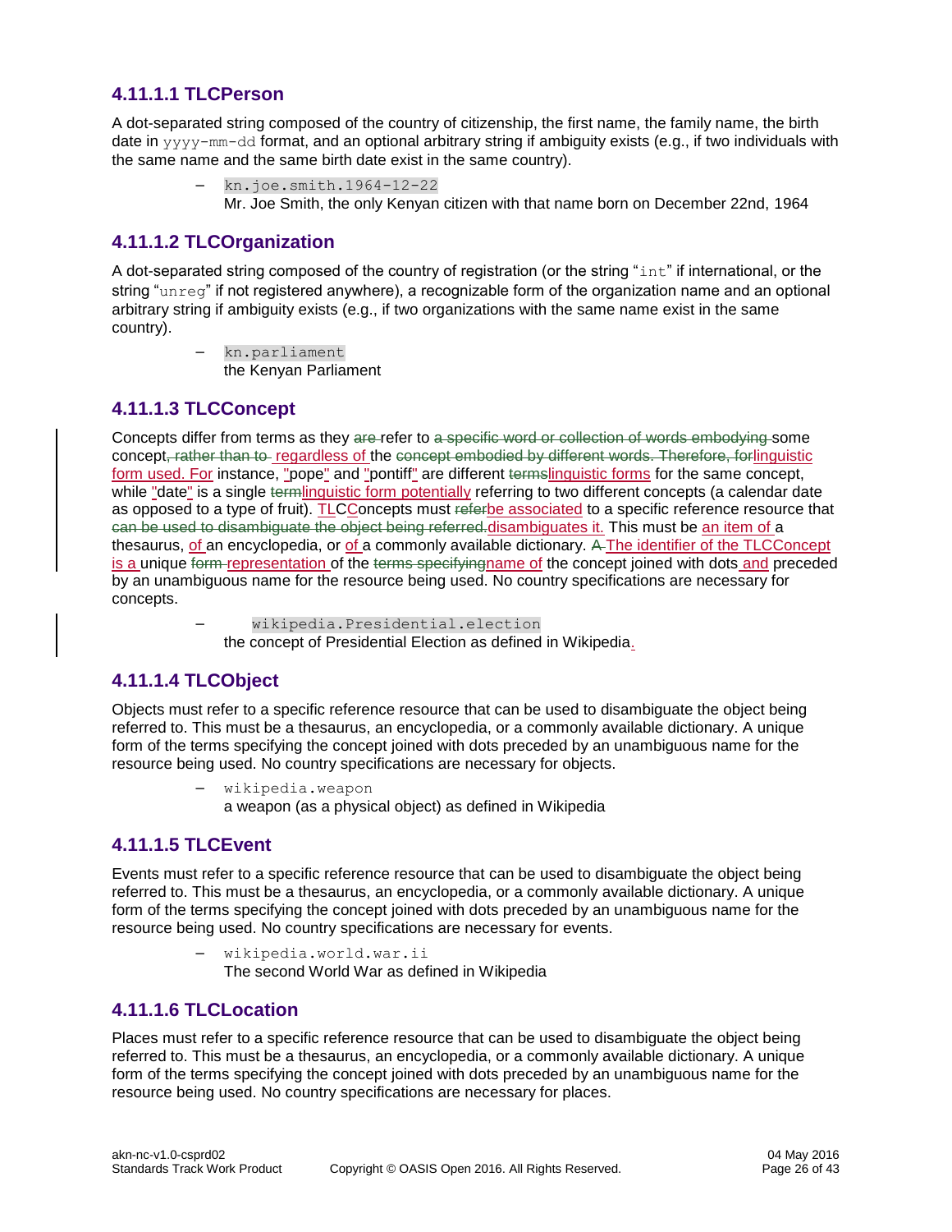### 4.11.1.1 TLCPerson

A dot-separated string composed of the country of citizenship, the first name, the family name, the birth date in `yyyy-mm-dd` format, and an optional arbitrary string if ambiguity exists (e.g., if two individuals with the same name and the same birth date exist in the same country).

- `kn.joe.smith.1964-12-22`
  Mr. Joe Smith, the only Kenyan citizen with that name born on December 22nd, 1964

### 4.11.1.2 TLCOrganization

A dot-separated string composed of the country of registration (or the string "`int`" if international, or the string "`unreg`" if not registered anywhere), a recognizable form of the organization name and an optional arbitrary string if ambiguity exists (e.g., if two organizations with the same name exist in the same country).

- `kn.parliament`
  the Kenyan Parliament

### 4.11.1.3 TLCConcept

Concepts differ from terms as they ~~are~~ refer to ~~a specific word or collection of words embodying~~ some concept~~, rather than to~~ regardless of the ~~concept embodied by different words. Therefore, for~~linguistic form used. For instance, "pope" and "pontiff" are different ~~terms~~linguistic forms for the same concept, while "date" is a single ~~term~~linguistic form potentially referring to two different concepts (a calendar date as opposed to a type of fruit). TLCConcepts must ~~refer~~be associated to a specific reference resource that ~~can be used to disambiguate the object being referred.~~disambiguates it. This must be an item of a thesaurus, of an encyclopedia, or of a commonly available dictionary. ~~A~~ The identifier of the TLCConcept is a unique ~~form~~ representation of the ~~terms specifying~~name of the concept joined with dots and preceded by an unambiguous name for the resource being used. No country specifications are necessary for concepts.

- `wikipedia.Presidential.election`
  the concept of Presidential Election as defined in Wikipedia.

### 4.11.1.4 TLCObject

Objects must refer to a specific reference resource that can be used to disambiguate the object being referred to. This must be a thesaurus, an encyclopedia, or a commonly available dictionary. A unique form of the terms specifying the concept joined with dots preceded by an unambiguous name for the resource being used. No country specifications are necessary for objects.

- `wikipedia.weapon`
  a weapon (as a physical object) as defined in Wikipedia

### 4.11.1.5 TLCEvent

Events must refer to a specific reference resource that can be used to disambiguate the object being referred to. This must be a thesaurus, an encyclopedia, or a commonly available dictionary. A unique form of the terms specifying the concept joined with dots preceded by an unambiguous name for the resource being used. No country specifications are necessary for events.

- `wikipedia.world.war.ii`
  The second World War as defined in Wikipedia

### 4.11.1.6 TLCLocation

Places must refer to a specific reference resource that can be used to disambiguate the object being referred to. This must be a thesaurus, an encyclopedia, or a commonly available dictionary. A unique form of the terms specifying the concept joined with dots preceded by an unambiguous name for the resource being used. No country specifications are necessary for places.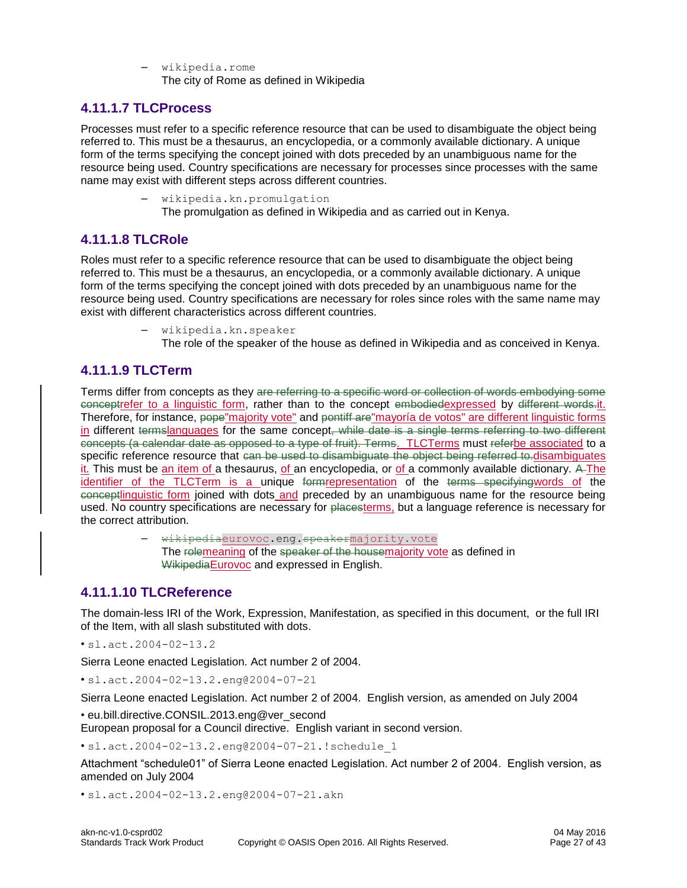– `wikipedia.rome`
  The city of Rome as defined in Wikipedia

### 4.11.1.7 TLCProcess

Processes must refer to a specific reference resource that can be used to disambiguate the object being referred to. This must be a thesaurus, an encyclopedia, or a commonly available dictionary. A unique form of the terms specifying the concept joined with dots preceded by an unambiguous name for the resource being used. Country specifications are necessary for processes since processes with the same name may exist with different steps across different countries.

– `wikipedia.kn.promulgation`
  The promulgation as defined in Wikipedia and as carried out in Kenya.

### 4.11.1.8 TLCRole

Roles must refer to a specific reference resource that can be used to disambiguate the object being referred to. This must be a thesaurus, an encyclopedia, or a commonly available dictionary. A unique form of the terms specifying the concept joined with dots preceded by an unambiguous name for the resource being used. Country specifications are necessary for roles since roles with the same name may exist with different characteristics across different countries.

– `wikipedia.kn.speaker`
  The role of the speaker of the house as defined in Wikipedia and as conceived in Kenya.

### 4.11.1.9 TLCTerm

Terms differ from concepts as they ~~are referring to a specific word or collection of words embodying some concept~~refer to a linguistic form, rather than to the concept ~~embodied~~expressed by ~~different words.~~it. Therefore, for instance, ~~pope~~"majority vote" and ~~pontiff are~~"mayoría de votos" are different linguistic forms in different ~~terms~~languages for the same concept~~, while date is a single terms referring to two different concepts (a calendar date as opposed to a type of fruit). Terms~~. TLCTerms must ~~refer~~be associated to a specific reference resource that ~~can be used to disambiguate the object being referred to.~~disambiguates it. This must be an item of a thesaurus, of an encyclopedia, or of a commonly available dictionary. ~~A~~The identifier of the TLCTerm is a unique ~~form~~representation of the ~~terms specifying~~words of the ~~concept~~linguistic form joined with dots and preceded by an unambiguous name for the resource being used. No country specifications are necessary for ~~places~~terms, but a language reference is necessary for the correct attribution.

– ~~wikipedia~~eurovoc.eng.~~speaker~~majority.vote
  The ~~role~~meaning of the ~~speaker of the house~~majority vote as defined in ~~Wikipedia~~Eurovoc and expressed in English.

### 4.11.1.10 TLCReference

The domain-less IRI of the Work, Expression, Manifestation, as specified in this document, or the full IRI of the Item, with all slash substituted with dots.

• `sl.act.2004-02-13.2`

Sierra Leone enacted Legislation. Act number 2 of 2004.

• `sl.act.2004-02-13.2.eng@2004-07-21`

Sierra Leone enacted Legislation. Act number 2 of 2004. English version, as amended on July 2004

• eu.bill.directive.CONSIL.2013.eng@ver_second
European proposal for a Council directive. English variant in second version.

• `sl.act.2004-02-13.2.eng@2004-07-21.!schedule_1`

Attachment "schedule01" of Sierra Leone enacted Legislation. Act number 2 of 2004. English version, as amended on July 2004

• `sl.act.2004-02-13.2.eng@2004-07-21.akn`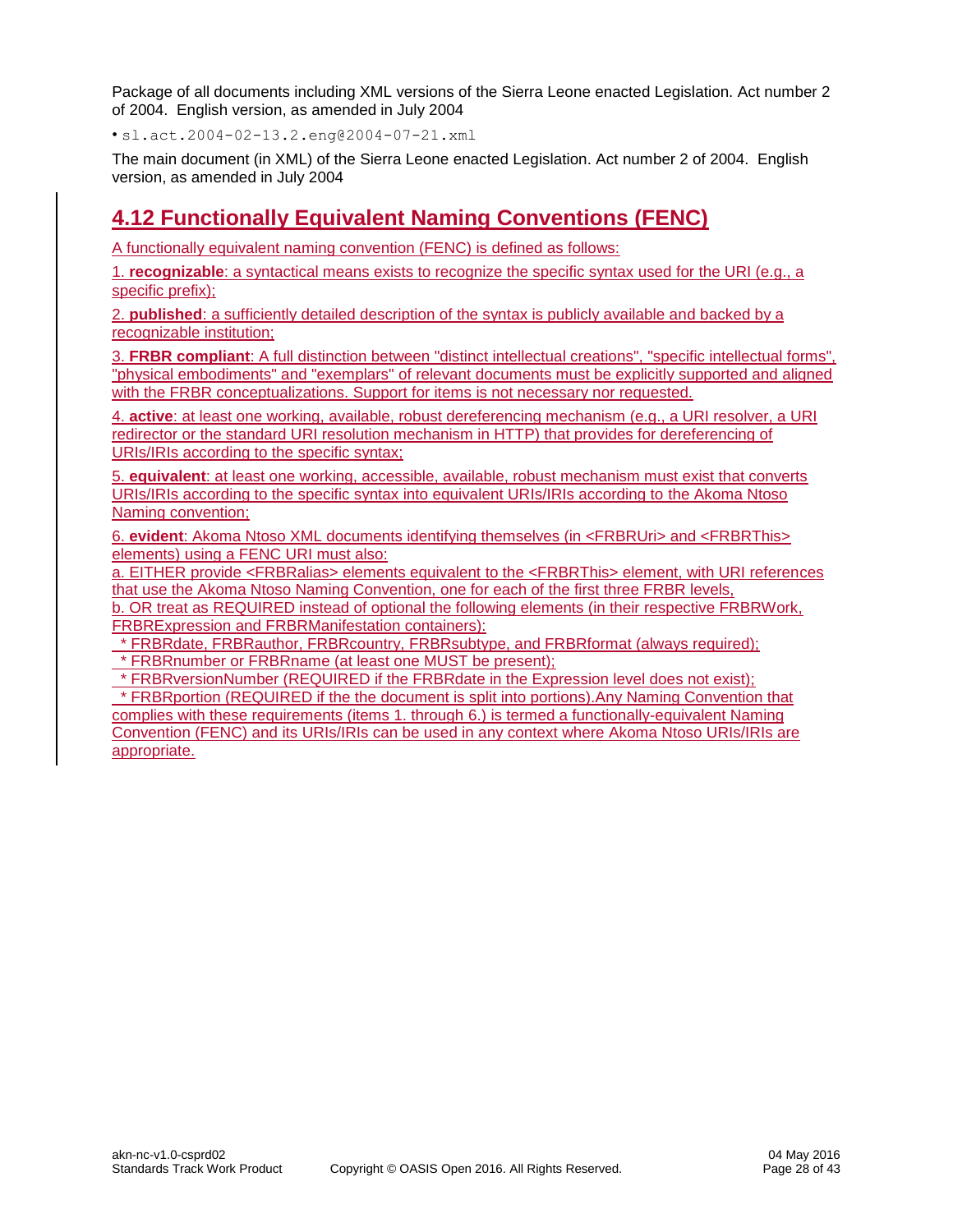Package of all documents including XML versions of the Sierra Leone enacted Legislation. Act number 2 of 2004. English version, as amended in July 2004

- `sl.act.2004-02-13.2.eng@2004-07-21.xml`

The main document (in XML) of the Sierra Leone enacted Legislation. Act number 2 of 2004. English version, as amended in July 2004

## 4.12 Functionally Equivalent Naming Conventions (FENC)

A functionally equivalent naming convention (FENC) is defined as follows:

1. **recognizable**: a syntactical means exists to recognize the specific syntax used for the URI (e.g., a specific prefix);

2. **published**: a sufficiently detailed description of the syntax is publicly available and backed by a recognizable institution;

3. **FRBR compliant**: A full distinction between "distinct intellectual creations", "specific intellectual forms", "physical embodiments" and "exemplars" of relevant documents must be explicitly supported and aligned with the FRBR conceptualizations. Support for items is not necessary nor requested.

4. **active**: at least one working, available, robust dereferencing mechanism (e.g., a URI resolver, a URI redirector or the standard URI resolution mechanism in HTTP) that provides for dereferencing of URIs/IRIs according to the specific syntax;

5. **equivalent**: at least one working, accessible, available, robust mechanism must exist that converts URIs/IRIs according to the specific syntax into equivalent URIs/IRIs according to the Akoma Ntoso Naming convention;

6. **evident**: Akoma Ntoso XML documents identifying themselves (in <FRBRUri> and <FRBRThis> elements) using a FENC URI must also:
a. EITHER provide <FRBRalias> elements equivalent to the <FRBRThis> element, with URI references that use the Akoma Ntoso Naming Convention, one for each of the first three FRBR levels,
b. OR treat as REQUIRED instead of optional the following elements (in their respective FRBRWork, FRBRExpression and FRBRManifestation containers):
 * FRBRdate, FRBRauthor, FRBRcountry, FRBRsubtype, and FRBRformat (always required);
 * FRBRnumber or FRBRname (at least one MUST be present);
 * FRBRversionNumber (REQUIRED if the FRBRdate in the Expression level does not exist);
 * FRBRportion (REQUIRED if the the document is split into portions).Any Naming Convention that complies with these requirements (items 1. through 6.) is termed a functionally-equivalent Naming Convention (FENC) and its URIs/IRIs can be used in any context where Akoma Ntoso URIs/IRIs are appropriate.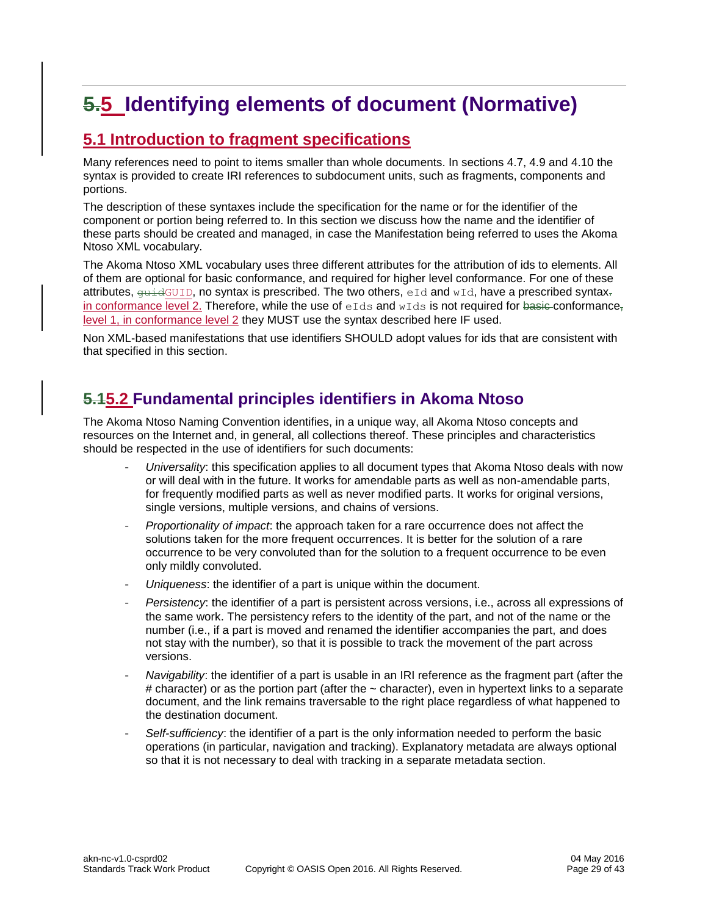# 5 Identifying elements of document (Normative)

## 5.1 Introduction to fragment specifications

Many references need to point to items smaller than whole documents. In sections 4.7, 4.9 and 4.10 the syntax is provided to create IRI references to subdocument units, such as fragments, components and portions.

The description of these syntaxes include the specification for the name or for the identifier of the component or portion being referred to. In this section we discuss how the name and the identifier of these parts should be created and managed, in case the Manifestation being referred to uses the Akoma Ntoso XML vocabulary.

The Akoma Ntoso XML vocabulary uses three different attributes for the attribution of ids to elements. All of them are optional for basic conformance, and required for higher level conformance. For one of these attributes, `GUID`, no syntax is prescribed. The two others, `eId` and `wId`, have a prescribed syntax in conformance level 2. Therefore, while the use of `eIds` and `wIds` is not required for conformance level 1, in conformance level 2 they MUST use the syntax described here IF used.

Non XML-based manifestations that use identifiers SHOULD adopt values for ids that are consistent with that specified in this section.

## 5.2 Fundamental principles identifiers in Akoma Ntoso

The Akoma Ntoso Naming Convention identifies, in a unique way, all Akoma Ntoso concepts and resources on the Internet and, in general, all collections thereof. These principles and characteristics should be respected in the use of identifiers for such documents:

- *Universality*: this specification applies to all document types that Akoma Ntoso deals with now or will deal with in the future. It works for amendable parts as well as non-amendable parts, for frequently modified parts as well as never modified parts. It works for original versions, single versions, multiple versions, and chains of versions.
- *Proportionality of impact*: the approach taken for a rare occurrence does not affect the solutions taken for the more frequent occurrences. It is better for the solution of a rare occurrence to be very convoluted than for the solution to a frequent occurrence to be even only mildly convoluted.
- *Uniqueness*: the identifier of a part is unique within the document.
- *Persistency*: the identifier of a part is persistent across versions, i.e., across all expressions of the same work. The persistency refers to the identity of the part, and not of the name or the number (i.e., if a part is moved and renamed the identifier accompanies the part, and does not stay with the number), so that it is possible to track the movement of the part across versions.
- *Navigability*: the identifier of a part is usable in an IRI reference as the fragment part (after the # character) or as the portion part (after the ~ character), even in hypertext links to a separate document, and the link remains traversable to the right place regardless of what happened to the destination document.
- *Self-sufficiency*: the identifier of a part is the only information needed to perform the basic operations (in particular, navigation and tracking). Explanatory metadata are always optional so that it is not necessary to deal with tracking in a separate metadata section.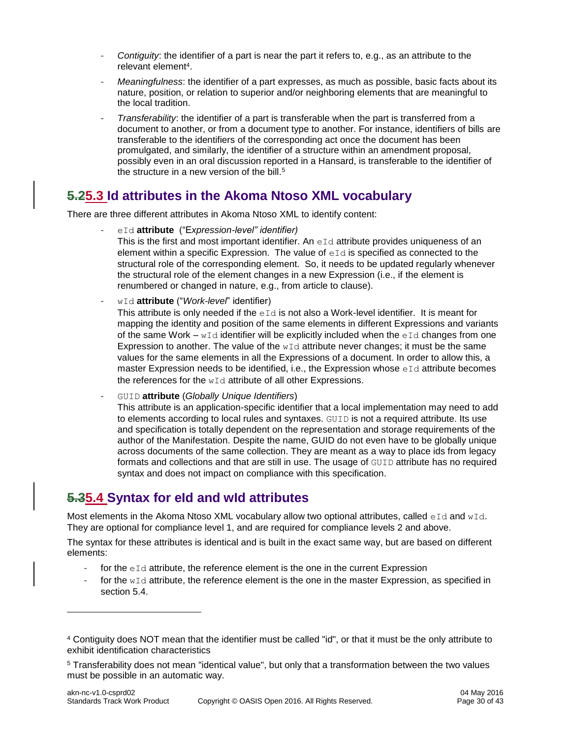- *Contiguity*: the identifier of a part is near the part it refers to, e.g., as an attribute to the relevant element[4].
- *Meaningfulness*: the identifier of a part expresses, as much as possible, basic facts about its nature, position, or relation to superior and/or neighboring elements that are meaningful to the local tradition.
- *Transferability*: the identifier of a part is transferable when the part is transferred from a document to another, or from a document type to another. For instance, identifiers of bills are transferable to the identifiers of the corresponding act once the document has been promulgated, and similarly, the identifier of a structure within an amendment proposal, possibly even in an oral discussion reported in a Hansard, is transferable to the identifier of the structure in a new version of the bill.[5]

## ~~5.2~~5.3 Id attributes in the Akoma Ntoso XML vocabulary

There are three different attributes in Akoma Ntoso XML to identify content:

- `eId` **attribute** ("*Expression-level" identifier)*
  This is the first and most important identifier. An `eId` attribute provides uniqueness of an element within a specific Expression. The value of `eId` is specified as connected to the structural role of the corresponding element. So, it needs to be updated regularly whenever the structural role of the element changes in a new Expression (i.e., if the element is renumbered or changed in nature, e.g., from article to clause).
- `wId` **attribute** ("*Work-level*" identifier)
  This attribute is only needed if the `eId` is not also a Work-level identifier. It is meant for mapping the identity and position of the same elements in different Expressions and variants of the same Work – `wId` identifier will be explicitly included when the `eId` changes from one Expression to another. The value of the `wId` attribute never changes; it must be the same values for the same elements in all the Expressions of a document. In order to allow this, a master Expression needs to be identified, i.e., the Expression whose `eId` attribute becomes the references for the `wId` attribute of all other Expressions.
- `GUID` **attribute** (*Globally Unique Identifiers*)
  This attribute is an application-specific identifier that a local implementation may need to add to elements according to local rules and syntaxes. `GUID` is not a required attribute. Its use and specification is totally dependent on the representation and storage requirements of the author of the Manifestation. Despite the name, GUID do not even have to be globally unique across documents of the same collection. They are meant as a way to place ids from legacy formats and collections and that are still in use. The usage of `GUID` attribute has no required syntax and does not impact on compliance with this specification.

## ~~5.3~~5.4 Syntax for eId and wId attributes

Most elements in the Akoma Ntoso XML vocabulary allow two optional attributes, called `eId` and `wId`. They are optional for compliance level 1, and are required for compliance levels 2 and above.

The syntax for these attributes is identical and is built in the exact same way, but are based on different elements:

- for the `eId` attribute, the reference element is the one in the current Expression
- for the `wId` attribute, the reference element is the one in the master Expression, as specified in section 5.4.

---

[4] Contiguity does NOT mean that the identifier must be called "id", or that it must be the only attribute to exhibit identification characteristics

[5] Transferability does not mean "identical value", but only that a transformation between the two values must be possible in an automatic way.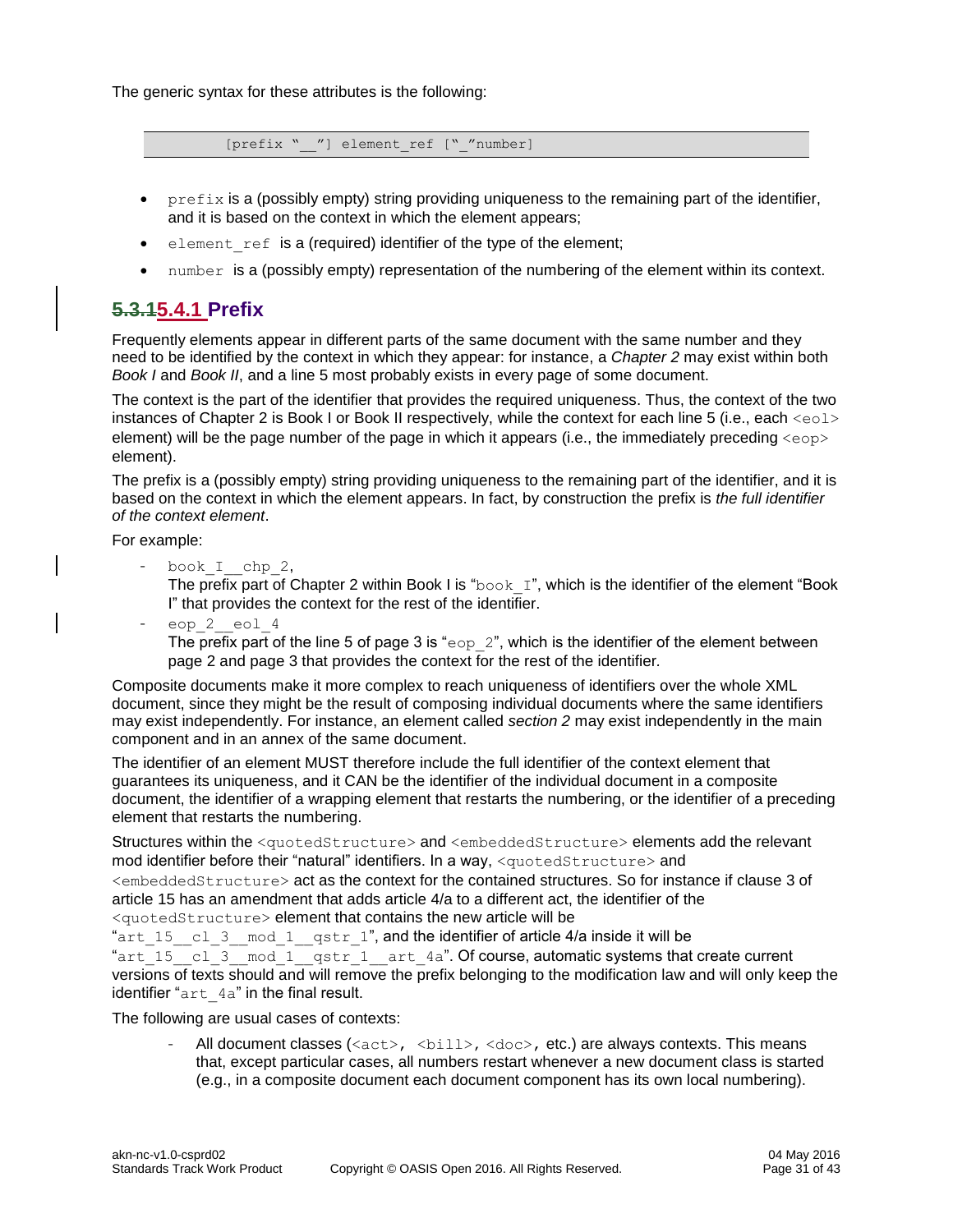The generic syntax for these attributes is the following:

```
[prefix "__"] element_ref ["_"number]
```

- prefix is a (possibly empty) string providing uniqueness to the remaining part of the identifier, and it is based on the context in which the element appears;
- element_ref is a (required) identifier of the type of the element;
- number is a (possibly empty) representation of the numbering of the element within its context.

### 5.3.15.4.1 Prefix

Frequently elements appear in different parts of the same document with the same number and they need to be identified by the context in which they appear: for instance, a *Chapter 2* may exist within both *Book I* and *Book II*, and a line 5 most probably exists in every page of some document.

The context is the part of the identifier that provides the required uniqueness. Thus, the context of the two instances of Chapter 2 is Book I or Book II respectively, while the context for each line 5 (i.e., each `<eol>` element) will be the page number of the page in which it appears (i.e., the immediately preceding `<eop>` element).

The prefix is a (possibly empty) string providing uniqueness to the remaining part of the identifier, and it is based on the context in which the element appears. In fact, by construction the prefix is *the full identifier of the context element*.

For example:

- book_I__chp_2,
  The prefix part of Chapter 2 within Book I is "book_I", which is the identifier of the element "Book I" that provides the context for the rest of the identifier.
- eop_2__eol_4
  The prefix part of the line 5 of page 3 is "eop_2", which is the identifier of the element between page 2 and page 3 that provides the context for the rest of the identifier.

Composite documents make it more complex to reach uniqueness of identifiers over the whole XML document, since they might be the result of composing individual documents where the same identifiers may exist independently. For instance, an element called *section 2* may exist independently in the main component and in an annex of the same document.

The identifier of an element MUST therefore include the full identifier of the context element that guarantees its uniqueness, and it CAN be the identifier of the individual document in a composite document, the identifier of a wrapping element that restarts the numbering, or the identifier of a preceding element that restarts the numbering.

Structures within the `<quotedStructure>` and `<embeddedStructure>` elements add the relevant mod identifier before their "natural" identifiers. In a way, `<quotedStructure>` and `<embeddedStructure>` act as the context for the contained structures. So for instance if clause 3 of article 15 has an amendment that adds article 4/a to a different act, the identifier of the `<quotedStructure>` element that contains the new article will be "art_15__cl_3__mod_1__qstr_1", and the identifier of article 4/a inside it will be "art_15__cl_3__mod_1__qstr_1__art_4a". Of course, automatic systems that create current versions of texts should and will remove the prefix belonging to the modification law and will only keep the identifier "art_4a" in the final result.

The following are usual cases of contexts:

- All document classes (`<act>`, `<bill>`, `<doc>`, etc.) are always contexts. This means that, except particular cases, all numbers restart whenever a new document class is started (e.g., in a composite document each document component has its own local numbering).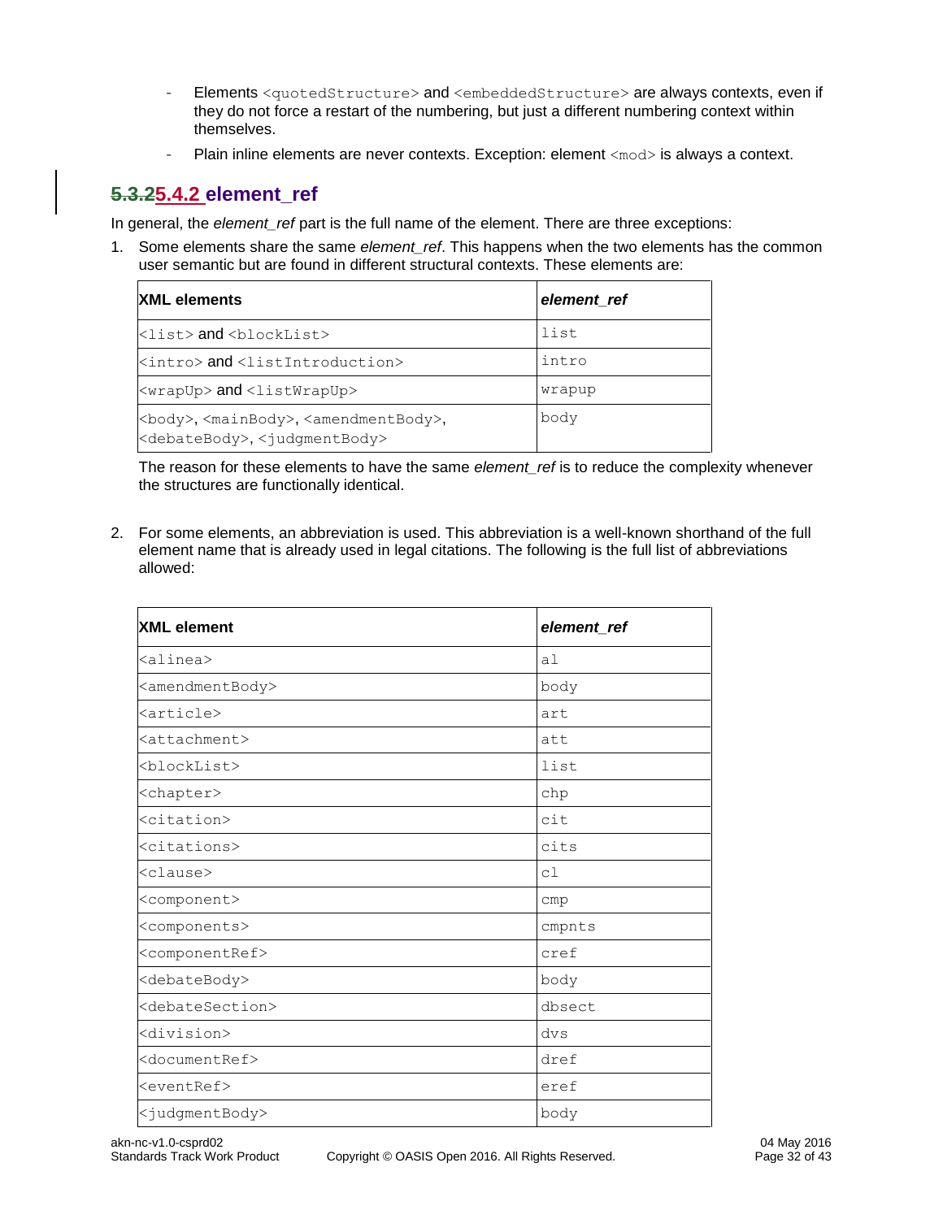- Elements `<quotedStructure>` and `<embeddedStructure>` are always contexts, even if they do not force a restart of the numbering, but just a different numbering context within themselves.
- Plain inline elements are never contexts. Exception: element `<mod>` is always a context.

### ~~5.3.2~~5.4.2 element_ref

In general, the *element_ref* part is the full name of the element. There are three exceptions:

1. Some elements share the same *element_ref*. This happens when the two elements has the common user semantic but are found in different structural contexts. These elements are:

| XML elements | *element_ref* |
| --- | --- |
| `<list>` and `<blockList>` | `list` |
| `<intro>` and `<listIntroduction>` | `intro` |
| `<wrapUp>` and `<listWrapUp>` | `wrapup` |
| `<body>`, `<mainBody>`, `<amendmentBody>`, `<debateBody>`, `<judgmentBody>` | `body` |

   The reason for these elements to have the same *element_ref* is to reduce the complexity whenever the structures are functionally identical.

2. For some elements, an abbreviation is used. This abbreviation is a well-known shorthand of the full element name that is already used in legal citations. The following is the full list of abbreviations allowed:

| XML element | *element_ref* |
| --- | --- |
| `<alinea>` | `al` |
| `<amendmentBody>` | `body` |
| `<article>` | `art` |
| `<attachment>` | `att` |
| `<blockList>` | `list` |
| `<chapter>` | `chp` |
| `<citation>` | `cit` |
| `<citations>` | `cits` |
| `<clause>` | `cl` |
| `<component>` | `cmp` |
| `<components>` | `cmpnts` |
| `<componentRef>` | `cref` |
| `<debateBody>` | `body` |
| `<debateSection>` | `dbsect` |
| `<division>` | `dvs` |
| `<documentRef>` | `dref` |
| `<eventRef>` | `eref` |
| `<judgmentBody>` | `body` |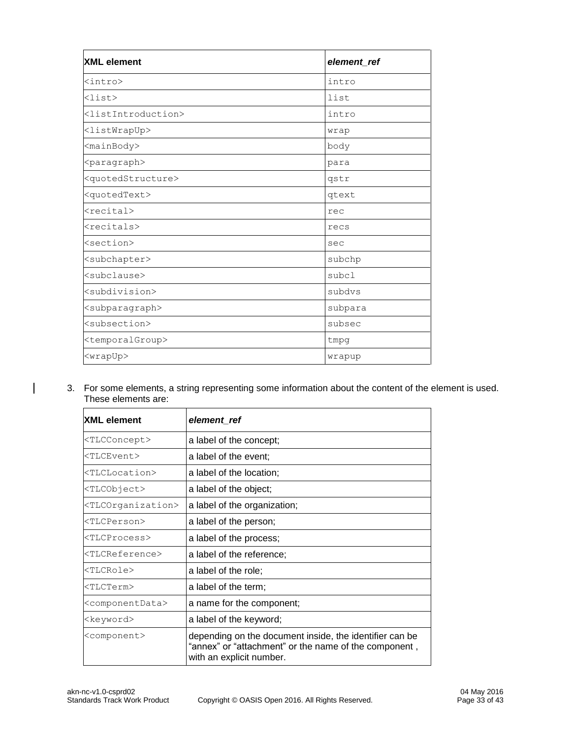| XML element | *element_ref* |
| --- | --- |
| <intro> | intro |
| <list> | list |
| <listIntroduction> | intro |
| <listWrapUp> | wrap |
| <mainBody> | body |
| <paragraph> | para |
| <quotedStructure> | qstr |
| <quotedText> | qtext |
| <recital> | rec |
| <recitals> | recs |
| <section> | sec |
| <subchapter> | subchp |
| <subclause> | subcl |
| <subdivision> | subdvs |
| <subparagraph> | subpara |
| <subsection> | subsec |
| <temporalGroup> | tmpg |
| <wrapUp> | wrapup |

3. For some elements, a string representing some information about the content of the element is used. These elements are:

| XML element | *element_ref* |
| --- | --- |
| <TLCConcept> | a label of the concept; |
| <TLCEvent> | a label of the event; |
| <TLCLocation> | a label of the location; |
| <TLCObject> | a label of the object; |
| <TLCOrganization> | a label of the organization; |
| <TLCPerson> | a label of the person; |
| <TLCProcess> | a label of the process; |
| <TLCReference> | a label of the reference; |
| <TLCRole> | a label of the role; |
| <TLCTerm> | a label of the term; |
| <componentData> | a name for the component; |
| <keyword> | a label of the keyword; |
| <component> | depending on the document inside, the identifier can be "annex" or "attachment" or the name of the component , with an explicit number. |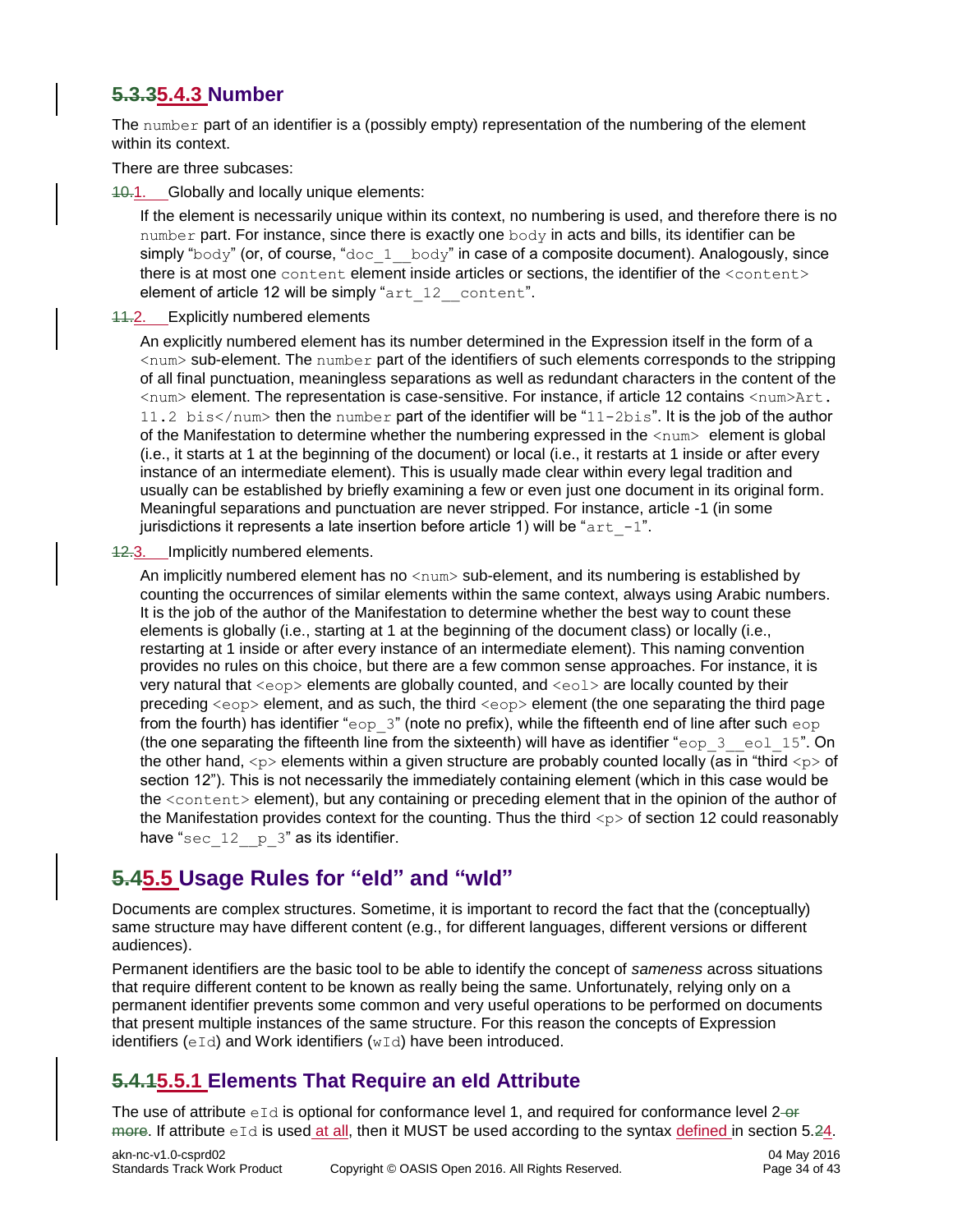### 5.3.35.4.3 Number

The number part of an identifier is a (possibly empty) representation of the numbering of the element within its context.

There are three subcases:

10.1. Globally and locally unique elements:

If the element is necessarily unique within its context, no numbering is used, and therefore there is no number part. For instance, since there is exactly one body in acts and bills, its identifier can be simply "body" (or, of course, "doc_1__body" in case of a composite document). Analogously, since there is at most one content element inside articles or sections, the identifier of the <content> element of article 12 will be simply "art_12__content".

11.2. Explicitly numbered elements

An explicitly numbered element has its number determined in the Expression itself in the form of a <num> sub-element. The number part of the identifiers of such elements corresponds to the stripping of all final punctuation, meaningless separations as well as redundant characters in the content of the <num> element. The representation is case-sensitive. For instance, if article 12 contains <num>Art. 11.2 bis</num> then the number part of the identifier will be "11-2bis". It is the job of the author of the Manifestation to determine whether the numbering expressed in the <num> element is global (i.e., it starts at 1 at the beginning of the document) or local (i.e., it restarts at 1 inside or after every instance of an intermediate element). This is usually made clear within every legal tradition and usually can be established by briefly examining a few or even just one document in its original form. Meaningful separations and punctuation are never stripped. For instance, article -1 (in some jurisdictions it represents a late insertion before article 1) will be "art_-1".

12.3. Implicitly numbered elements.

An implicitly numbered element has no <num> sub-element, and its numbering is established by counting the occurrences of similar elements within the same context, always using Arabic numbers. It is the job of the author of the Manifestation to determine whether the best way to count these elements is globally (i.e., starting at 1 at the beginning of the document class) or locally (i.e., restarting at 1 inside or after every instance of an intermediate element). This naming convention provides no rules on this choice, but there are a few common sense approaches. For instance, it is very natural that <eop> elements are globally counted, and <eol> are locally counted by their preceding <eop> element, and as such, the third <eop> element (the one separating the third page from the fourth) has identifier "eop_3" (note no prefix), while the fifteenth end of line after such eop (the one separating the fifteenth line from the sixteenth) will have as identifier "eop_3__eol_15". On the other hand, <p> elements within a given structure are probably counted locally (as in "third <p> of section 12"). This is not necessarily the immediately containing element (which in this case would be the <content> element), but any containing or preceding element that in the opinion of the author of the Manifestation provides context for the counting. Thus the third <p> of section 12 could reasonably have "sec_12__p_3" as its identifier.

## 5.45.5 Usage Rules for "eId" and "wId"

Documents are complex structures. Sometime, it is important to record the fact that the (conceptually) same structure may have different content (e.g., for different languages, different versions or different audiences).

Permanent identifiers are the basic tool to be able to identify the concept of *sameness* across situations that require different content to be known as really being the same. Unfortunately, relying only on a permanent identifier prevents some common and very useful operations to be performed on documents that present multiple instances of the same structure. For this reason the concepts of Expression identifiers (eId) and Work identifiers (wId) have been introduced.

### 5.4.15.5.1 Elements That Require an eId Attribute

The use of attribute eId is optional for conformance level 1, and required for conformance level 2 or more. If attribute eId is used at all, then it MUST be used according to the syntax defined in section 5.24.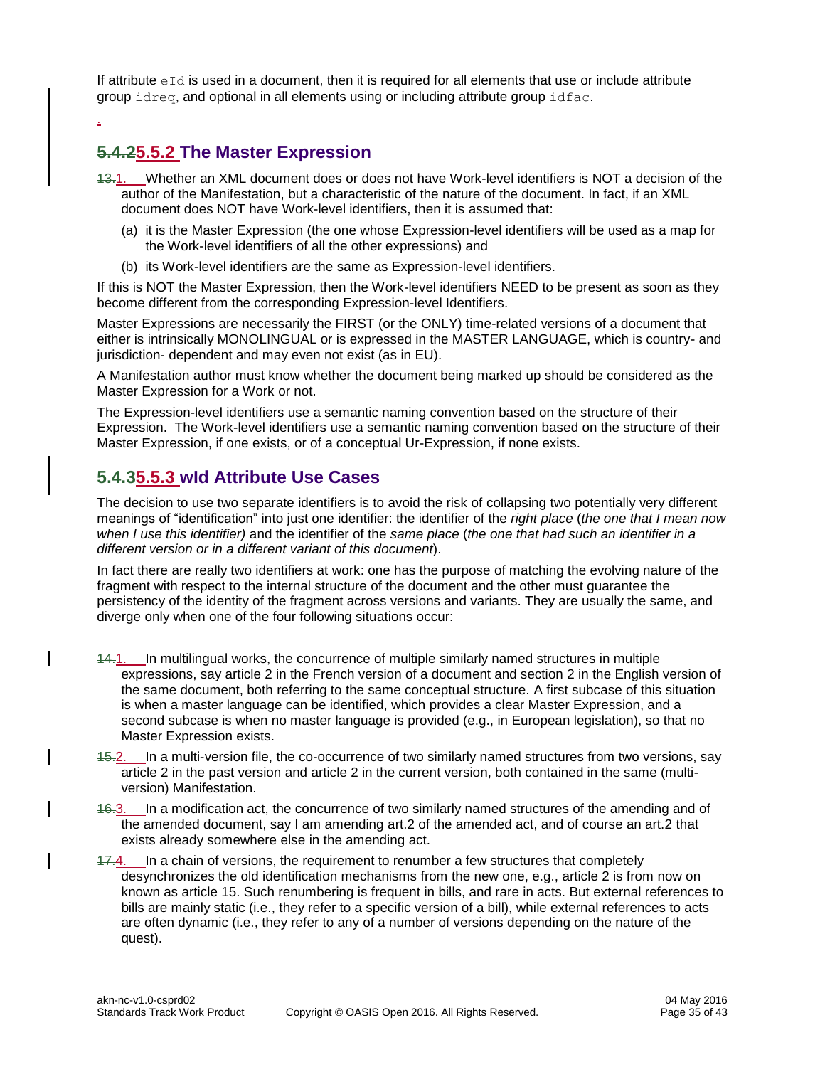If attribute `eId` is used in a document, then it is required for all elements that use or include attribute group `idreq`, and optional in all elements using or including attribute group `idfac`.

## 5.5.2 The Master Expression

1. Whether an XML document does or does not have Work-level identifiers is NOT a decision of the author of the Manifestation, but a characteristic of the nature of the document. In fact, if an XML document does NOT have Work-level identifiers, then it is assumed that:
   (a) it is the Master Expression (the one whose Expression-level identifiers will be used as a map for the Work-level identifiers of all the other expressions) and
   (b) its Work-level identifiers are the same as Expression-level identifiers.

If this is NOT the Master Expression, then the Work-level identifiers NEED to be present as soon as they become different from the corresponding Expression-level Identifiers.

Master Expressions are necessarily the FIRST (or the ONLY) time-related versions of a document that either is intrinsically MONOLINGUAL or is expressed in the MASTER LANGUAGE, which is country- and jurisdiction- dependent and may even not exist (as in EU).

A Manifestation author must know whether the document being marked up should be considered as the Master Expression for a Work or not.

The Expression-level identifiers use a semantic naming convention based on the structure of their Expression. The Work-level identifiers use a semantic naming convention based on the structure of their Master Expression, if one exists, or of a conceptual Ur-Expression, if none exists.

## 5.5.3 wId Attribute Use Cases

The decision to use two separate identifiers is to avoid the risk of collapsing two potentially very different meanings of "identification" into just one identifier: the identifier of the *right place* (*the one that I mean now when I use this identifier)* and the identifier of the *same place* (*the one that had such an identifier in a different version or in a different variant of this document*).

In fact there are really two identifiers at work: one has the purpose of matching the evolving nature of the fragment with respect to the internal structure of the document and the other must guarantee the persistency of the identity of the fragment across versions and variants. They are usually the same, and diverge only when one of the four following situations occur:

1. In multilingual works, the concurrence of multiple similarly named structures in multiple expressions, say article 2 in the French version of a document and section 2 in the English version of the same document, both referring to the same conceptual structure. A first subcase of this situation is when a master language can be identified, which provides a clear Master Expression, and a second subcase is when no master language is provided (e.g., in European legislation), so that no Master Expression exists.
2. In a multi-version file, the co-occurrence of two similarly named structures from two versions, say article 2 in the past version and article 2 in the current version, both contained in the same (multi-version) Manifestation.
3. In a modification act, the concurrence of two similarly named structures of the amending and of the amended document, say I am amending art.2 of the amended act, and of course an art.2 that exists already somewhere else in the amending act.
4. In a chain of versions, the requirement to renumber a few structures that completely desynchronizes the old identification mechanisms from the new one, e.g., article 2 is from now on known as article 15. Such renumbering is frequent in bills, and rare in acts. But external references to bills are mainly static (i.e., they refer to a specific version of a bill), while external references to acts are often dynamic (i.e., they refer to any of a number of versions depending on the nature of the quest).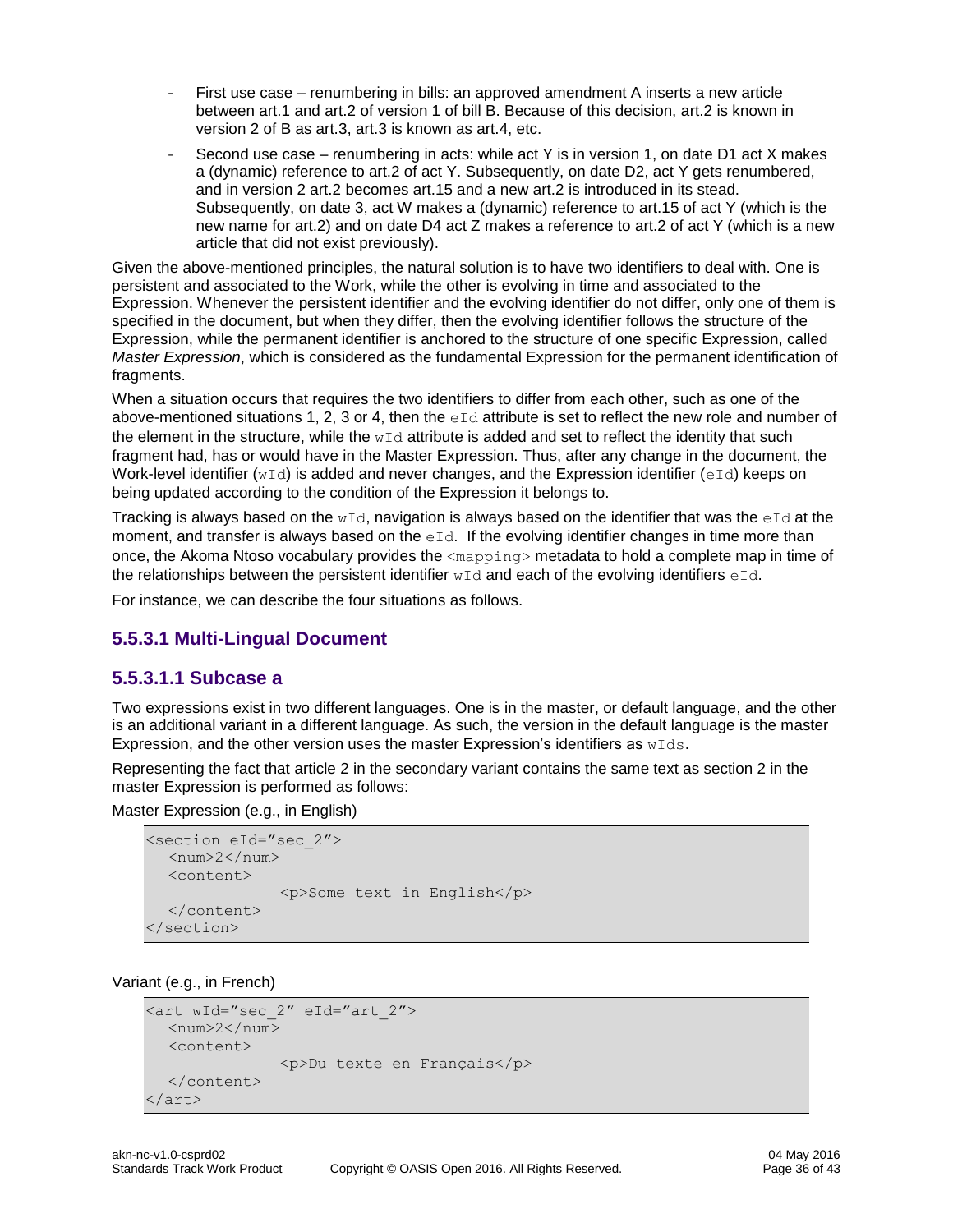- First use case – renumbering in bills: an approved amendment A inserts a new article between art.1 and art.2 of version 1 of bill B. Because of this decision, art.2 is known in version 2 of B as art.3, art.3 is known as art.4, etc.
- Second use case – renumbering in acts: while act Y is in version 1, on date D1 act X makes a (dynamic) reference to art.2 of act Y. Subsequently, on date D2, act Y gets renumbered, and in version 2 art.2 becomes art.15 and a new art.2 is introduced in its stead. Subsequently, on date 3, act W makes a (dynamic) reference to art.15 of act Y (which is the new name for art.2) and on date D4 act Z makes a reference to art.2 of act Y (which is a new article that did not exist previously).

Given the above-mentioned principles, the natural solution is to have two identifiers to deal with. One is persistent and associated to the Work, while the other is evolving in time and associated to the Expression. Whenever the persistent identifier and the evolving identifier do not differ, only one of them is specified in the document, but when they differ, then the evolving identifier follows the structure of the Expression, while the permanent identifier is anchored to the structure of one specific Expression, called *Master Expression*, which is considered as the fundamental Expression for the permanent identification of fragments.

When a situation occurs that requires the two identifiers to differ from each other, such as one of the above-mentioned situations 1, 2, 3 or 4, then the `eId` attribute is set to reflect the new role and number of the element in the structure, while the `wId` attribute is added and set to reflect the identity that such fragment had, has or would have in the Master Expression. Thus, after any change in the document, the Work-level identifier (`wId`) is added and never changes, and the Expression identifier (`eId`) keeps on being updated according to the condition of the Expression it belongs to.

Tracking is always based on the `wId`, navigation is always based on the identifier that was the `eId` at the moment, and transfer is always based on the `eId`. If the evolving identifier changes in time more than once, the Akoma Ntoso vocabulary provides the `<mapping>` metadata to hold a complete map in time of the relationships between the persistent identifier `wId` and each of the evolving identifiers `eId`.

For instance, we can describe the four situations as follows.

### 5.5.3.1 Multi-Lingual Document

#### 5.5.3.1.1 Subcase a

Two expressions exist in two different languages. One is in the master, or default language, and the other is an additional variant in a different language. As such, the version in the default language is the master Expression, and the other version uses the master Expression's identifiers as `wIds`.

Representing the fact that article 2 in the secondary variant contains the same text as section 2 in the master Expression is performed as follows:

Master Expression (e.g., in English)

```
<section eId="sec_2">
  <num>2</num>
  <content>
            <p>Some text in English</p>
  </content>
</section>
```

Variant (e.g., in French)

```
<art wId="sec_2" eId="art_2">
  <num>2</num>
  <content>
            <p>Du texte en Français</p>
  </content>
</art>
```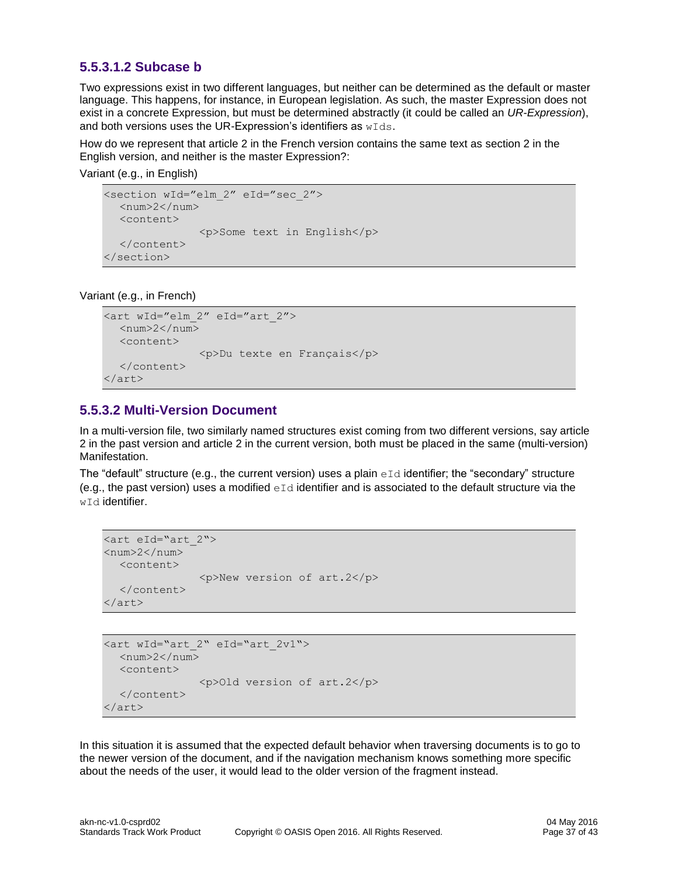#### 5.5.3.1.2 Subcase b

Two expressions exist in two different languages, but neither can be determined as the default or master language. This happens, for instance, in European legislation. As such, the master Expression does not exist in a concrete Expression, but must be determined abstractly (it could be called an *UR-Expression*), and both versions uses the UR-Expression's identifiers as `wIds`.

How do we represent that article 2 in the French version contains the same text as section 2 in the English version, and neither is the master Expression?:

Variant (e.g., in English)

```
<section wId="elm_2" eId="sec_2">
  <num>2</num>
  <content>
            <p>Some text in English</p>
  </content>
</section>
```

Variant (e.g., in French)

```
<art wId="elm_2" eId="art_2">
  <num>2</num>
  <content>
            <p>Du texte en Français</p>
  </content>
</art>
```

### 5.5.3.2 Multi-Version Document

In a multi-version file, two similarly named structures exist coming from two different versions, say article 2 in the past version and article 2 in the current version, both must be placed in the same (multi-version) Manifestation.

The "default" structure (e.g., the current version) uses a plain `eId` identifier; the "secondary" structure (e.g., the past version) uses a modified `eId` identifier and is associated to the default structure via the `wId` identifier.

```
<art eId="art_2">
<num>2</num>
  <content>
            <p>New version of art.2</p>
  </content>
</art>
```

```
<art wId="art_2" eId="art_2v1">
  <num>2</num>
  <content>
            <p>Old version of art.2</p>
  </content>
</art>
```

In this situation it is assumed that the expected default behavior when traversing documents is to go to the newer version of the document, and if the navigation mechanism knows something more specific about the needs of the user, it would lead to the older version of the fragment instead.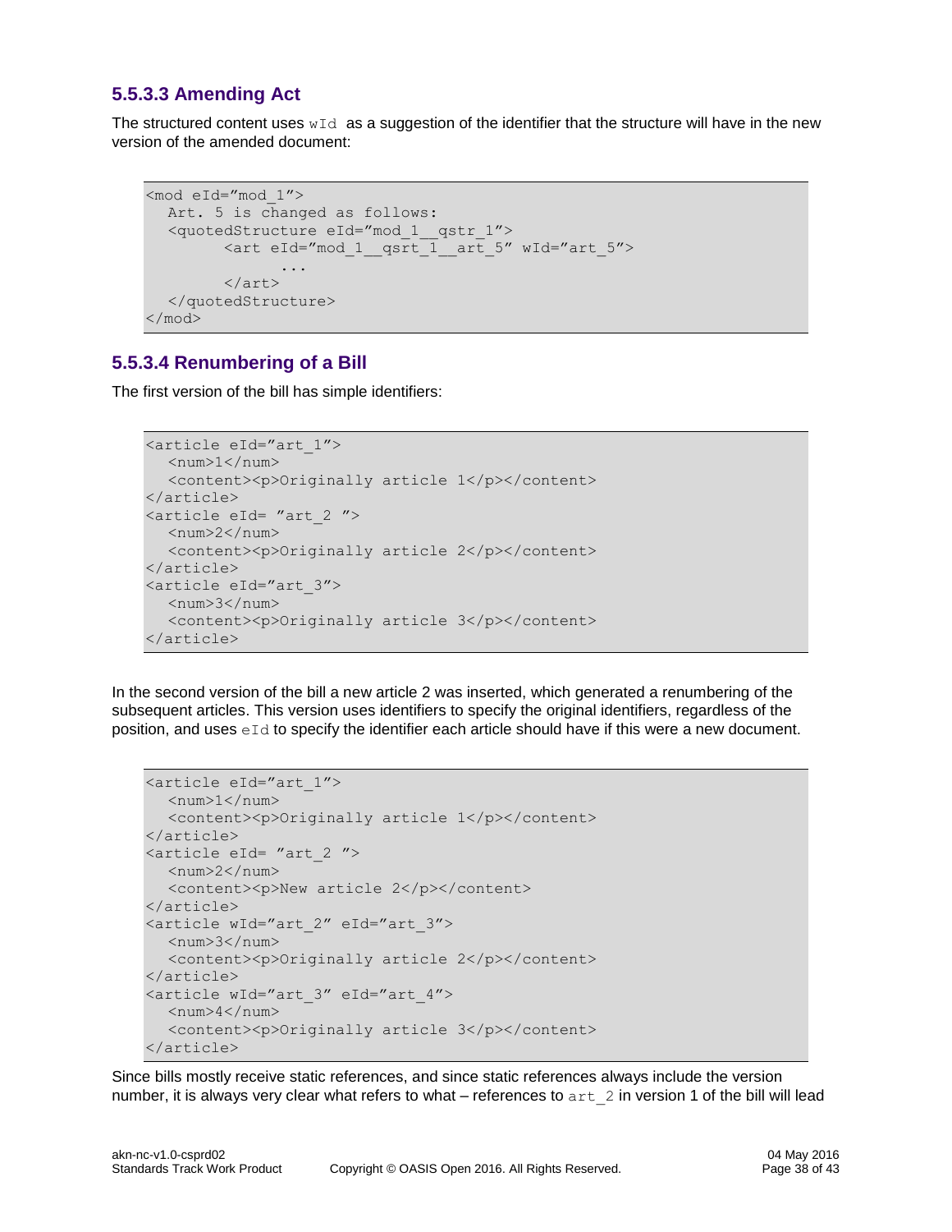### 5.5.3.3 Amending Act

The structured content uses `wId` as a suggestion of the identifier that the structure will have in the new version of the amended document:

```
<mod eId="mod_1">
  Art. 5 is changed as follows:
  <quotedStructure eId="mod_1__qstr_1">
        <art eId="mod_1__qsrt_1__art_5" wId="art_5">
              ...
        </art>
  </quotedStructure>
</mod>
```

### 5.5.3.4 Renumbering of a Bill

The first version of the bill has simple identifiers:

```
<article eId="art_1">
  <num>1</num>
  <content><p>Originally article 1</p></content>
</article>
<article eId= "art_2 ">
  <num>2</num>
  <content><p>Originally article 2</p></content>
</article>
<article eId="art_3">
  <num>3</num>
  <content><p>Originally article 3</p></content>
</article>
```

In the second version of the bill a new article 2 was inserted, which generated a renumbering of the subsequent articles. This version uses identifiers to specify the original identifiers, regardless of the position, and uses `eId` to specify the identifier each article should have if this were a new document.

```
<article eId="art_1">
  <num>1</num>
  <content><p>Originally article 1</p></content>
</article>
<article eId= "art_2 ">
  <num>2</num>
  <content><p>New article 2</p></content>
</article>
<article wId="art_2" eId="art_3">
  <num>3</num>
  <content><p>Originally article 2</p></content>
</article>
<article wId="art_3" eId="art_4">
  <num>4</num>
  <content><p>Originally article 3</p></content>
</article>
```

Since bills mostly receive static references, and since static references always include the version number, it is always very clear what refers to what – references to `art_2` in version 1 of the bill will lead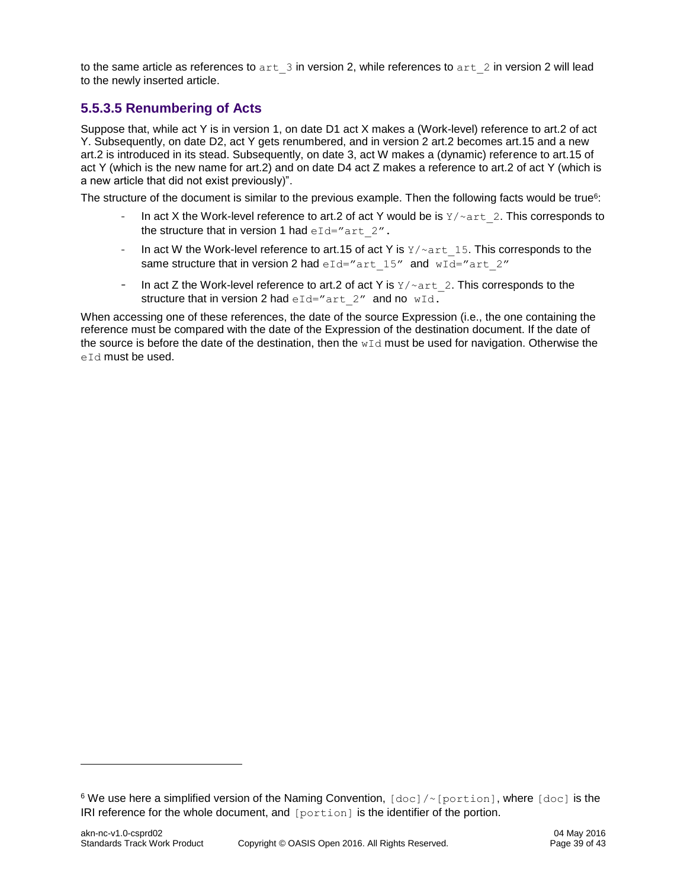to the same article as references to `art_3` in version 2, while references to `art_2` in version 2 will lead to the newly inserted article.

### 5.5.3.5 Renumbering of Acts

Suppose that, while act Y is in version 1, on date D1 act X makes a (Work-level) reference to art.2 of act Y. Subsequently, on date D2, act Y gets renumbered, and in version 2 art.2 becomes art.15 and a new art.2 is introduced in its stead. Subsequently, on date 3, act W makes a (dynamic) reference to art.15 of act Y (which is the new name for art.2) and on date D4 act Z makes a reference to art.2 of act Y (which is a new article that did not exist previously)".

The structure of the document is similar to the previous example. Then the following facts would be true[6]:

- In act X the Work-level reference to art.2 of act Y would be is `Y/~art_2`. This corresponds to the structure that in version 1 had `eId="art_2".`
- In act W the Work-level reference to art.15 of act Y is `Y/~art_15`. This corresponds to the same structure that in version 2 had `eId="art_15"` and `wId="art_2"`
- In act Z the Work-level reference to art.2 of act Y is `Y/~art_2`. This corresponds to the structure that in version 2 had `eId="art_2"` and no `wId.`

When accessing one of these references, the date of the source Expression (i.e., the one containing the reference must be compared with the date of the Expression of the destination document. If the date of the source is before the date of the destination, then the `wId` must be used for navigation. Otherwise the `eId` must be used.

---

[6] We use here a simplified version of the Naming Convention, `[doc]/~[portion]`, where `[doc]` is the IRI reference for the whole document, and `[portion]` is the identifier of the portion.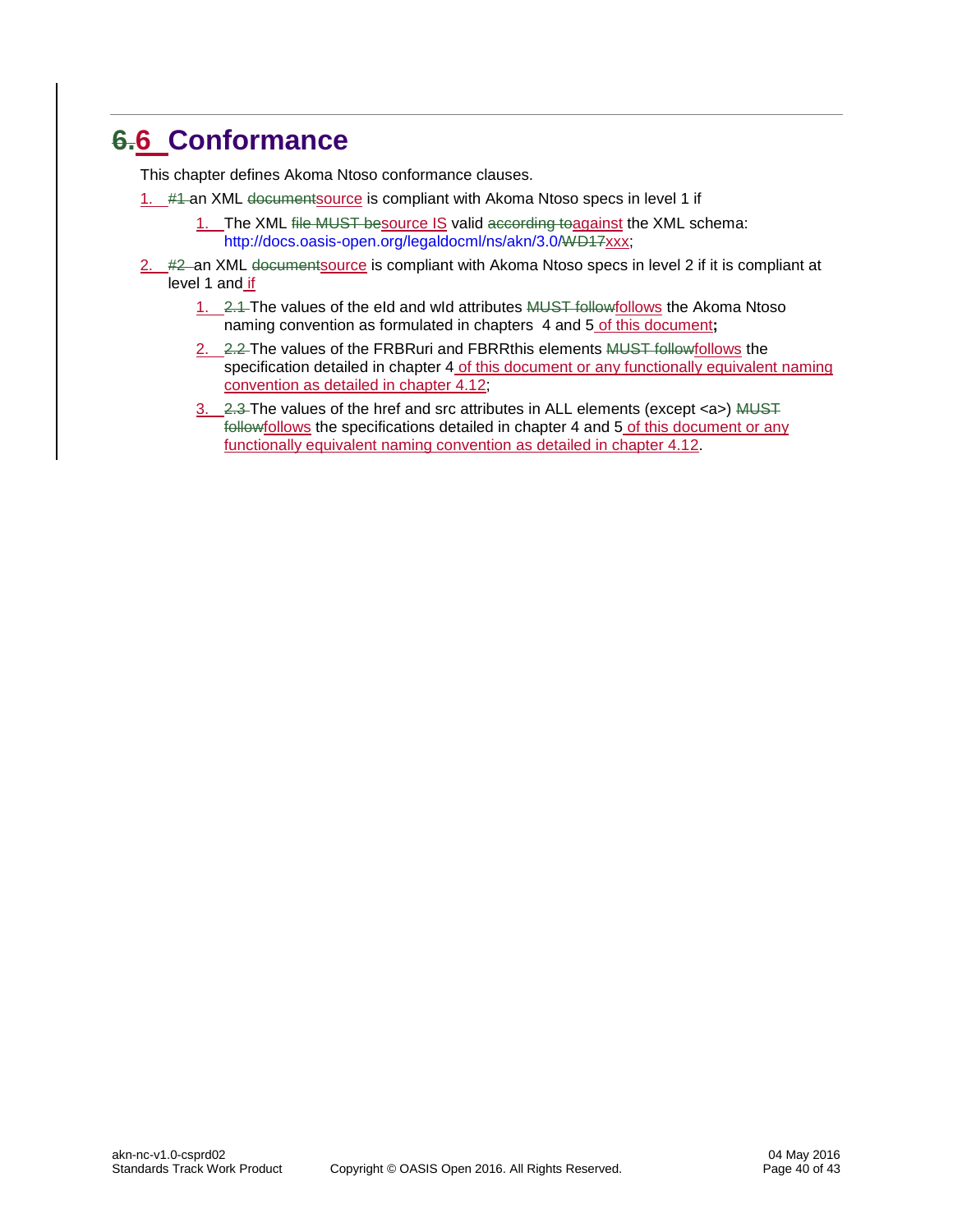# 6. 6 Conformance

This chapter defines Akoma Ntoso conformance clauses.

1. #1 an XML documentsource is compliant with Akoma Ntoso specs in level 1 if
    1. The XML file MUST besource IS valid according toagainst the XML schema: http://docs.oasis-open.org/legaldocml/ns/akn/3.0/WD17xxx;
2. #2 an XML documentsource is compliant with Akoma Ntoso specs in level 2 if it is compliant at level 1 and if
    1. 2.1 The values of the eId and wId attributes MUST followfollows the Akoma Ntoso naming convention as formulated in chapters 4 and 5 of this document;
    2. 2.2 The values of the FRBRuri and FBRRthis elements MUST followfollows the specification detailed in chapter 4 of this document or any functionally equivalent naming convention as detailed in chapter 4.12;
    3. 2.3 The values of the href and src attributes in ALL elements (except <a>) MUST followfollows the specifications detailed in chapter 4 and 5 of this document or any functionally equivalent naming convention as detailed in chapter 4.12.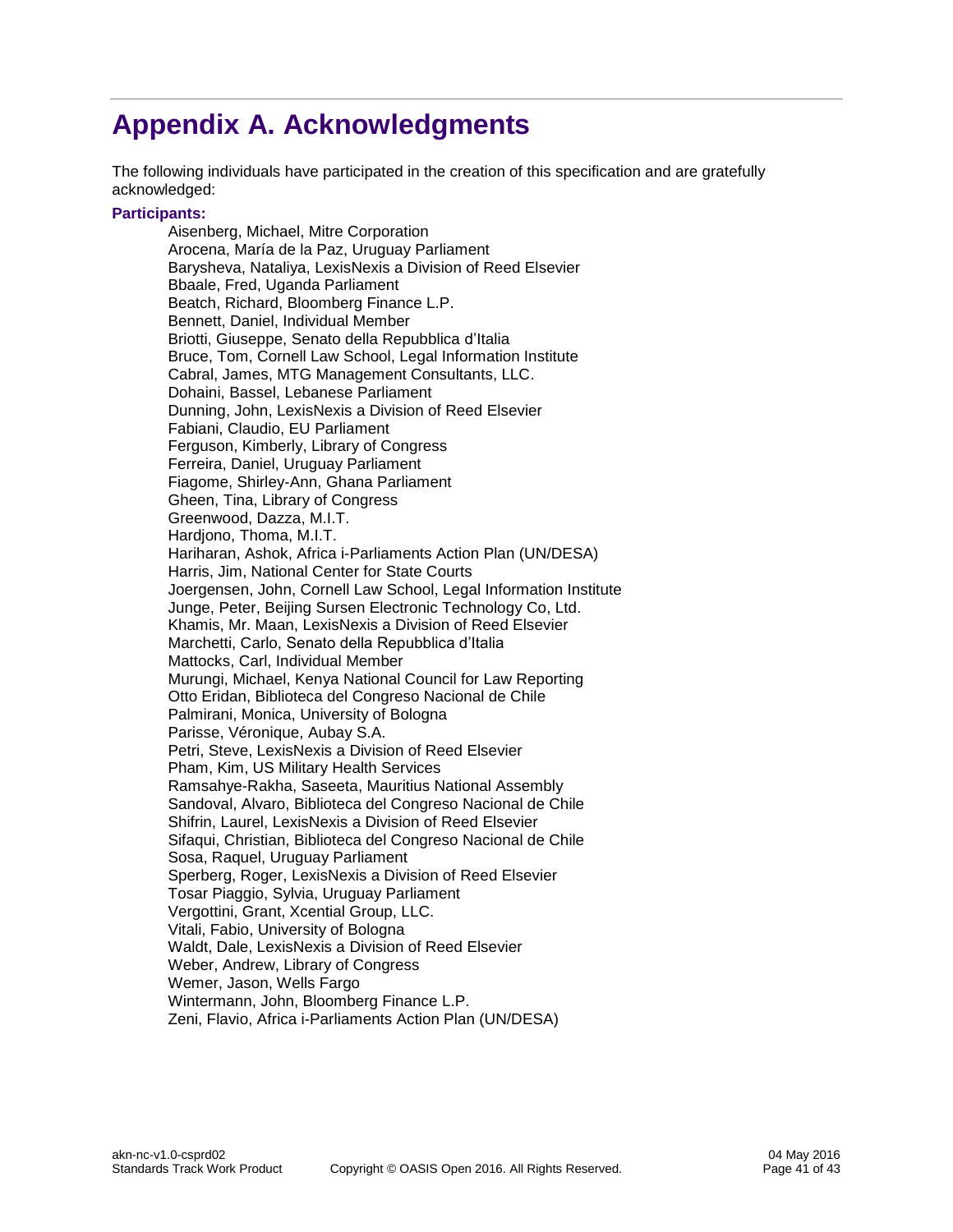# Appendix A. Acknowledgments

The following individuals have participated in the creation of this specification and are gratefully acknowledged:

**Participants:**

Aisenberg, Michael, Mitre Corporation
Arocena, María de la Paz, Uruguay Parliament
Barysheva, Nataliya, LexisNexis a Division of Reed Elsevier
Bbaale, Fred, Uganda Parliament
Beatch, Richard, Bloomberg Finance L.P.
Bennett, Daniel, Individual Member
Briotti, Giuseppe, Senato della Repubblica d'Italia
Bruce, Tom, Cornell Law School, Legal Information Institute
Cabral, James, MTG Management Consultants, LLC.
Dohaini, Bassel, Lebanese Parliament
Dunning, John, LexisNexis a Division of Reed Elsevier
Fabiani, Claudio, EU Parliament
Ferguson, Kimberly, Library of Congress
Ferreira, Daniel, Uruguay Parliament
Fiagome, Shirley-Ann, Ghana Parliament
Gheen, Tina, Library of Congress
Greenwood, Dazza, M.I.T.
Hardjono, Thoma, M.I.T.
Hariharan, Ashok, Africa i-Parliaments Action Plan (UN/DESA)
Harris, Jim, National Center for State Courts
Joergensen, John, Cornell Law School, Legal Information Institute
Junge, Peter, Beijing Sursen Electronic Technology Co, Ltd.
Khamis, Mr. Maan, LexisNexis a Division of Reed Elsevier
Marchetti, Carlo, Senato della Repubblica d'Italia
Mattocks, Carl, Individual Member
Murungi, Michael, Kenya National Council for Law Reporting
Otto Eridan, Biblioteca del Congreso Nacional de Chile
Palmirani, Monica, University of Bologna
Parisse, Véronique, Aubay S.A.
Petri, Steve, LexisNexis a Division of Reed Elsevier
Pham, Kim, US Military Health Services
Ramsahye-Rakha, Saseeta, Mauritius National Assembly
Sandoval, Alvaro, Biblioteca del Congreso Nacional de Chile
Shifrin, Laurel, LexisNexis a Division of Reed Elsevier
Sifaqui, Christian, Biblioteca del Congreso Nacional de Chile
Sosa, Raquel, Uruguay Parliament
Sperberg, Roger, LexisNexis a Division of Reed Elsevier
Tosar Piaggio, Sylvia, Uruguay Parliament
Vergottini, Grant, Xcential Group, LLC.
Vitali, Fabio, University of Bologna
Waldt, Dale, LexisNexis a Division of Reed Elsevier
Weber, Andrew, Library of Congress
Wemer, Jason, Wells Fargo
Wintermann, John, Bloomberg Finance L.P.
Zeni, Flavio, Africa i-Parliaments Action Plan (UN/DESA)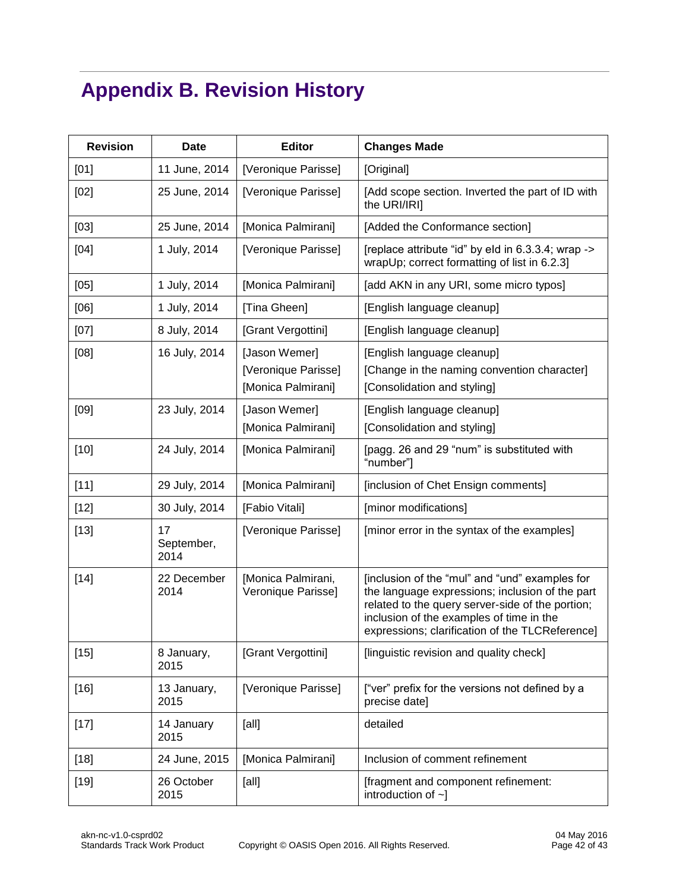# Appendix B. Revision History

| Revision | Date | Editor | Changes Made |
|---|---|---|---|
| [01] | 11 June, 2014 | [Veronique Parisse] | [Original] |
| [02] | 25 June, 2014 | [Veronique Parisse] | [Add scope section. Inverted the part of ID with the URI/IRI] |
| [03] | 25 June, 2014 | [Monica Palmirani] | [Added the Conformance section] |
| [04] | 1 July, 2014 | [Veronique Parisse] | [replace attribute “id” by eId in 6.3.3.4; wrap -> wrapUp; correct formatting of list in 6.2.3] |
| [05] | 1 July, 2014 | [Monica Palmirani] | [add AKN in any URI, some micro typos] |
| [06] | 1 July, 2014 | [Tina Gheen] | [English language cleanup] |
| [07] | 8 July, 2014 | [Grant Vergottini] | [English language cleanup] |
| [08] | 16 July, 2014 | [Jason Wemer]<br>[Veronique Parisse]<br>[Monica Palmirani] | [English language cleanup]<br>[Change in the naming convention character]<br>[Consolidation and styling] |
| [09] | 23 July, 2014 | [Jason Wemer]<br>[Monica Palmirani] | [English language cleanup]<br>[Consolidation and styling] |
| [10] | 24 July, 2014 | [Monica Palmirani] | [pagg. 26 and 29 “num” is substituted with “number”] |
| [11] | 29 July, 2014 | [Monica Palmirani] | [inclusion of Chet Ensign comments] |
| [12] | 30 July, 2014 | [Fabio Vitali] | [minor modifications] |
| [13] | 17 September, 2014 | [Veronique Parisse] | [minor error in the syntax of the examples] |
| [14] | 22 December 2014 | [Monica Palmirani, Veronique Parisse] | [inclusion of the “mul” and “und” examples for the language expressions; inclusion of the part related to the query server-side of the portion; inclusion of the examples of time in the expressions; clarification of the TLCReference] |
| [15] | 8 January, 2015 | [Grant Vergottini] | [linguistic revision and quality check] |
| [16] | 13 January, 2015 | [Veronique Parisse] | [“ver” prefix for the versions not defined by a precise date] |
| [17] | 14 January 2015 | [all] | detailed |
| [18] | 24 June, 2015 | [Monica Palmirani] | Inclusion of comment refinement |
| [19] | 26 October 2015 | [all] | [fragment and component refinement: introduction of ~] |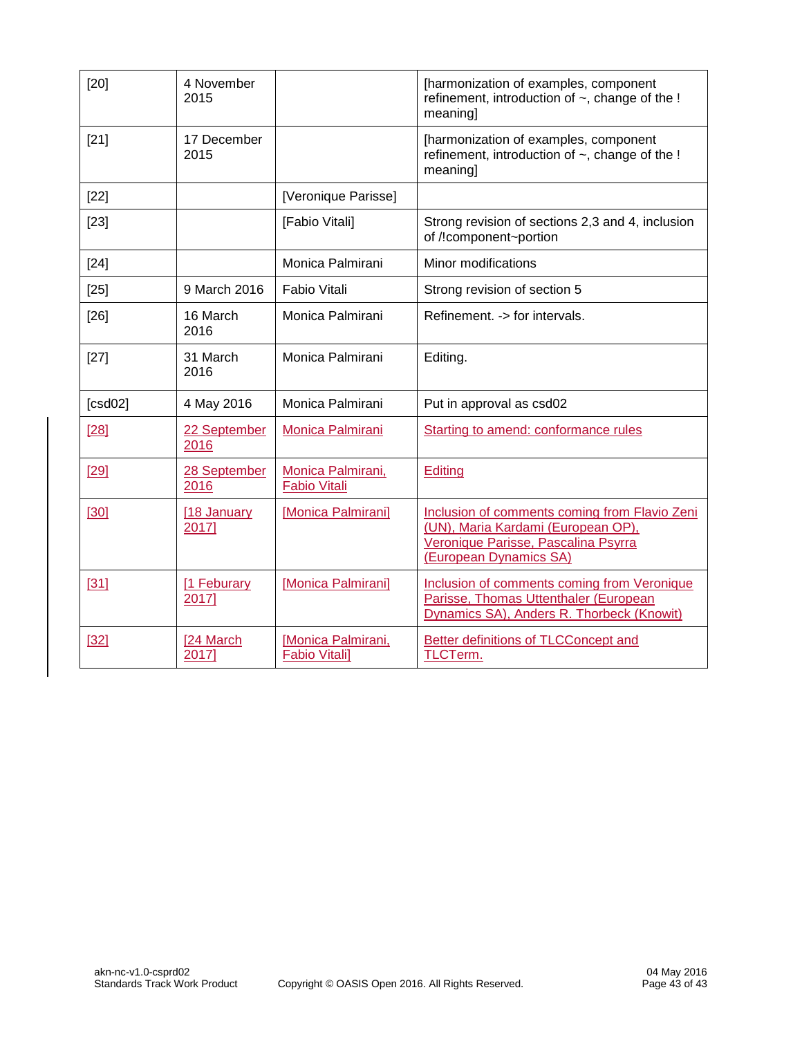| | | | |
|---|---|---|---|
| [20] | 4 November 2015 | | [harmonization of examples, component refinement, introduction of ~, change of the ! meaning] |
| [21] | 17 December 2015 | | [harmonization of examples, component refinement, introduction of ~, change of the ! meaning] |
| [22] | | [Veronique Parisse] | |
| [23] | | [Fabio Vitali] | Strong revision of sections 2,3 and 4, inclusion of /!component~portion |
| [24] | | Monica Palmirani | Minor modifications |
| [25] | 9 March 2016 | Fabio Vitali | Strong revision of section 5 |
| [26] | 16 March 2016 | Monica Palmirani | Refinement. -> for intervals. |
| [27] | 31 March 2016 | Monica Palmirani | Editing. |
| [csd02] | 4 May 2016 | Monica Palmirani | Put in approval as csd02 |
| [28] | 22 September 2016 | Monica Palmirani | Starting to amend: conformance rules |
| [29] | 28 September 2016 | Monica Palmirani, Fabio Vitali | Editing |
| [30] | [18 January 2017] | [Monica Palmirani] | Inclusion of comments coming from Flavio Zeni (UN), Maria Kardami (European OP), Veronique Parisse, Pascalina Psyrra (European Dynamics SA) |
| [31] | [1 Feburary 2017] | [Monica Palmirani] | Inclusion of comments coming from Veronique Parisse, Thomas Uttenthaler (European Dynamics SA), Anders R. Thorbeck (Knowit) |
| [32] | [24 March 2017] | [Monica Palmirani, Fabio Vitali] | Better definitions of TLCConcept and TLCTerm. |